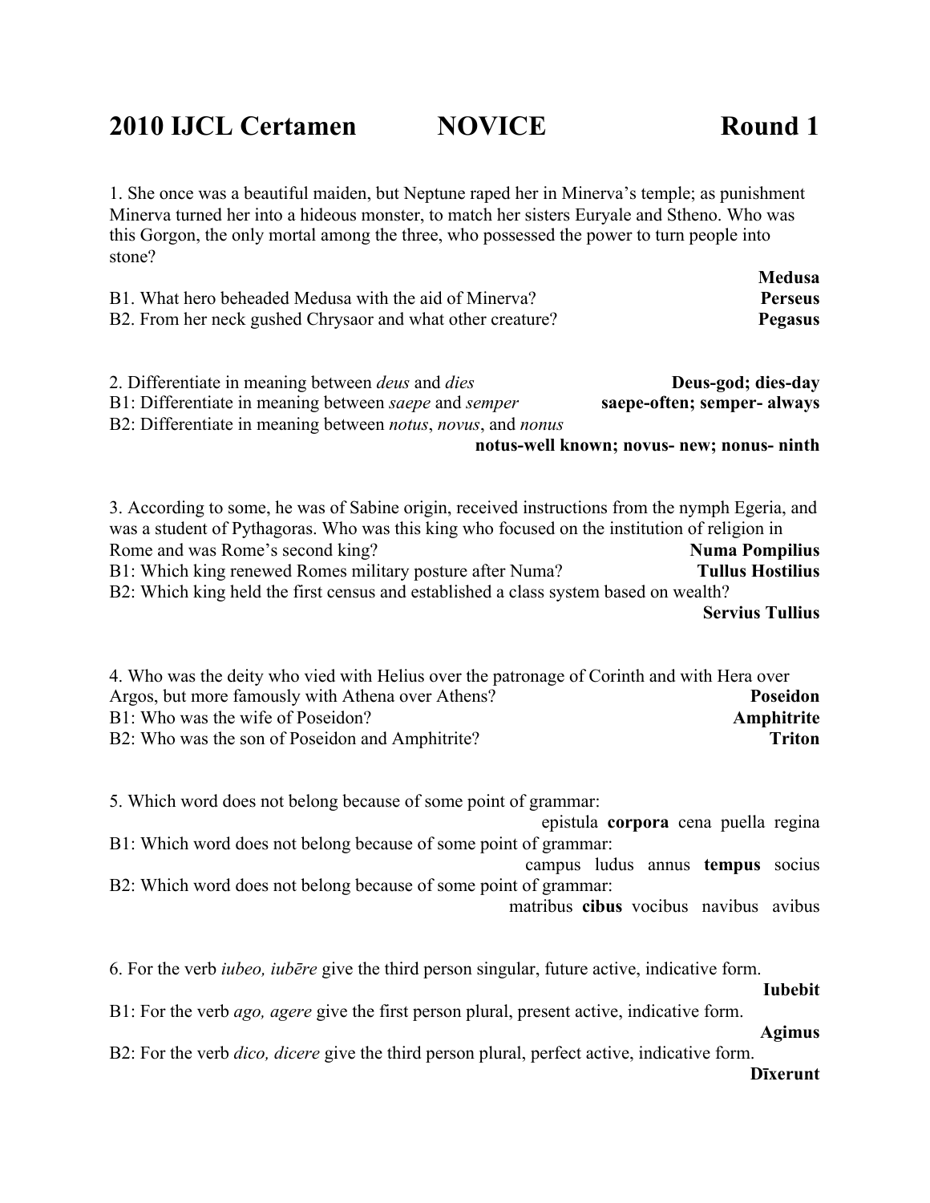# 2010 IJCL Certamen NOVICE Round 1

1. She once was a beautiful maiden, but Neptune raped her in Minerva's temple; as punishment Minerva turned her into a hideous monster, to match her sisters Euryale and Stheno. Who was this Gorgon, the only mortal among the three, who possessed the power to turn people into stone?
**Medusa**

B1. What hero beheaded Medusa with the aid of Minerva? **Perseus**

B2. From her neck gushed Chrysaor and what other creature? **Pegasus**

2. Differentiate in meaning between *deus* and *dies* **Deus-god; dies-day**

B1: Differentiate in meaning between *saepe* and *semper* **saepe-often; semper- always**

B2: Differentiate in meaning between *notus*, *novus*, and *nonus*
**notus-well known; novus- new; nonus- ninth**

3. According to some, he was of Sabine origin, received instructions from the nymph Egeria, and was a student of Pythagoras. Who was this king who focused on the institution of religion in Rome and was Rome's second king? **Numa Pompilius**

B1: Which king renewed Romes military posture after Numa? **Tullus Hostilius**

B2: Which king held the first census and established a class system based on wealth?
**Servius Tullius**

4. Who was the deity who vied with Helius over the patronage of Corinth and with Hera over Argos, but more famously with Athena over Athens? **Poseidon**

B1: Who was the wife of Poseidon? **Amphitrite**

B2: Who was the son of Poseidon and Amphitrite? **Triton**

5. Which word does not belong because of some point of grammar:
epistula **corpora** cena puella regina

B1: Which word does not belong because of some point of grammar:
campus ludus annus **tempus** socius

B2: Which word does not belong because of some point of grammar:
matribus **cibus** vocibus navibus avibus

6. For the verb *iubeo, iubēre* give the third person singular, future active, indicative form.
**Iubebit**

B1: For the verb *ago, agere* give the first person plural, present active, indicative form.
**Agimus**

B2: For the verb *dico, dicere* give the third person plural, perfect active, indicative form.
**Dīxerunt**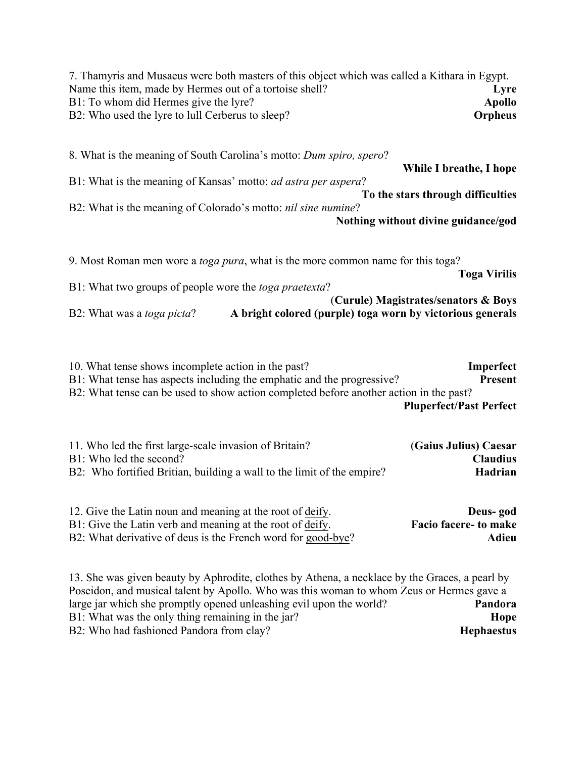7. Thamyris and Musaeus were both masters of this object which was called a Kithara in Egypt. Name this item, made by Hermes out of a tortoise shell? **Lyre**
B1: To whom did Hermes give the lyre? **Apollo**
B2: Who used the lyre to lull Cerberus to sleep? **Orpheus**

8. What is the meaning of South Carolina's motto: *Dum spiro, spero*? **While I breathe, I hope**
B1: What is the meaning of Kansas' motto: *ad astra per aspera*? **To the stars through difficulties**
B2: What is the meaning of Colorado's motto: *nil sine numine*? **Nothing without divine guidance/god**

9. Most Roman men wore a *toga pura*, what is the more common name for this toga? **Toga Virilis**
B1: What two groups of people wore the *toga praetexta*? **(Curule) Magistrates/senators & Boys**
B2: What was a *toga picta*? **A bright colored (purple) toga worn by victorious generals**

10. What tense shows incomplete action in the past? **Imperfect**
B1: What tense has aspects including the emphatic and the progressive? **Present**
B2: What tense can be used to show action completed before another action in the past? **Pluperfect/Past Perfect**

11. Who led the first large-scale invasion of Britain? **(Gaius Julius) Caesar**
B1: Who led the second? **Claudius**
B2: Who fortified Britian, building a wall to the limit of the empire? **Hadrian**

12. Give the Latin noun and meaning at the root of <u>deify</u>. **Deus- god**
B1: Give the Latin verb and meaning at the root of <u>deify</u>. **Facio facere- to make**
B2: What derivative of deus is the French word for <u>good-bye</u>? **Adieu**

13. She was given beauty by Aphrodite, clothes by Athena, a necklace by the Graces, a pearl by Poseidon, and musical talent by Apollo. Who was this woman to whom Zeus or Hermes gave a large jar which she promptly opened unleashing evil upon the world? **Pandora**
B1: What was the only thing remaining in the jar? **Hope**
B2: Who had fashioned Pandora from clay? **Hephaestus**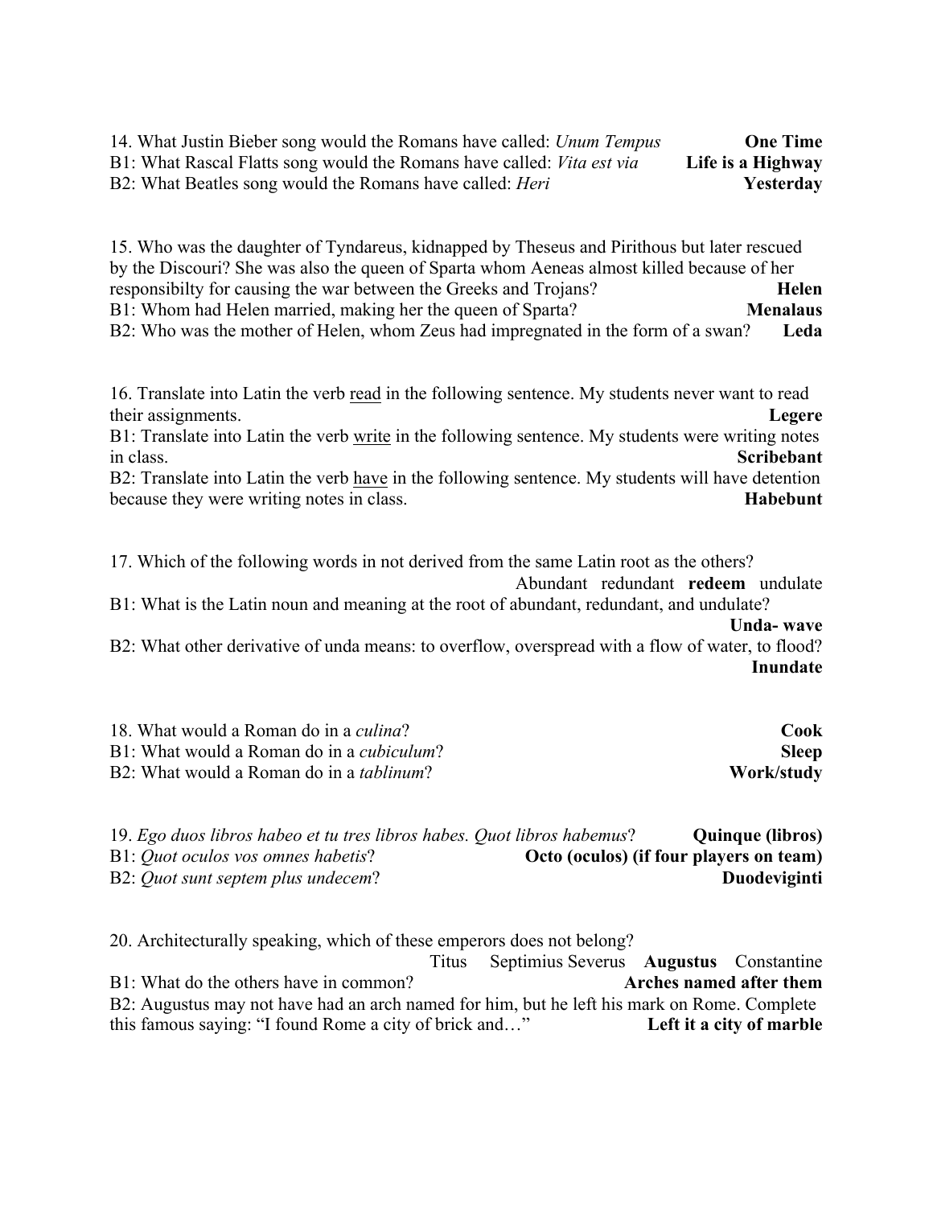14. What Justin Bieber song would the Romans have called: *Unum Tempus* **One Time**
B1: What Rascal Flatts song would the Romans have called: *Vita est via* **Life is a Highway**
B2: What Beatles song would the Romans have called: *Heri* **Yesterday**

15. Who was the daughter of Tyndareus, kidnapped by Theseus and Pirithous but later rescued by the Discouri? She was also the queen of Sparta whom Aeneas almost killed because of her responsibilty for causing the war between the Greeks and Trojans? **Helen**
B1: Whom had Helen married, making her the queen of Sparta? **Menalaus**
B2: Who was the mother of Helen, whom Zeus had impregnated in the form of a swan? **Leda**

16. Translate into Latin the verb <u>read</u> in the following sentence. My students never want to read their assignments. **Legere**
B1: Translate into Latin the verb <u>write</u> in the following sentence. My students were writing notes in class. **Scribebant**
B2: Translate into Latin the verb <u>have</u> in the following sentence. My students will have detention because they were writing notes in class. **Habebunt**

17. Which of the following words in not derived from the same Latin root as the others?
Abundant redundant **redeem** undulate
B1: What is the Latin noun and meaning at the root of abundant, redundant, and undulate?
**Unda- wave**
B2: What other derivative of unda means: to overflow, overspread with a flow of water, to flood?
**Inundate**

18. What would a Roman do in a *culina*? **Cook**
B1: What would a Roman do in a *cubiculum*? **Sleep**
B2: What would a Roman do in a *tablinum*? **Work/study**

19. *Ego duos libros habeo et tu tres libros habes. Quot libros habemus*? **Quinque (libros)**
B1: *Quot oculos vos omnes habetis*? **Octo (oculos) (if four players on team)**
B2: *Quot sunt septem plus undecem*? **Duodeviginti**

20. Architecturally speaking, which of these emperors does not belong?
Titus Septimius Severus **Augustus** Constantine
B1: What do the others have in common? **Arches named after them**
B2: Augustus may not have had an arch named for him, but he left his mark on Rome. Complete this famous saying: "I found Rome a city of brick and…" **Left it a city of marble**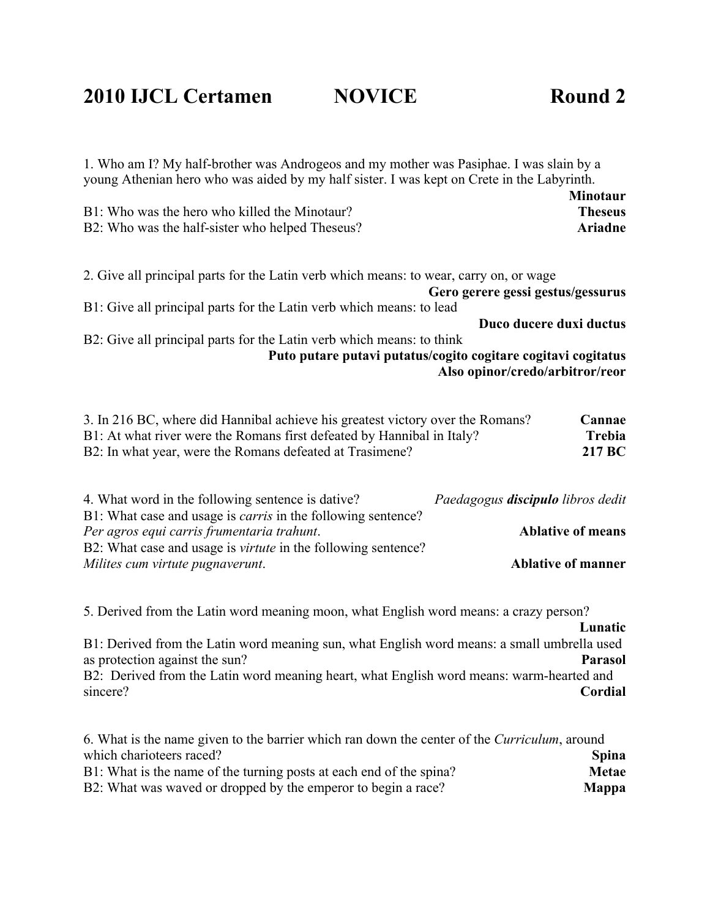# 2010 IJCL Certamen NOVICE Round 2

1. Who am I? My half-brother was Androgeos and my mother was Pasiphae. I was slain by a young Athenian hero who was aided by my half sister. I was kept on Crete in the Labyrinth.
**Minotaur**

B1: Who was the hero who killed the Minotaur? **Theseus**

B2: Who was the half-sister who helped Theseus? **Ariadne**

2. Give all principal parts for the Latin verb which means: to wear, carry on, or wage
**Gero gerere gessi gestus/gessurus**

B1: Give all principal parts for the Latin verb which means: to lead
**Duco ducere duxi ductus**

B2: Give all principal parts for the Latin verb which means: to think
**Puto putare putavi putatus/cogito cogitare cogitavi cogitatus**
**Also opinor/credo/arbitror/reor**

3. In 216 BC, where did Hannibal achieve his greatest victory over the Romans? **Cannae**

B1: At what river were the Romans first defeated by Hannibal in Italy? **Trebia**

B2: In what year, were the Romans defeated at Trasimene? **217 BC**

4. What word in the following sentence is dative? *Paedagogus* ***discipulo*** *libros dedit*

B1: What case and usage is *carris* in the following sentence?
*Per agros equi carris frumentaria trahunt*. **Ablative of means**

B2: What case and usage is *virtute* in the following sentence?
*Milites cum virtute pugnaverunt*. **Ablative of manner**

5. Derived from the Latin word meaning moon, what English word means: a crazy person?
**Lunatic**

B1: Derived from the Latin word meaning sun, what English word means: a small umbrella used as protection against the sun? **Parasol**

B2: Derived from the Latin word meaning heart, what English word means: warm-hearted and sincere? **Cordial**

6. What is the name given to the barrier which ran down the center of the *Curriculum*, around which charioteers raced? **Spina**

B1: What is the name of the turning posts at each end of the spina? **Metae**

B2: What was waved or dropped by the emperor to begin a race? **Mappa**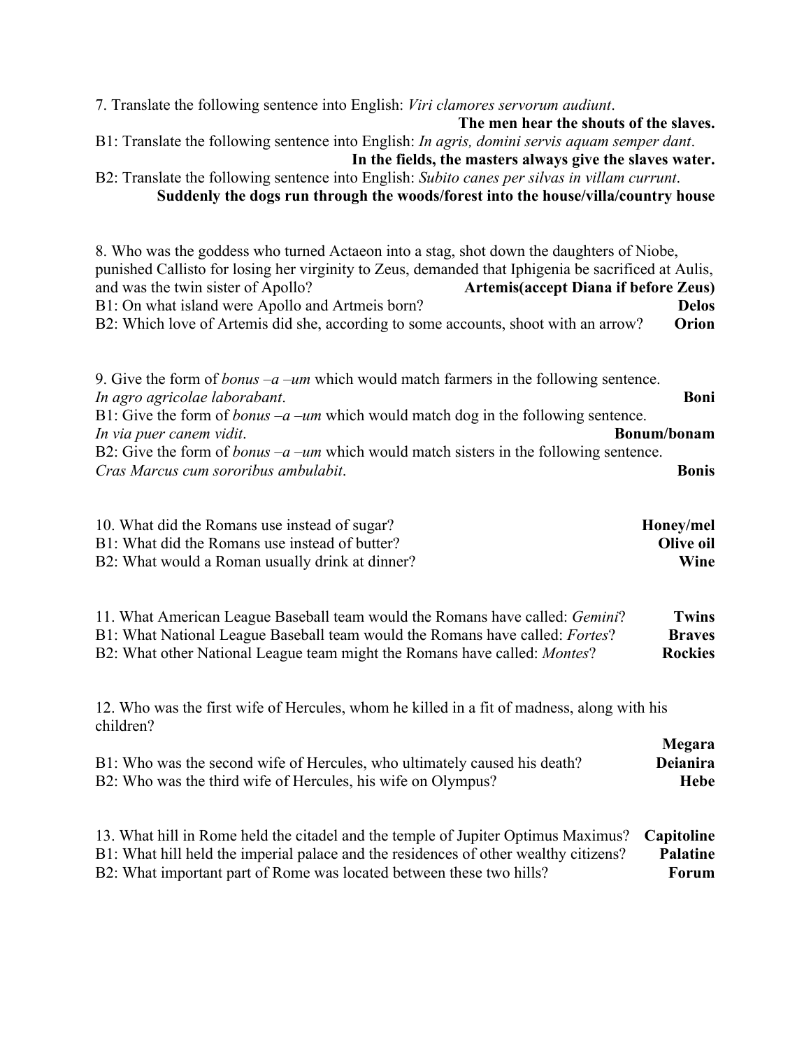7. Translate the following sentence into English: *Viri clamores servorum audiunt*.

**The men hear the shouts of the slaves.**

B1: Translate the following sentence into English: *In agris, domini servis aquam semper dant*.

**In the fields, the masters always give the slaves water.**

B2: Translate the following sentence into English: *Subito canes per silvas in villam currunt*.

**Suddenly the dogs run through the woods/forest into the house/villa/country house**

8. Who was the goddess who turned Actaeon into a stag, shot down the daughters of Niobe, punished Callisto for losing her virginity to Zeus, demanded that Iphigenia be sacrificed at Aulis, and was the twin sister of Apollo? **Artemis(accept Diana if before Zeus)**

B1: On what island were Apollo and Artmeis born? **Delos**

B2: Which love of Artemis did she, according to some accounts, shoot with an arrow? **Orion**

9. Give the form of *bonus –a –um* which would match farmers in the following sentence.
*In agro agricolae laborabant*. **Boni**

B1: Give the form of *bonus –a –um* which would match dog in the following sentence.
*In via puer canem vidit*. **Bonum/bonam**

B2: Give the form of *bonus –a –um* which would match sisters in the following sentence.
*Cras Marcus cum sororibus ambulabit*. **Bonis**

10. What did the Romans use instead of sugar? **Honey/mel**

B1: What did the Romans use instead of butter? **Olive oil**

B2: What would a Roman usually drink at dinner? **Wine**

11. What American League Baseball team would the Romans have called: *Gemini*? **Twins**

B1: What National League Baseball team would the Romans have called: *Fortes*? **Braves**

B2: What other National League team might the Romans have called: *Montes*? **Rockies**

12. Who was the first wife of Hercules, whom he killed in a fit of madness, along with his children? **Megara**

B1: Who was the second wife of Hercules, who ultimately caused his death? **Deianira**

B2: Who was the third wife of Hercules, his wife on Olympus? **Hebe**

13. What hill in Rome held the citadel and the temple of Jupiter Optimus Maximus? **Capitoline**

B1: What hill held the imperial palace and the residences of other wealthy citizens? **Palatine**

B2: What important part of Rome was located between these two hills? **Forum**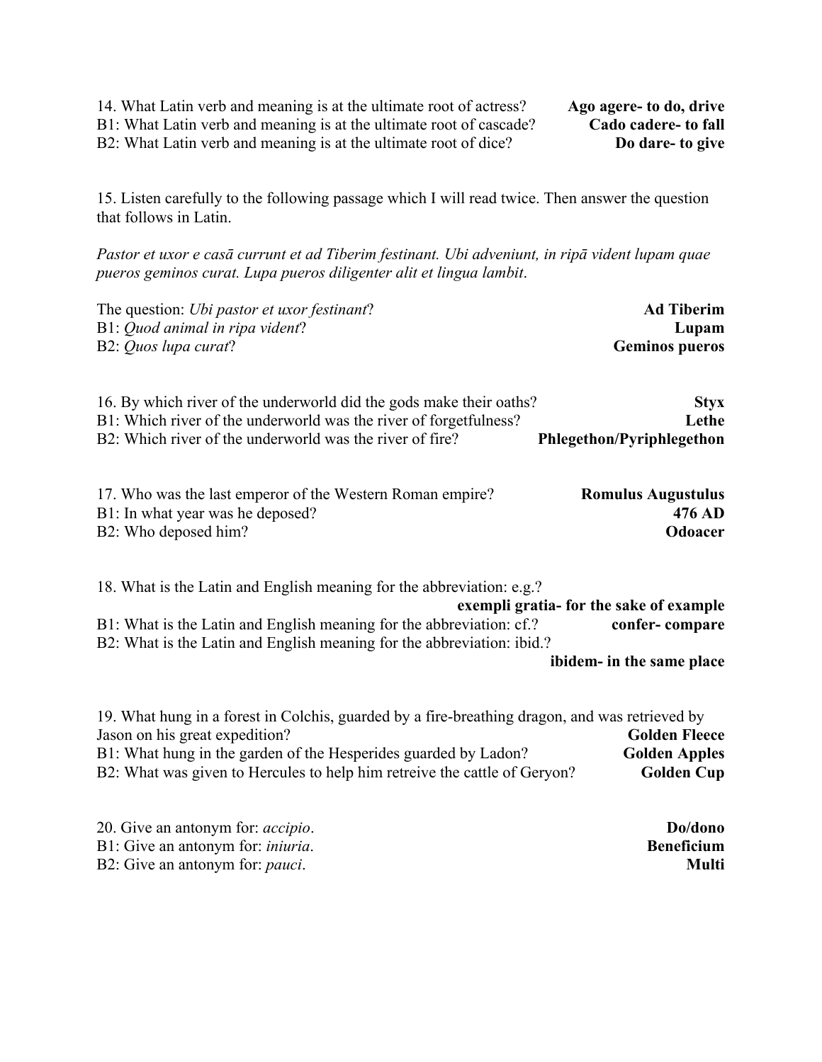14. What Latin verb and meaning is at the ultimate root of actress? **Ago agere- to do, drive**
B1: What Latin verb and meaning is at the ultimate root of cascade? **Cado cadere- to fall**
B2: What Latin verb and meaning is at the ultimate root of dice? **Do dare- to give**

15. Listen carefully to the following passage which I will read twice. Then answer the question that follows in Latin.

*Pastor et uxor e casā currunt et ad Tiberim festinant. Ubi adveniunt, in ripā vident lupam quae pueros geminos curat. Lupa pueros diligenter alit et lingua lambit*.

The question: *Ubi pastor et uxor festinant*? **Ad Tiberim**
B1: *Quod animal in ripa vident*? **Lupam**
B2: *Quos lupa curat*? **Geminos pueros**

16. By which river of the underworld did the gods make their oaths? **Styx**
B1: Which river of the underworld was the river of forgetfulness? **Lethe**
B2: Which river of the underworld was the river of fire? **Phlegethon/Pyriphlegethon**

17. Who was the last emperor of the Western Roman empire? **Romulus Augustulus**
B1: In what year was he deposed? **476 AD**
B2: Who deposed him? **Odoacer**

18. What is the Latin and English meaning for the abbreviation: e.g.? **exempli gratia- for the sake of example**
B1: What is the Latin and English meaning for the abbreviation: cf.? **confer- compare**
B2: What is the Latin and English meaning for the abbreviation: ibid.? **ibidem- in the same place**

19. What hung in a forest in Colchis, guarded by a fire-breathing dragon, and was retrieved by Jason on his great expedition? **Golden Fleece**
B1: What hung in the garden of the Hesperides guarded by Ladon? **Golden Apples**
B2: What was given to Hercules to help him retreive the cattle of Geryon? **Golden Cup**

20. Give an antonym for: *accipio*. **Do/dono**
B1: Give an antonym for: *iniuria*. **Beneficium**
B2: Give an antonym for: *pauci*. **Multi**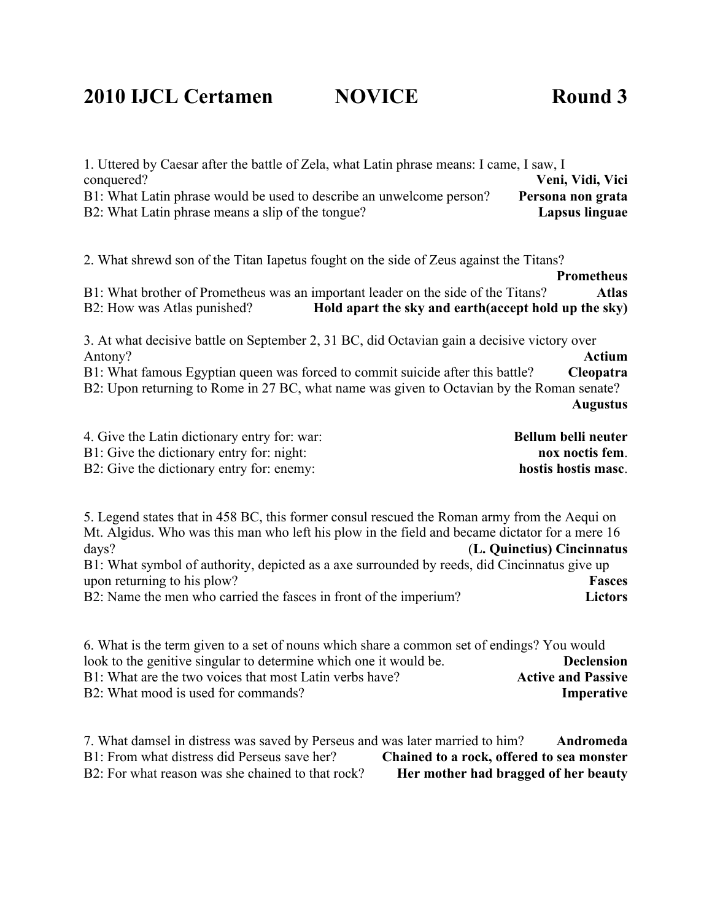# 2010 IJCL Certamen NOVICE Round 3

1. Uttered by Caesar after the battle of Zela, what Latin phrase means: I came, I saw, I conquered? **Veni, Vidi, Vici**
B1: What Latin phrase would be used to describe an unwelcome person? **Persona non grata**
B2: What Latin phrase means a slip of the tongue? **Lapsus linguae**

2. What shrewd son of the Titan Iapetus fought on the side of Zeus against the Titans? **Prometheus**
B1: What brother of Prometheus was an important leader on the side of the Titans? **Atlas**
B2: How was Atlas punished? **Hold apart the sky and earth(accept hold up the sky)**

3. At what decisive battle on September 2, 31 BC, did Octavian gain a decisive victory over Antony? **Actium**
B1: What famous Egyptian queen was forced to commit suicide after this battle? **Cleopatra**
B2: Upon returning to Rome in 27 BC, what name was given to Octavian by the Roman senate? **Augustus**

4. Give the Latin dictionary entry for: war: **Bellum belli neuter**
B1: Give the dictionary entry for: night: **nox noctis fem**.
B2: Give the dictionary entry for: enemy: **hostis hostis masc**.

5. Legend states that in 458 BC, this former consul rescued the Roman army from the Aequi on Mt. Algidus. Who was this man who left his plow in the field and became dictator for a mere 16 days? (**L. Quinctius) Cincinnatus**
B1: What symbol of authority, depicted as a axe surrounded by reeds, did Cincinnatus give up upon returning to his plow? **Fasces**
B2: Name the men who carried the fasces in front of the imperium? **Lictors**

6. What is the term given to a set of nouns which share a common set of endings? You would look to the genitive singular to determine which one it would be. **Declension**
B1: What are the two voices that most Latin verbs have? **Active and Passive**
B2: What mood is used for commands? **Imperative**

7. What damsel in distress was saved by Perseus and was later married to him? **Andromeda**
B1: From what distress did Perseus save her? **Chained to a rock, offered to sea monster**
B2: For what reason was she chained to that rock? **Her mother had bragged of her beauty**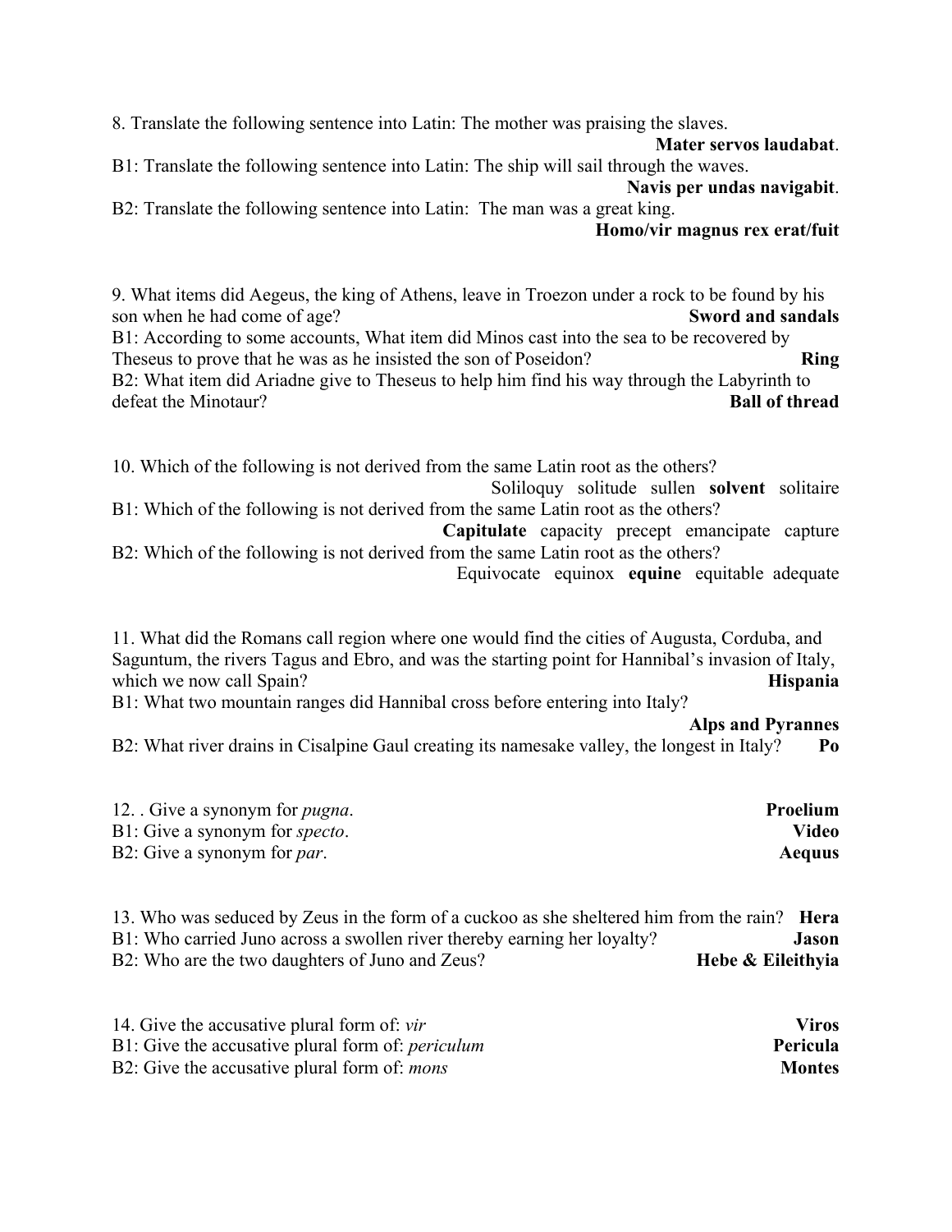8. Translate the following sentence into Latin: The mother was praising the slaves.
**Mater servos laudabat**.

B1: Translate the following sentence into Latin: The ship will sail through the waves.
**Navis per undas navigabit**.

B2: Translate the following sentence into Latin: The man was a great king.
**Homo/vir magnus rex erat/fuit**

9. What items did Aegeus, the king of Athens, leave in Troezon under a rock to be found by his son when he had come of age? **Sword and sandals**

B1: According to some accounts, What item did Minos cast into the sea to be recovered by Theseus to prove that he was as he insisted the son of Poseidon? **Ring**

B2: What item did Ariadne give to Theseus to help him find his way through the Labyrinth to defeat the Minotaur? **Ball of thread**

10. Which of the following is not derived from the same Latin root as the others?
Soliloquy solitude sullen **solvent** solitaire

B1: Which of the following is not derived from the same Latin root as the others?
**Capitulate** capacity precept emancipate capture

B2: Which of the following is not derived from the same Latin root as the others?
Equivocate equinox **equine** equitable adequate

11. What did the Romans call region where one would find the cities of Augusta, Corduba, and Saguntum, the rivers Tagus and Ebro, and was the starting point for Hannibal's invasion of Italy, which we now call Spain? **Hispania**

B1: What two mountain ranges did Hannibal cross before entering into Italy?
**Alps and Pyrannes**

B2: What river drains in Cisalpine Gaul creating its namesake valley, the longest in Italy? **Po**

12. . Give a synonym for *pugna*. **Proelium**

B1: Give a synonym for *specto*. **Video**

B2: Give a synonym for *par*. **Aequus**

13. Who was seduced by Zeus in the form of a cuckoo as she sheltered him from the rain? **Hera**

B1: Who carried Juno across a swollen river thereby earning her loyalty? **Jason**

B2: Who are the two daughters of Juno and Zeus? **Hebe & Eileithyia**

14. Give the accusative plural form of: *vir* **Viros**

B1: Give the accusative plural form of: *periculum* **Pericula**

B2: Give the accusative plural form of: *mons* **Montes**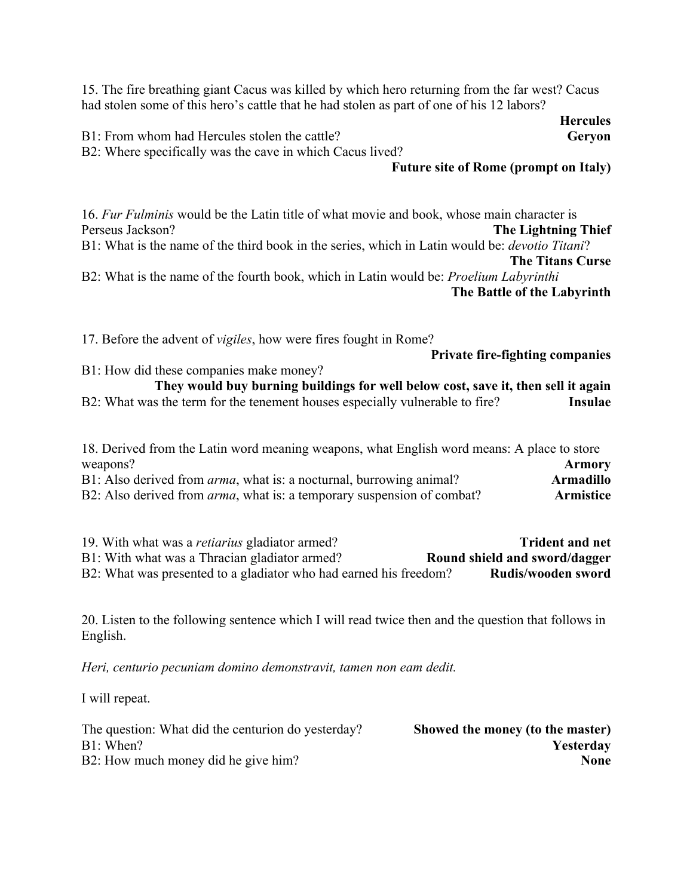15. The fire breathing giant Cacus was killed by which hero returning from the far west? Cacus had stolen some of this hero's cattle that he had stolen as part of one of his 12 labors? **Hercules**

B1: From whom had Hercules stolen the cattle? **Geryon**

B2: Where specifically was the cave in which Cacus lived? **Future site of Rome (prompt on Italy)**

16. *Fur Fulminis* would be the Latin title of what movie and book, whose main character is Perseus Jackson? **The Lightning Thief**

B1: What is the name of the third book in the series, which in Latin would be: *devotio Titani*? **The Titans Curse**

B2: What is the name of the fourth book, which in Latin would be: *Proelium Labyrinthi* **The Battle of the Labyrinth**

17. Before the advent of *vigiles*, how were fires fought in Rome? **Private fire-fighting companies**

B1: How did these companies make money? **They would buy burning buildings for well below cost, save it, then sell it again**

B2: What was the term for the tenement houses especially vulnerable to fire? **Insulae**

18. Derived from the Latin word meaning weapons, what English word means: A place to store weapons? **Armory**

B1: Also derived from *arma*, what is: a nocturnal, burrowing animal? **Armadillo**

B2: Also derived from *arma*, what is: a temporary suspension of combat? **Armistice**

19. With what was a *retiarius* gladiator armed? **Trident and net**

B1: With what was a Thracian gladiator armed? **Round shield and sword/dagger**

B2: What was presented to a gladiator who had earned his freedom? **Rudis/wooden sword**

20. Listen to the following sentence which I will read twice then and the question that follows in English.

*Heri, centurio pecuniam domino demonstravit, tamen non eam dedit.*

I will repeat.

The question: What did the centurion do yesterday? **Showed the money (to the master)**

B1: When? **Yesterday**

B2: How much money did he give him? **None**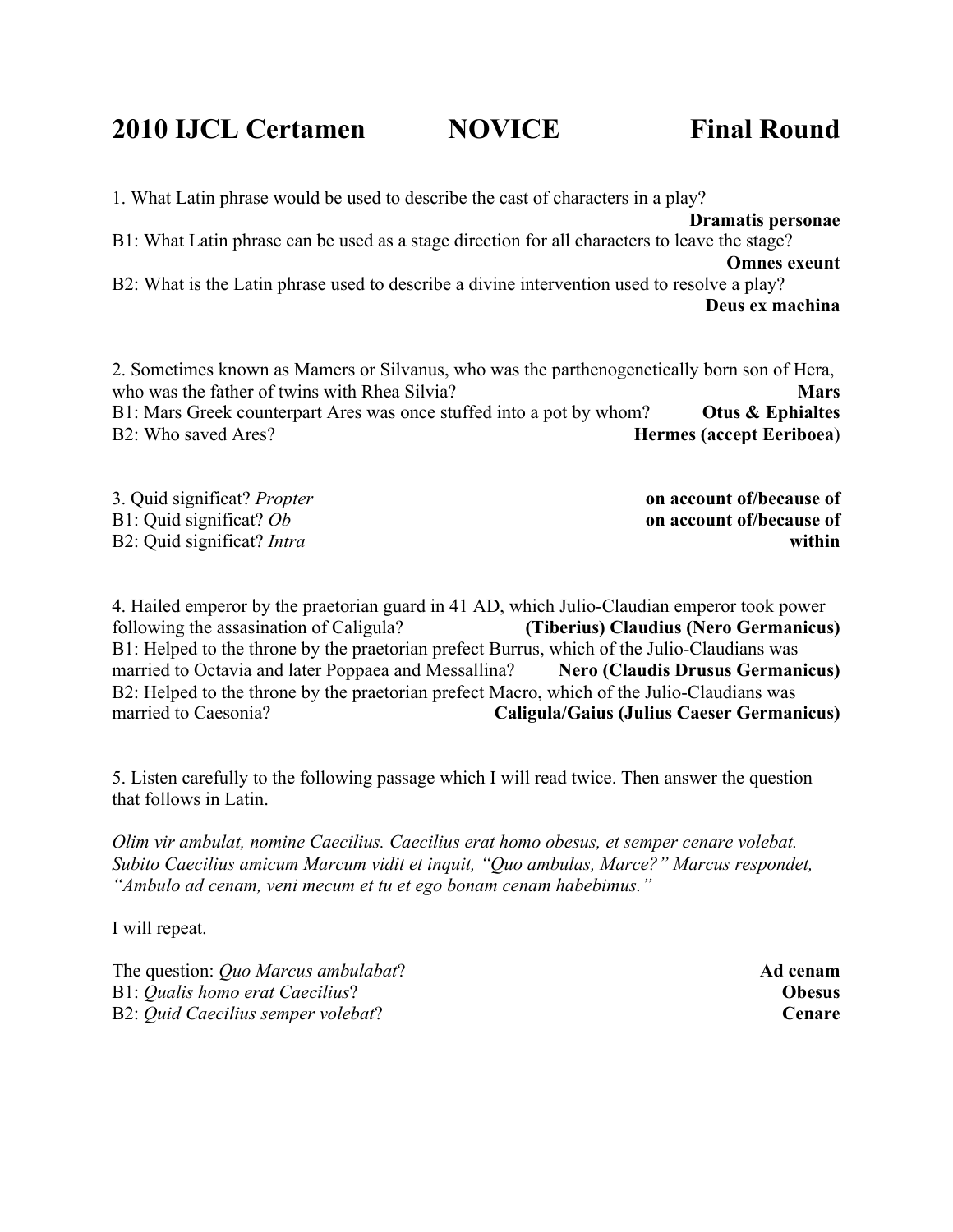# 2010 IJCL Certamen NOVICE Final Round

1. What Latin phrase would be used to describe the cast of characters in a play? **Dramatis personae**

B1: What Latin phrase can be used as a stage direction for all characters to leave the stage? **Omnes exeunt**

B2: What is the Latin phrase used to describe a divine intervention used to resolve a play? **Deus ex machina**

2. Sometimes known as Mamers or Silvanus, who was the parthenogenetically born son of Hera, who was the father of twins with Rhea Silvia? **Mars**

B1: Mars Greek counterpart Ares was once stuffed into a pot by whom? **Otus & Ephialtes**

B2: Who saved Ares? **Hermes (accept Eeriboea)**

3. Quid significat? *Propter* **on account of/because of**

B1: Quid significat? *Ob* **on account of/because of**

B2: Quid significat? *Intra* **within**

4. Hailed emperor by the praetorian guard in 41 AD, which Julio-Claudian emperor took power following the assasination of Caligula? **(Tiberius) Claudius (Nero Germanicus)**

B1: Helped to the throne by the praetorian prefect Burrus, which of the Julio-Claudians was married to Octavia and later Poppaea and Messallina? **Nero (Claudis Drusus Germanicus)**

B2: Helped to the throne by the praetorian prefect Macro, which of the Julio-Claudians was married to Caesonia? **Caligula/Gaius (Julius Caeser Germanicus)**

5. Listen carefully to the following passage which I will read twice. Then answer the question that follows in Latin.

*Olim vir ambulat, nomine Caecilius. Caecilius erat homo obesus, et semper cenare volebat. Subito Caecilius amicum Marcum vidit et inquit, "Quo ambulas, Marce?" Marcus respondet, "Ambulo ad cenam, veni mecum et tu et ego bonam cenam habebimus."*

I will repeat.

The question: *Quo Marcus ambulabat*? **Ad cenam**

B1: *Qualis homo erat Caecilius*? **Obesus**

B2: *Quid Caecilius semper volebat*? **Cenare**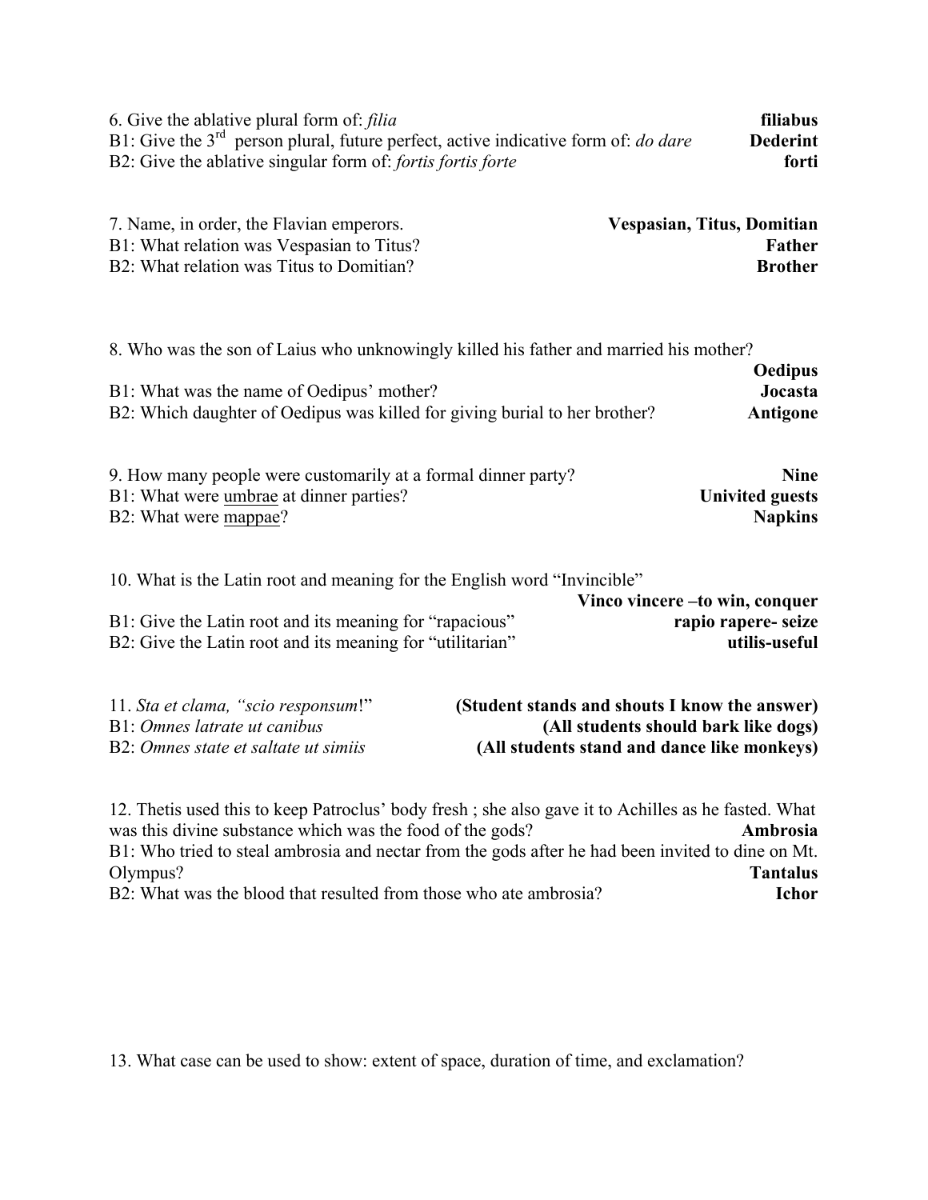6. Give the ablative plural form of: *filia* **filiabus**
B1: Give the 3rd person plural, future perfect, active indicative form of: *do dare* **Dederint**
B2: Give the ablative singular form of: *fortis fortis forte* **forti**

7. Name, in order, the Flavian emperors. **Vespasian, Titus, Domitian**
B1: What relation was Vespasian to Titus? **Father**
B2: What relation was Titus to Domitian? **Brother**

8. Who was the son of Laius who unknowingly killed his father and married his mother? **Oedipus**
B1: What was the name of Oedipus' mother? **Jocasta**
B2: Which daughter of Oedipus was killed for giving burial to her brother? **Antigone**

9. How many people were customarily at a formal dinner party? **Nine**
B1: What were umbrae at dinner parties? **Univited guests**
B2: What were mappae? **Napkins**

10. What is the Latin root and meaning for the English word "Invincible" **Vinco vincere –to win, conquer**
B1: Give the Latin root and its meaning for "rapacious" **rapio rapere- seize**
B2: Give the Latin root and its meaning for "utilitarian" **utilis-useful**

11. *Sta et clama, "scio responsum*!" **(Student stands and shouts I know the answer)**
B1: *Omnes latrate ut canibus* **(All students should bark like dogs)**
B2: *Omnes state et saltate ut simiis* **(All students stand and dance like monkeys)**

12. Thetis used this to keep Patroclus' body fresh ; she also gave it to Achilles as he fasted. What was this divine substance which was the food of the gods? **Ambrosia**
B1: Who tried to steal ambrosia and nectar from the gods after he had been invited to dine on Mt. Olympus? **Tantalus**
B2: What was the blood that resulted from those who ate ambrosia? **Ichor**

13. What case can be used to show: extent of space, duration of time, and exclamation?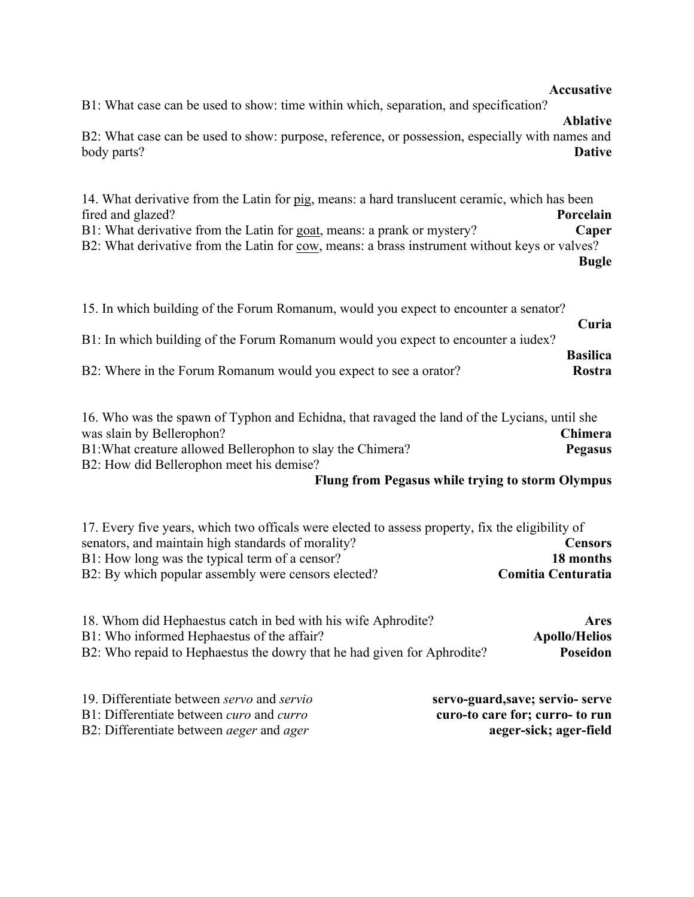**Accusative**

B1: What case can be used to show: time within which, separation, and specification? **Ablative**

B2: What case can be used to show: purpose, reference, or possession, especially with names and body parts? **Dative**

14. What derivative from the Latin for pig, means: a hard translucent ceramic, which has been fired and glazed? **Porcelain**

B1: What derivative from the Latin for goat, means: a prank or mystery? **Caper**

B2: What derivative from the Latin for cow, means: a brass instrument without keys or valves? **Bugle**

15. In which building of the Forum Romanum, would you expect to encounter a senator? **Curia**

B1: In which building of the Forum Romanum would you expect to encounter a iudex? **Basilica**

B2: Where in the Forum Romanum would you expect to see a orator? **Rostra**

16. Who was the spawn of Typhon and Echidna, that ravaged the land of the Lycians, until she was slain by Bellerophon? **Chimera**

B1:What creature allowed Bellerophon to slay the Chimera? **Pegasus**

B2: How did Bellerophon meet his demise? **Flung from Pegasus while trying to storm Olympus**

17. Every five years, which two officals were elected to assess property, fix the eligibility of senators, and maintain high standards of morality? **Censors**

B1: How long was the typical term of a censor? **18 months**

B2: By which popular assembly were censors elected? **Comitia Centuratia**

18. Whom did Hephaestus catch in bed with his wife Aphrodite? **Ares**

B1: Who informed Hephaestus of the affair? **Apollo/Helios**

B2: Who repaid to Hephaestus the dowry that he had given for Aphrodite? **Poseidon**

19. Differentiate between *servo* and *servio* **servo-guard,save; servio- serve**

B1: Differentiate between *curo* and *curro* **curo-to care for; curro- to run**

B2: Differentiate between *aeger* and *ager* **aeger-sick; ager-field**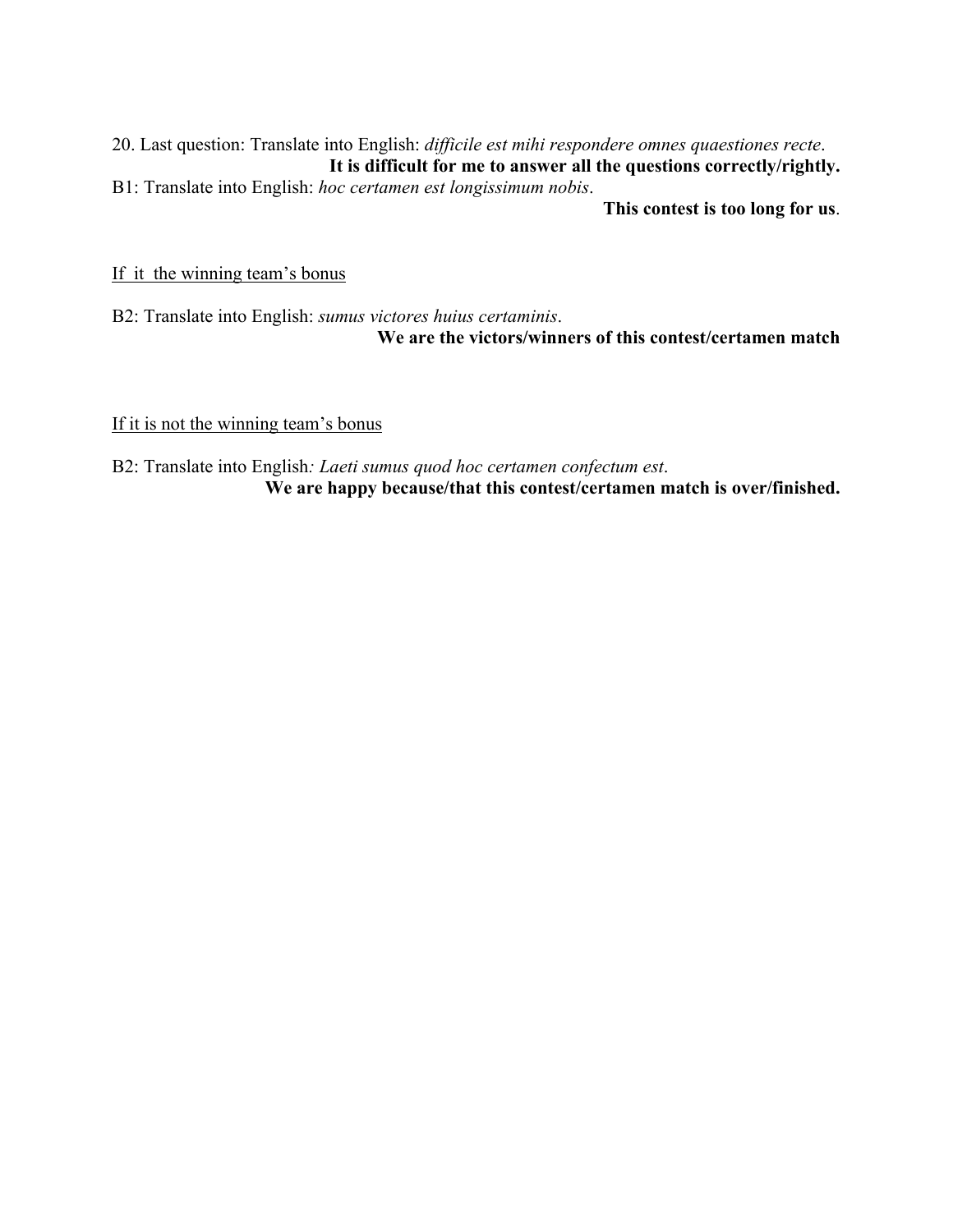20. Last question: Translate into English: *difficile est mihi respondere omnes quaestiones recte*.

**It is difficult for me to answer all the questions correctly/rightly.**

B1: Translate into English: *hoc certamen est longissimum nobis*.

**This contest is too long for us**.

<u>If it the winning team's bonus</u>

B2: Translate into English: *sumus victores huius certaminis*.

**We are the victors/winners of this contest/certamen match**

<u>If it is not the winning team's bonus</u>

B2: Translate into English*: Laeti sumus quod hoc certamen confectum est*.

**We are happy because/that this contest/certamen match is over/finished.**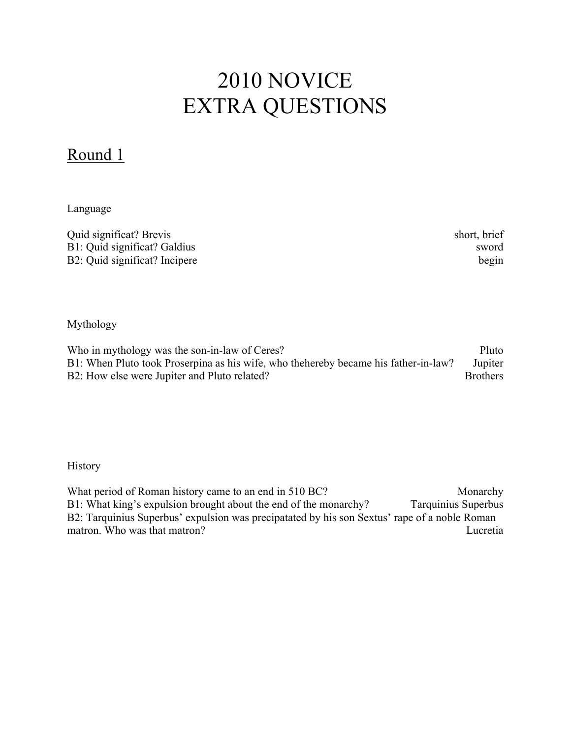# 2010 NOVICE
# EXTRA QUESTIONS

## Round 1

Language

Quid significat? Brevis — short, brief
B1: Quid significat? Galdius — sword
B2: Quid significat? Incipere — begin

Mythology

Who in mythology was the son-in-law of Ceres? — Pluto
B1: When Pluto took Proserpina as his wife, who thehereby became his father-in-law? — Jupiter
B2: How else were Jupiter and Pluto related? — Brothers

History

What period of Roman history came to an end in 510 BC? — Monarchy
B1: What king's expulsion brought about the end of the monarchy? — Tarquinius Superbus
B2: Tarquinius Superbus' expulsion was precipatated by his son Sextus' rape of a noble Roman matron. Who was that matron? — Lucretia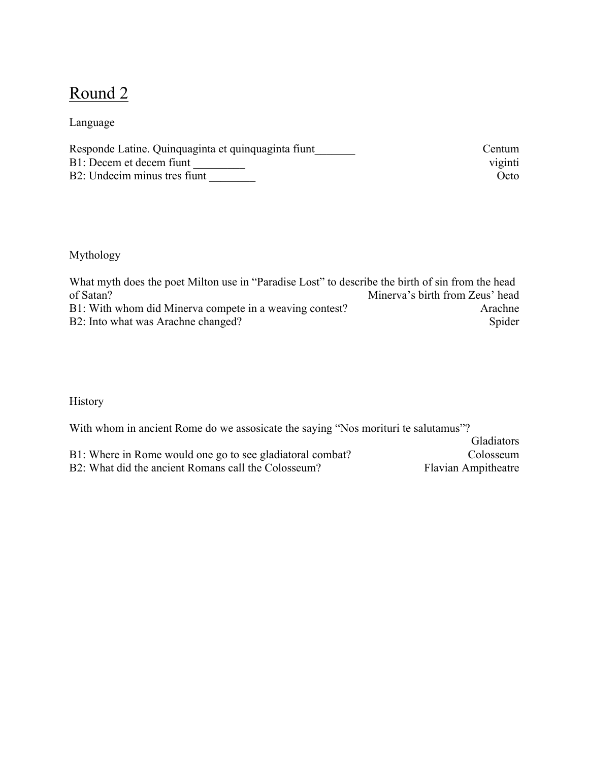# Round 2

Language

Responde Latine. Quinquaginta et quinquaginta fiunt_______ Centum
B1: Decem et decem fiunt _________ viginti
B2: Undecim minus tres fiunt ________ Octo

Mythology

What myth does the poet Milton use in "Paradise Lost" to describe the birth of sin from the head of Satan? Minerva's birth from Zeus' head
B1: With whom did Minerva compete in a weaving contest? Arachne
B2: Into what was Arachne changed? Spider

History

With whom in ancient Rome do we assosicate the saying "Nos morituri te salutamus"? Gladiators
B1: Where in Rome would one go to see gladiatoral combat? Colosseum
B2: What did the ancient Romans call the Colosseum? Flavian Ampitheatre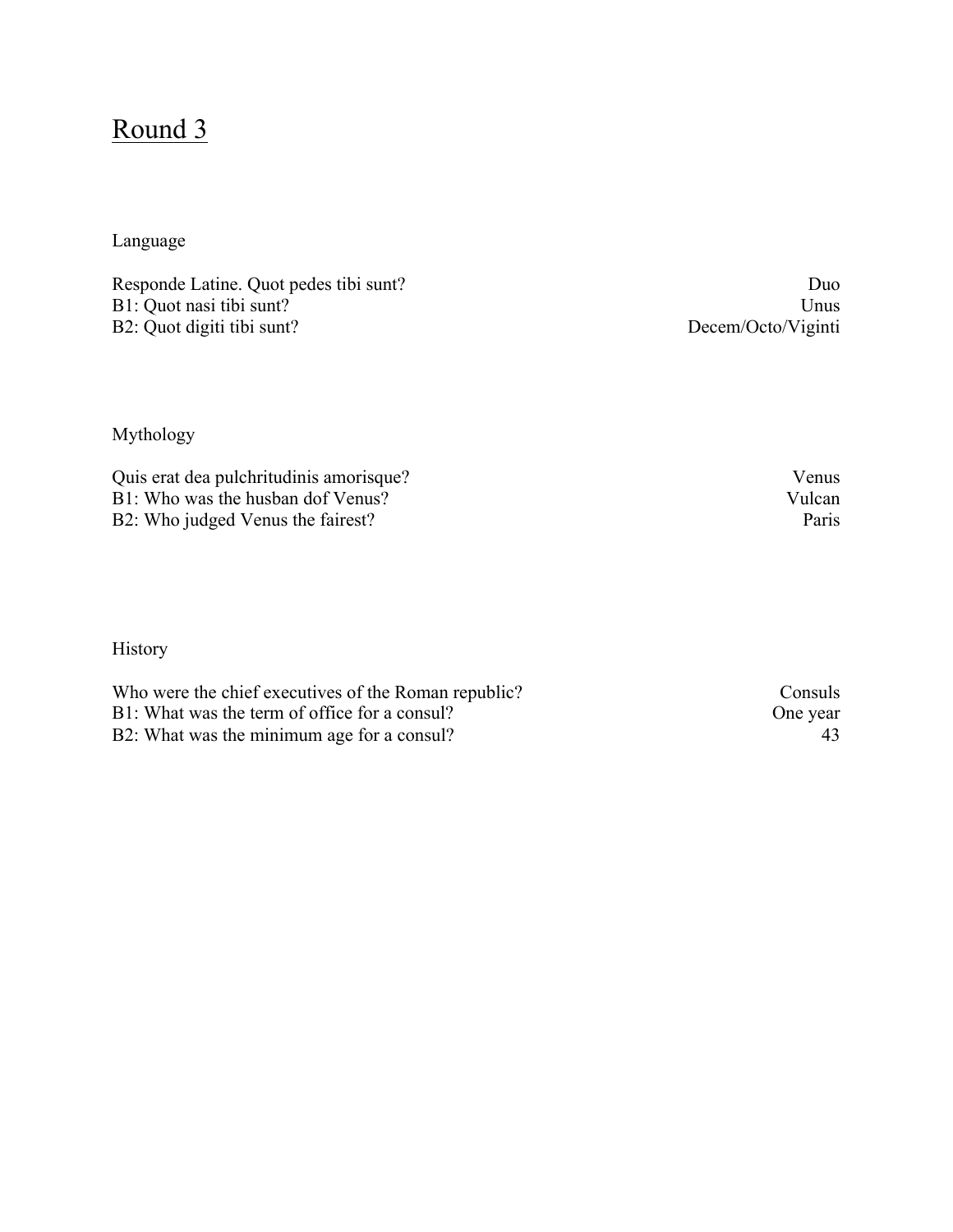# Round 3

Language

| | |
|---|---|
| Responde Latine. Quot pedes tibi sunt? | Duo |
| B1: Quot nasi tibi sunt? | Unus |
| B2: Quot digiti tibi sunt? | Decem/Octo/Viginti |

Mythology

| | |
|---|---|
| Quis erat dea pulchritudinis amorisque? | Venus |
| B1: Who was the husban dof Venus? | Vulcan |
| B2: Who judged Venus the fairest? | Paris |

History

| | |
|---|---|
| Who were the chief executives of the Roman republic? | Consuls |
| B1: What was the term of office for a consul? | One year |
| B2: What was the minimum age for a consul? | 43 |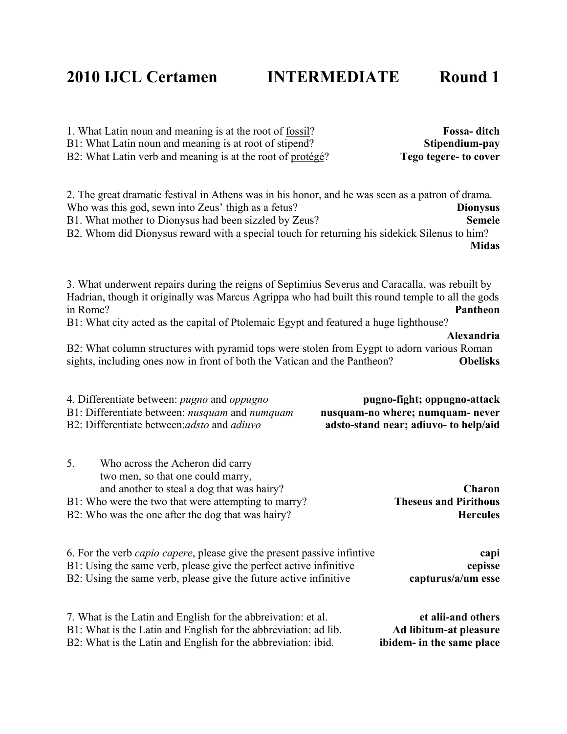# 2010 IJCL Certamen INTERMEDIATE Round 1

1. What Latin noun and meaning is at the root of fossil? **Fossa- ditch**
B1: What Latin noun and meaning is at root of stipend? **Stipendium-pay**
B2: What Latin verb and meaning is at the root of protégé? **Tego tegere- to cover**

2. The great dramatic festival in Athens was in his honor, and he was seen as a patron of drama. Who was this god, sewn into Zeus' thigh as a fetus? **Dionysus**
B1. What mother to Dionysus had been sizzled by Zeus? **Semele**
B2. Whom did Dionysus reward with a special touch for returning his sidekick Silenus to him? **Midas**

3. What underwent repairs during the reigns of Septimius Severus and Caracalla, was rebuilt by Hadrian, though it originally was Marcus Agrippa who had built this round temple to all the gods in Rome? **Pantheon**
B1: What city acted as the capital of Ptolemaic Egypt and featured a huge lighthouse? **Alexandria**
B2: What column structures with pyramid tops were stolen from Eygpt to adorn various Roman sights, including ones now in front of both the Vatican and the Pantheon? **Obelisks**

4. Differentiate between: *pugno* and *oppugno* **pugno-fight; oppugno-attack**
B1: Differentiate between: *nusquam* and *numquam* **nusquam-no where; numquam- never**
B2: Differentiate between:*adsto* and *adiuvo* **adsto-stand near; adiuvo- to help/aid**

5. Who across the Acheron did carry
two men, so that one could marry,
and another to steal a dog that was hairy? **Charon**
B1: Who were the two that were attempting to marry? **Theseus and Pirithous**
B2: Who was the one after the dog that was hairy? **Hercules**

6. For the verb *capio capere*, please give the present passive infintive **capi**
B1: Using the same verb, please give the perfect active infinitive **cepisse**
B2: Using the same verb, please give the future active infinitive **capturus/a/um esse**

7. What is the Latin and English for the abbreviation: et al. **et alii-and others**
B1: What is the Latin and English for the abbreviation: ad lib. **Ad libitum-at pleasure**
B2: What is the Latin and English for the abbreviation: ibid. **ibidem- in the same place**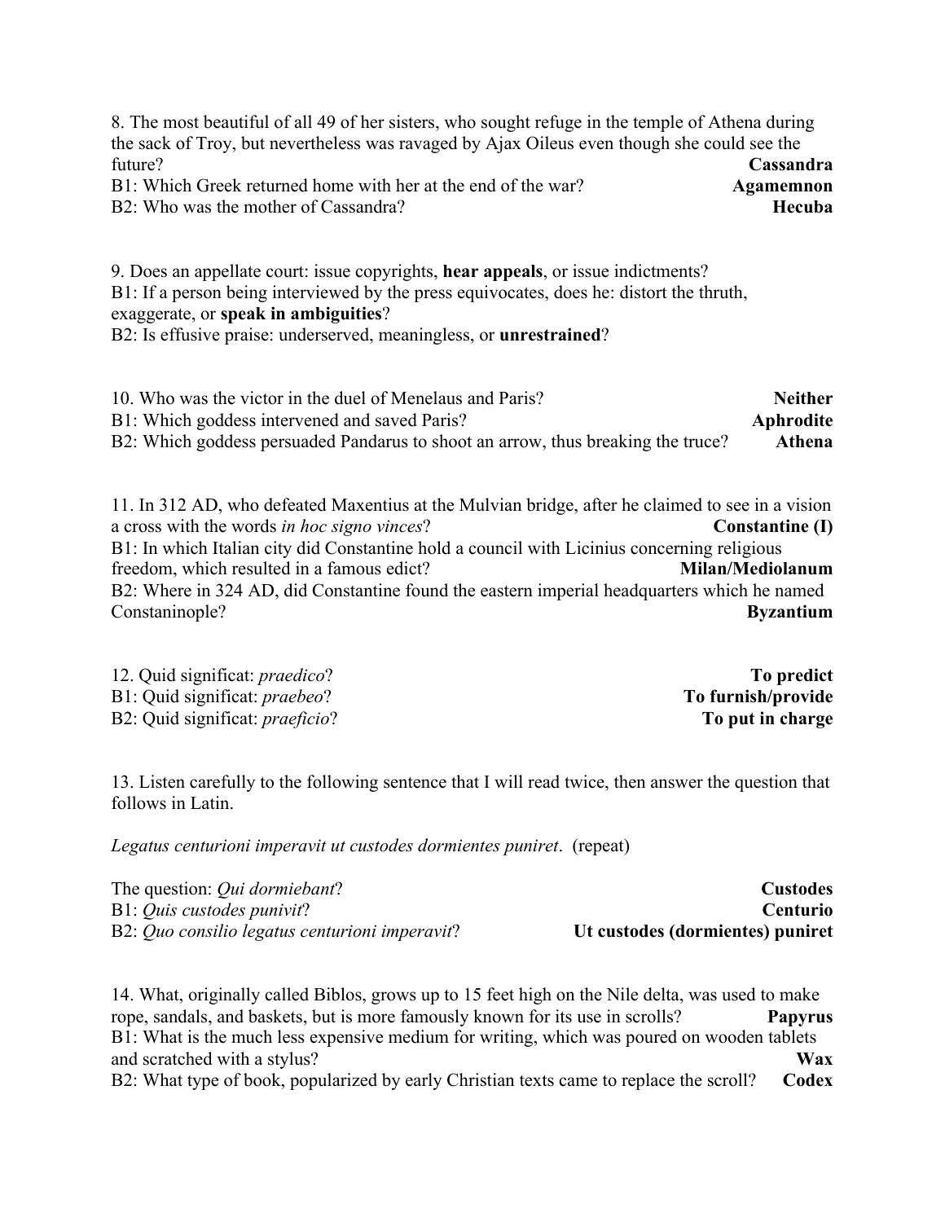8. The most beautiful of all 49 of her sisters, who sought refuge in the temple of Athena during the sack of Troy, but nevertheless was ravaged by Ajax Oileus even though she could see the future? **Cassandra**

B1: Which Greek returned home with her at the end of the war? **Agamemnon**

B2: Who was the mother of Cassandra? **Hecuba**

9. Does an appellate court: issue copyrights, **hear appeals**, or issue indictments?

B1: If a person being interviewed by the press equivocates, does he: distort the thruth, exaggerate, or **speak in ambiguities**?

B2: Is effusive praise: underserved, meaningless, or **unrestrained**?

10. Who was the victor in the duel of Menelaus and Paris? **Neither**

B1: Which goddess intervened and saved Paris? **Aphrodite**

B2: Which goddess persuaded Pandarus to shoot an arrow, thus breaking the truce? **Athena**

11. In 312 AD, who defeated Maxentius at the Mulvian bridge, after he claimed to see in a vision a cross with the words *in hoc signo vinces*? **Constantine (I)**

B1: In which Italian city did Constantine hold a council with Licinius concerning religious freedom, which resulted in a famous edict? **Milan/Mediolanum**

B2: Where in 324 AD, did Constantine found the eastern imperial headquarters which he named Constaninople? **Byzantium**

12. Quid significat: *praedico*? **To predict**

B1: Quid significat: *praebeo*? **To furnish/provide**

B2: Quid significat: *praeficio*? **To put in charge**

13. Listen carefully to the following sentence that I will read twice, then answer the question that follows in Latin.

*Legatus centurioni imperavit ut custodes dormientes puniret*. (repeat)

The question: *Qui dormiebant*? **Custodes**

B1: *Quis custodes punivit*? **Centurio**

B2: *Quo consilio legatus centurioni imperavit*? **Ut custodes (dormientes) puniret**

14. What, originally called Biblos, grows up to 15 feet high on the Nile delta, was used to make rope, sandals, and baskets, but is more famously known for its use in scrolls? **Papyrus**

B1: What is the much less expensive medium for writing, which was poured on wooden tablets and scratched with a stylus? **Wax**

B2: What type of book, popularized by early Christian texts came to replace the scroll? **Codex**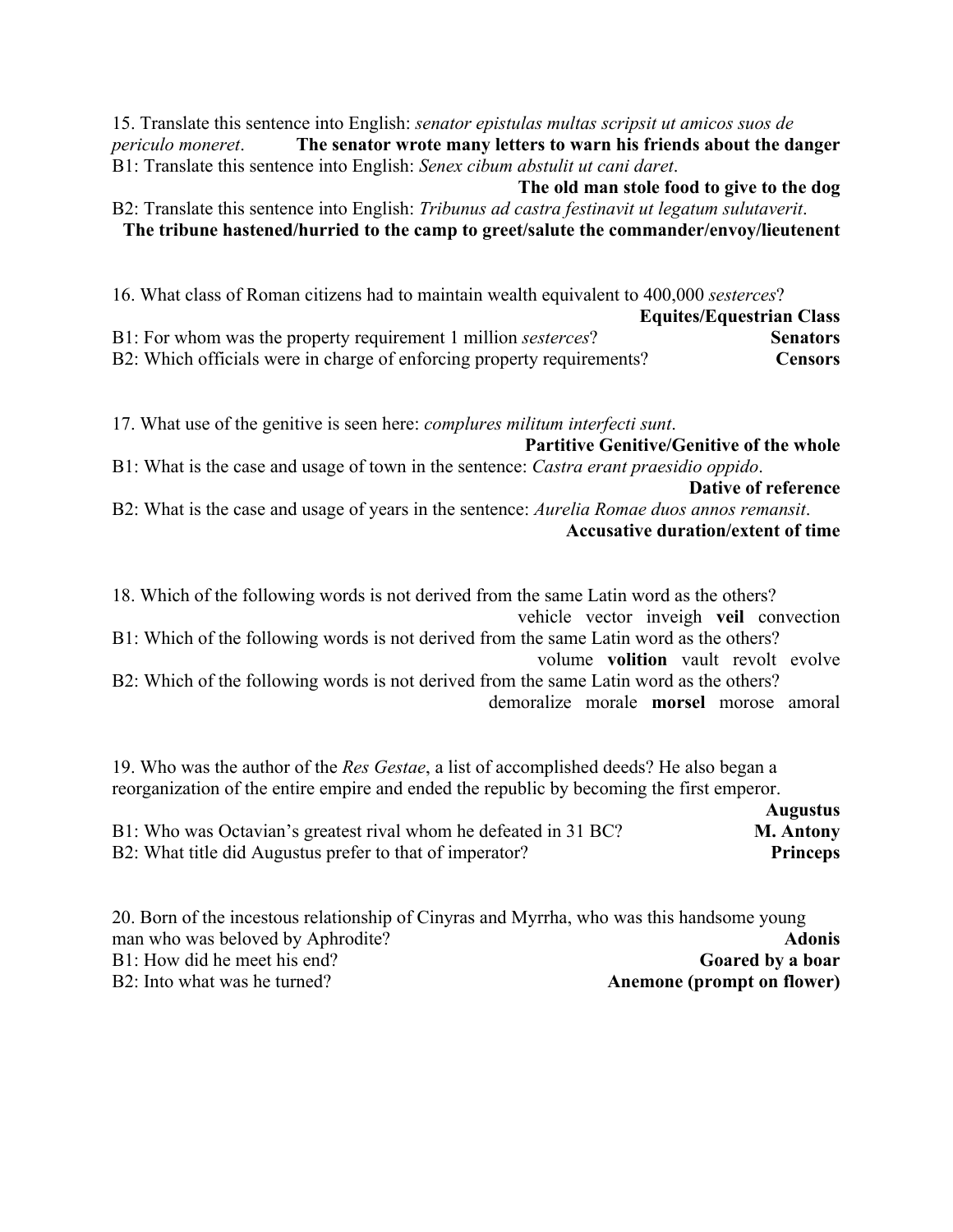15. Translate this sentence into English: *senator epistulas multas scripsit ut amicos suos de periculo moneret*. **The senator wrote many letters to warn his friends about the danger**

B1: Translate this sentence into English: *Senex cibum abstulit ut cani daret*.
**The old man stole food to give to the dog**

B2: Translate this sentence into English: *Tribunus ad castra festinavit ut legatum sulutaverit*.
**The tribune hastened/hurried to the camp to greet/salute the commander/envoy/lieutenent**

16. What class of Roman citizens had to maintain wealth equivalent to 400,000 *sesterces*?
**Equites/Equestrian Class**

B1: For whom was the property requirement 1 million *sesterces*? **Senators**

B2: Which officials were in charge of enforcing property requirements? **Censors**

17. What use of the genitive is seen here: *complures militum interfecti sunt*.
**Partitive Genitive/Genitive of the whole**

B1: What is the case and usage of town in the sentence: *Castra erant praesidio oppido*.
**Dative of reference**

B2: What is the case and usage of years in the sentence: *Aurelia Romae duos annos remansit*.
**Accusative duration/extent of time**

18. Which of the following words is not derived from the same Latin word as the others?
vehicle vector inveigh **veil** convection

B1: Which of the following words is not derived from the same Latin word as the others?
volume **volition** vault revolt evolve

B2: Which of the following words is not derived from the same Latin word as the others?
demoralize morale **morsel** morose amoral

19. Who was the author of the *Res Gestae*, a list of accomplished deeds? He also began a reorganization of the entire empire and ended the republic by becoming the first emperor.
**Augustus**

B1: Who was Octavian's greatest rival whom he defeated in 31 BC? **M. Antony**

B2: What title did Augustus prefer to that of imperator? **Princeps**

20. Born of the incestous relationship of Cinyras and Myrrha, who was this handsome young man who was beloved by Aphrodite? **Adonis**

B1: How did he meet his end? **Goared by a boar**

B2: Into what was he turned? **Anemone (prompt on flower)**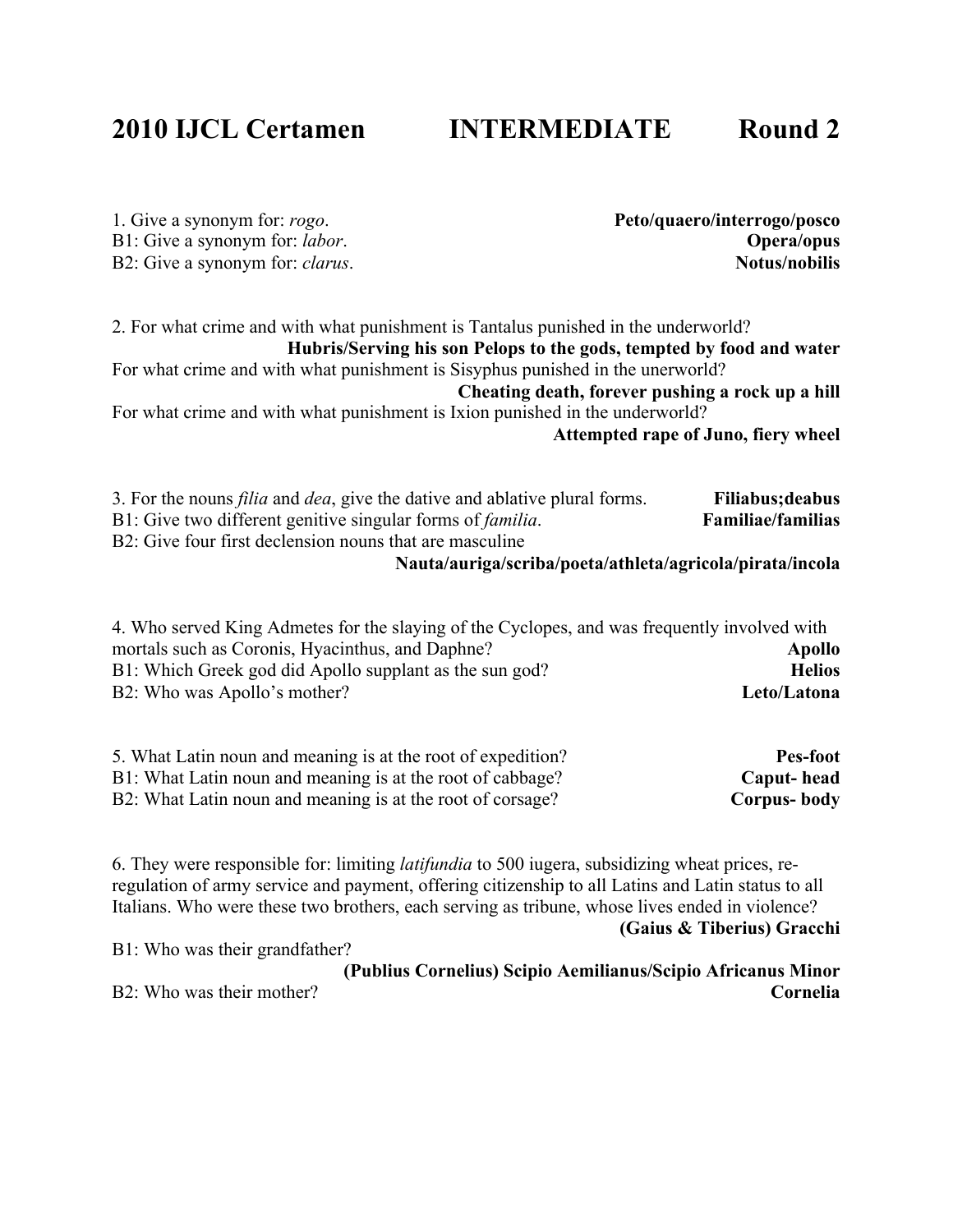# 2010 IJCL Certamen INTERMEDIATE Round 2

1. Give a synonym for: *rogo*. **Peto/quaero/interrogo/posco**
B1: Give a synonym for: *labor*. **Opera/opus**
B2: Give a synonym for: *clarus*. **Notus/nobilis**

2. For what crime and with what punishment is Tantalus punished in the underworld?
**Hubris/Serving his son Pelops to the gods, tempted by food and water**
For what crime and with what punishment is Sisyphus punished in the unerworld?
**Cheating death, forever pushing a rock up a hill**
For what crime and with what punishment is Ixion punished in the underworld?
**Attempted rape of Juno, fiery wheel**

3. For the nouns *filia* and *dea*, give the dative and ablative plural forms. **Filiabus;deabus**
B1: Give two different genitive singular forms of *familia*. **Familiae/familias**
B2: Give four first declension nouns that are masculine
**Nauta/auriga/scriba/poeta/athleta/agricola/pirata/incola**

4. Who served King Admetes for the slaying of the Cyclopes, and was frequently involved with mortals such as Coronis, Hyacinthus, and Daphne? **Apollo**
B1: Which Greek god did Apollo supplant as the sun god? **Helios**
B2: Who was Apollo's mother? **Leto/Latona**

5. What Latin noun and meaning is at the root of expedition? **Pes-foot**
B1: What Latin noun and meaning is at the root of cabbage? **Caput- head**
B2: What Latin noun and meaning is at the root of corsage? **Corpus- body**

6. They were responsible for: limiting *latifundia* to 500 iugera, subsidizing wheat prices, re-regulation of army service and payment, offering citizenship to all Latins and Latin status to all Italians. Who were these two brothers, each serving as tribune, whose lives ended in violence?
**(Gaius & Tiberius) Gracchi**
B1: Who was their grandfather?
**(Publius Cornelius) Scipio Aemilianus/Scipio Africanus Minor**
B2: Who was their mother? **Cornelia**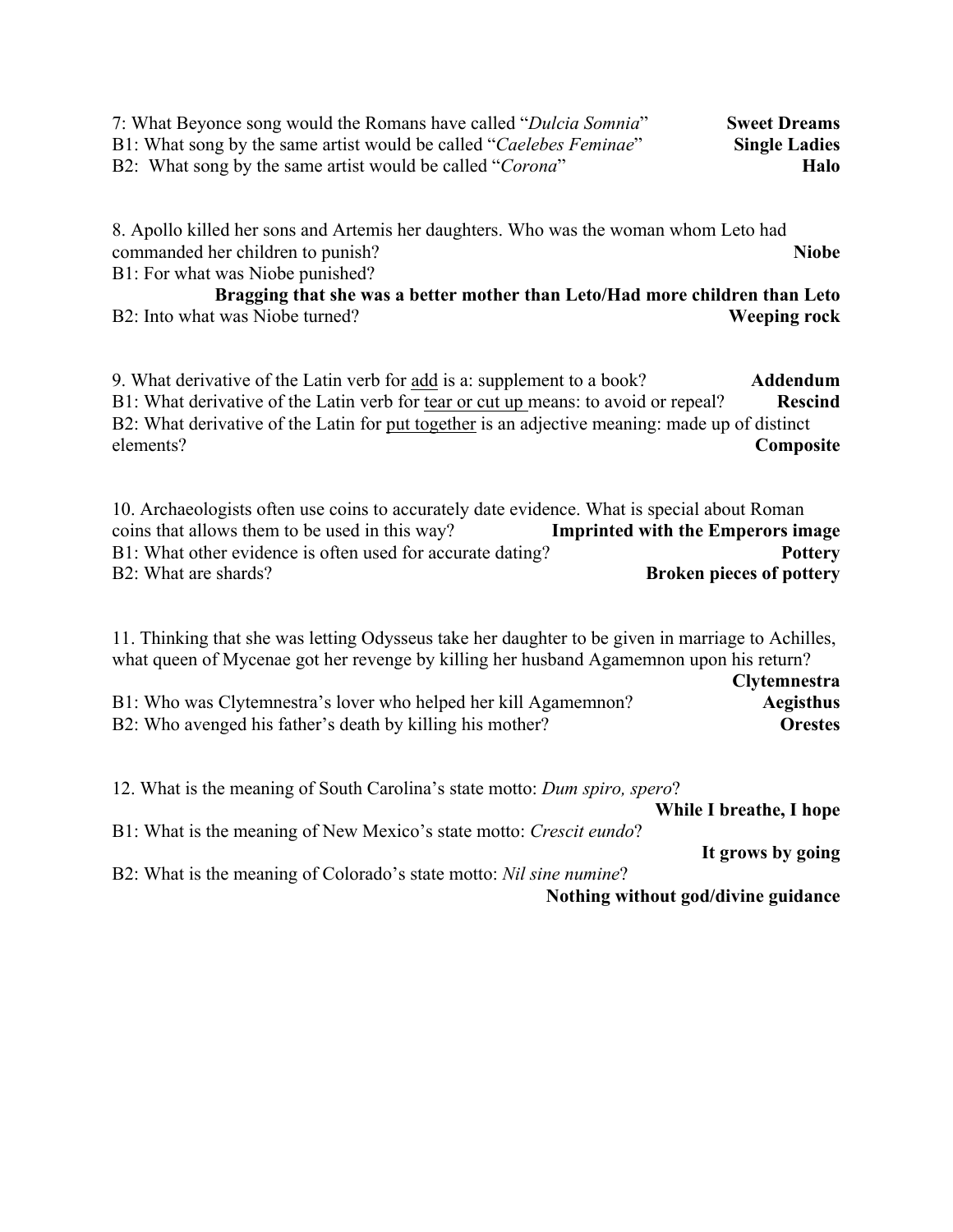7: What Beyonce song would the Romans have called "*Dulcia Somnia*" **Sweet Dreams**
B1: What song by the same artist would be called "*Caelebes Feminae*" **Single Ladies**
B2: What song by the same artist would be called "*Corona*" **Halo**

8. Apollo killed her sons and Artemis her daughters. Who was the woman whom Leto had commanded her children to punish? **Niobe**
B1: For what was Niobe punished?
**Bragging that she was a better mother than Leto/Had more children than Leto**
B2: Into what was Niobe turned? **Weeping rock**

9. What derivative of the Latin verb for <u>add</u> is a: supplement to a book? **Addendum**
B1: What derivative of the Latin verb for <u>tear or cut up</u> means: to avoid or repeal? **Rescind**
B2: What derivative of the Latin for <u>put together</u> is an adjective meaning: made up of distinct elements? **Composite**

10. Archaeologists often use coins to accurately date evidence. What is special about Roman coins that allows them to be used in this way? **Imprinted with the Emperors image**
B1: What other evidence is often used for accurate dating? **Pottery**
B2: What are shards? **Broken pieces of pottery**

11. Thinking that she was letting Odysseus take her daughter to be given in marriage to Achilles, what queen of Mycenae got her revenge by killing her husband Agamemnon upon his return?
**Clytemnestra**
B1: Who was Clytemnestra's lover who helped her kill Agamemnon? **Aegisthus**
B2: Who avenged his father's death by killing his mother? **Orestes**

12. What is the meaning of South Carolina's state motto: *Dum spiro, spero*?
**While I breathe, I hope**
B1: What is the meaning of New Mexico's state motto: *Crescit eundo*?
**It grows by going**
B2: What is the meaning of Colorado's state motto: *Nil sine numine*?
**Nothing without god/divine guidance**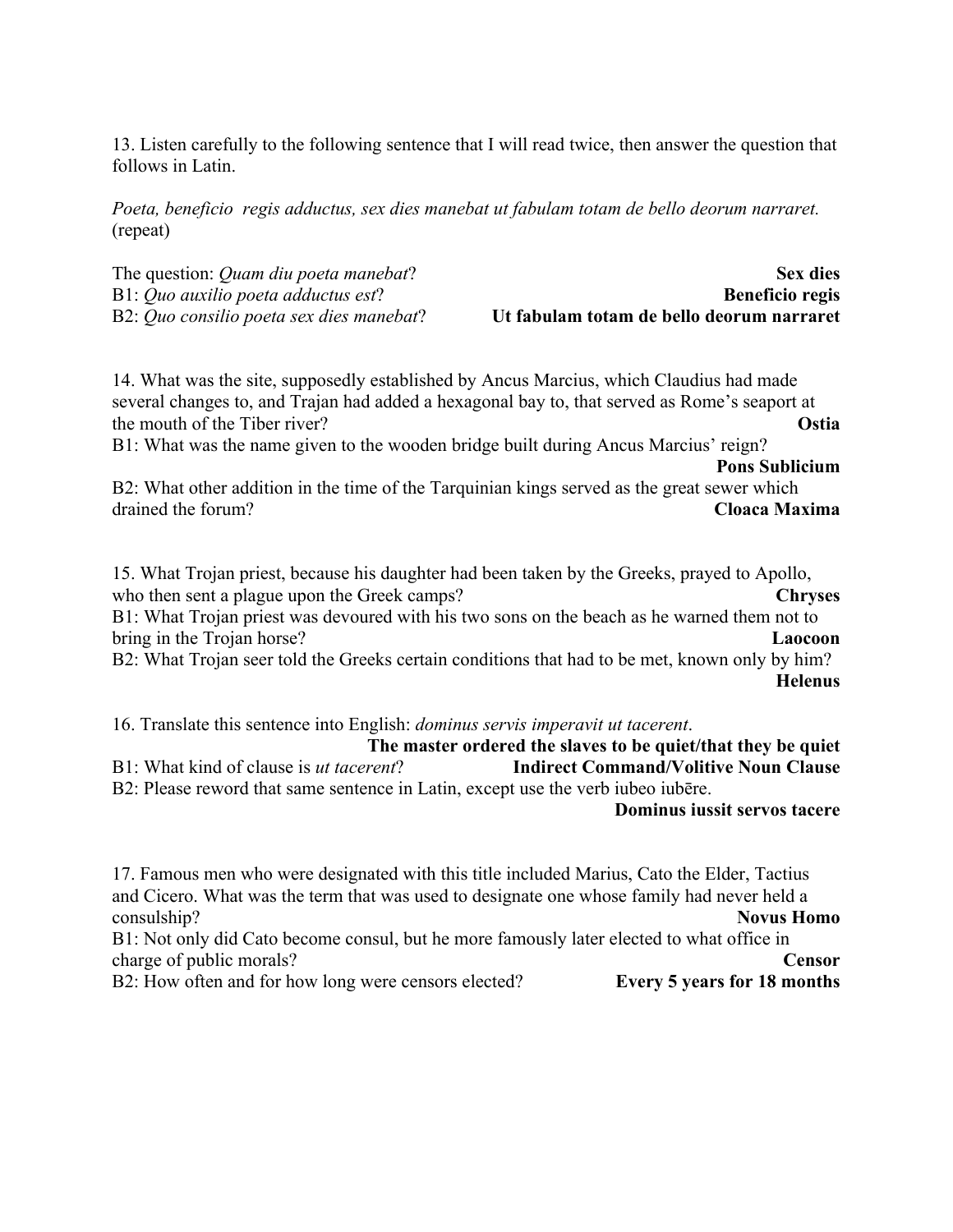13. Listen carefully to the following sentence that I will read twice, then answer the question that follows in Latin.

*Poeta, beneficio regis adductus, sex dies manebat ut fabulam totam de bello deorum narraret.* (repeat)

The question: *Quam diu poeta manebat*? **Sex dies**
B1: *Quo auxilio poeta adductus est*? **Beneficio regis**
B2: *Quo consilio poeta sex dies manebat*? **Ut fabulam totam de bello deorum narraret**

14. What was the site, supposedly established by Ancus Marcius, which Claudius had made several changes to, and Trajan had added a hexagonal bay to, that served as Rome's seaport at the mouth of the Tiber river? **Ostia**
B1: What was the name given to the wooden bridge built during Ancus Marcius' reign? **Pons Sublicium**
B2: What other addition in the time of the Tarquinian kings served as the great sewer which drained the forum? **Cloaca Maxima**

15. What Trojan priest, because his daughter had been taken by the Greeks, prayed to Apollo, who then sent a plague upon the Greek camps? **Chryses**
B1: What Trojan priest was devoured with his two sons on the beach as he warned them not to bring in the Trojan horse? **Laocoon**
B2: What Trojan seer told the Greeks certain conditions that had to be met, known only by him? **Helenus**

16. Translate this sentence into English: *dominus servis imperavit ut tacerent*. **The master ordered the slaves to be quiet/that they be quiet**
B1: What kind of clause is *ut tacerent*? **Indirect Command/Volitive Noun Clause**
B2: Please reword that same sentence in Latin, except use the verb iubeo iubēre. **Dominus iussit servos tacere**

17. Famous men who were designated with this title included Marius, Cato the Elder, Tactius and Cicero. What was the term that was used to designate one whose family had never held a consulship? **Novus Homo**
B1: Not only did Cato become consul, but he more famously later elected to what office in charge of public morals? **Censor**
B2: How often and for how long were censors elected? **Every 5 years for 18 months**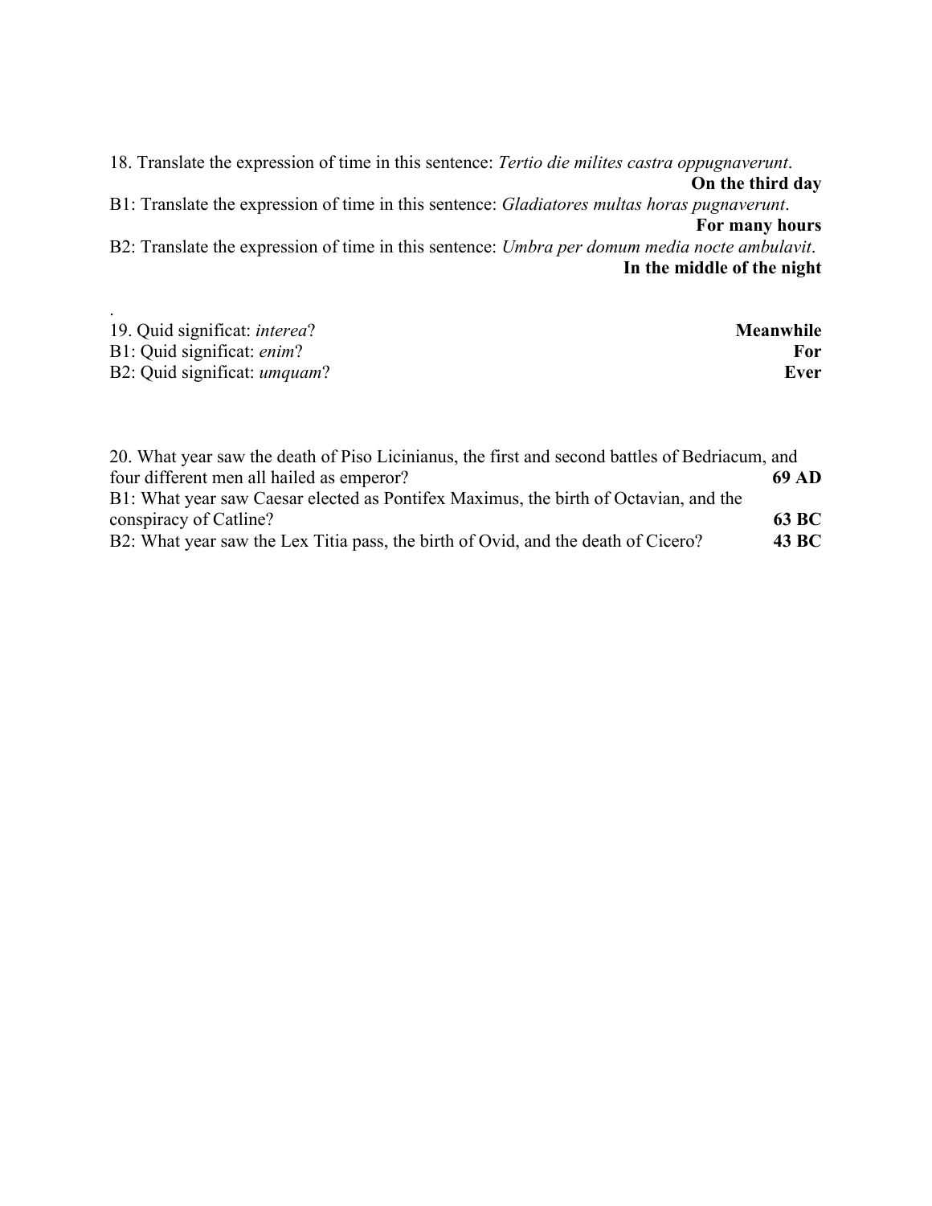18. Translate the expression of time in this sentence: *Tertio die milites castra oppugnaverunt*.
**On the third day**

B1: Translate the expression of time in this sentence: *Gladiatores multas horas pugnaverunt*.
**For many hours**

B2: Translate the expression of time in this sentence: *Umbra per domum media nocte ambulavit*.
**In the middle of the night**

.

19. Quid significat: *interea*? **Meanwhile**

B1: Quid significat: *enim*? **For**

B2: Quid significat: *umquam*? **Ever**

20. What year saw the death of Piso Licinianus, the first and second battles of Bedriacum, and four different men all hailed as emperor? **69 AD**

B1: What year saw Caesar elected as Pontifex Maximus, the birth of Octavian, and the conspiracy of Catline? **63 BC**

B2: What year saw the Lex Titia pass, the birth of Ovid, and the death of Cicero? **43 BC**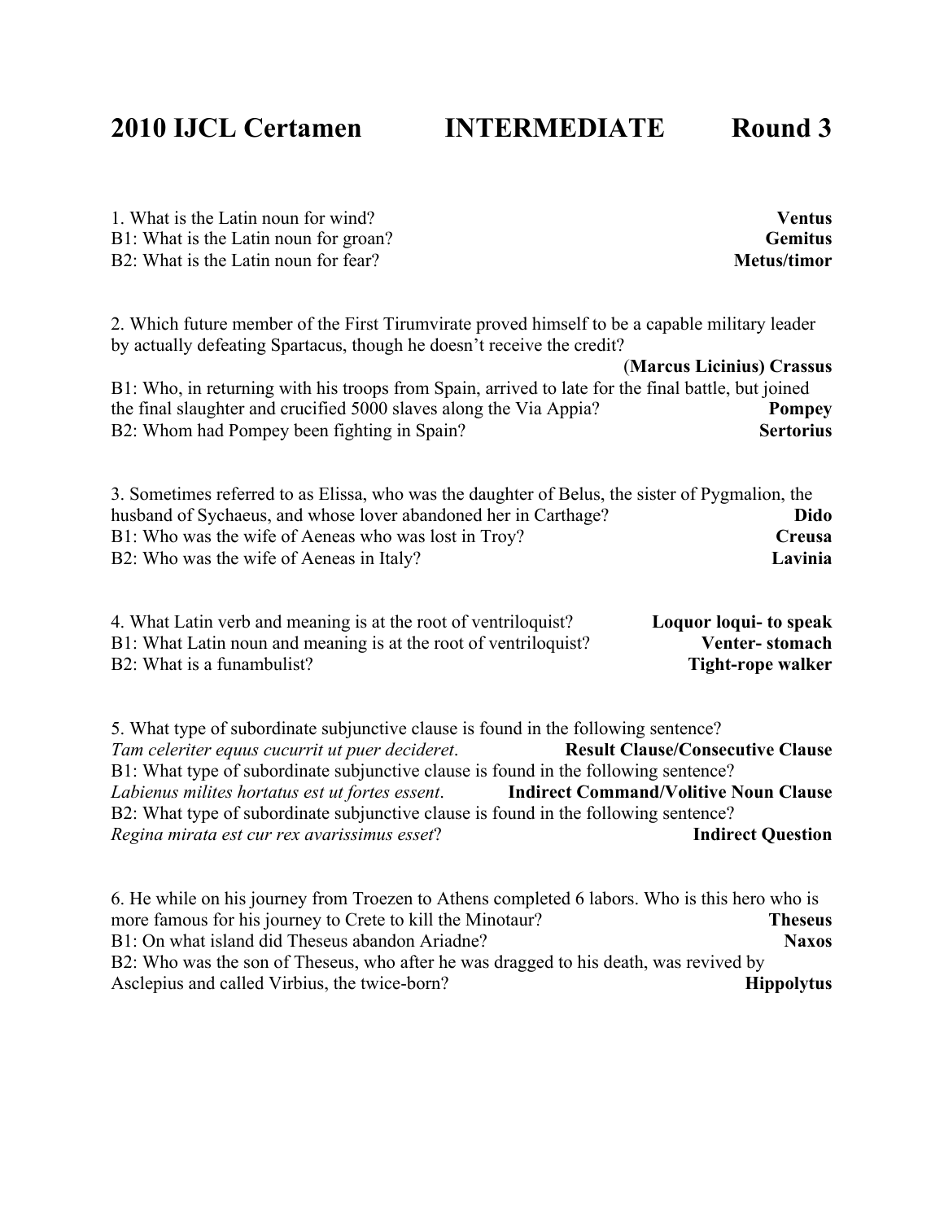# 2010 IJCL Certamen INTERMEDIATE Round 3

1. What is the Latin noun for wind? **Ventus**
B1: What is the Latin noun for groan? **Gemitus**
B2: What is the Latin noun for fear? **Metus/timor**

2. Which future member of the First Tirumvirate proved himself to be a capable military leader by actually defeating Spartacus, though he doesn't receive the credit? (**Marcus Licinius**) **Crassus**
B1: Who, in returning with his troops from Spain, arrived to late for the final battle, but joined the final slaughter and crucified 5000 slaves along the Via Appia? **Pompey**
B2: Whom had Pompey been fighting in Spain? **Sertorius**

3. Sometimes referred to as Elissa, who was the daughter of Belus, the sister of Pygmalion, the husband of Sychaeus, and whose lover abandoned her in Carthage? **Dido**
B1: Who was the wife of Aeneas who was lost in Troy? **Creusa**
B2: Who was the wife of Aeneas in Italy? **Lavinia**

4. What Latin verb and meaning is at the root of ventriloquist? **Loquor loqui- to speak**
B1: What Latin noun and meaning is at the root of ventriloquist? **Venter- stomach**
B2: What is a funambulist? **Tight-rope walker**

5. What type of subordinate subjunctive clause is found in the following sentence?
*Tam celeriter equus cucurrit ut puer decideret*. **Result Clause/Consecutive Clause**
B1: What type of subordinate subjunctive clause is found in the following sentence?
*Labienus milites hortatus est ut fortes essent*. **Indirect Command/Volitive Noun Clause**
B2: What type of subordinate subjunctive clause is found in the following sentence?
*Regina mirata est cur rex avarissimus esset*? **Indirect Question**

6. He while on his journey from Troezen to Athens completed 6 labors. Who is this hero who is more famous for his journey to Crete to kill the Minotaur? **Theseus**
B1: On what island did Theseus abandon Ariadne? **Naxos**
B2: Who was the son of Theseus, who after he was dragged to his death, was revived by Asclepius and called Virbius, the twice-born? **Hippolytus**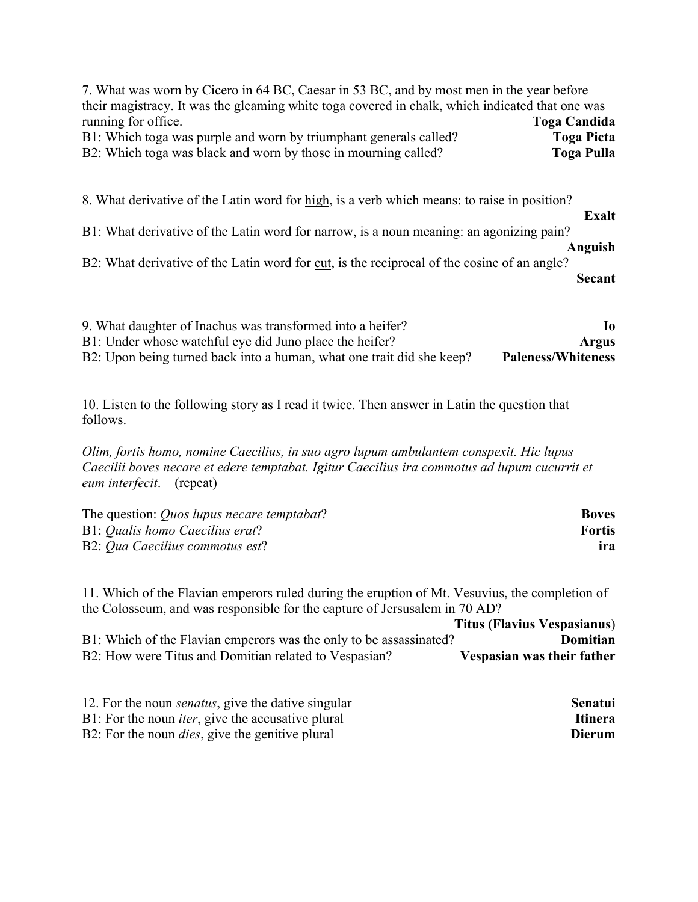7. What was worn by Cicero in 64 BC, Caesar in 53 BC, and by most men in the year before their magistracy. It was the gleaming white toga covered in chalk, which indicated that one was running for office. **Toga Candida**

B1: Which toga was purple and worn by triumphant generals called? **Toga Picta**

B2: Which toga was black and worn by those in mourning called? **Toga Pulla**

8. What derivative of the Latin word for <u>high</u>, is a verb which means: to raise in position? **Exalt**

B1: What derivative of the Latin word for <u>narrow</u>, is a noun meaning: an agonizing pain? **Anguish**

B2: What derivative of the Latin word for <u>cut</u>, is the reciprocal of the cosine of an angle? **Secant**

9. What daughter of Inachus was transformed into a heifer? **Io**

B1: Under whose watchful eye did Juno place the heifer? **Argus**

B2: Upon being turned back into a human, what one trait did she keep? **Paleness/Whiteness**

10. Listen to the following story as I read it twice. Then answer in Latin the question that follows.

*Olim, fortis homo, nomine Caecilius, in suo agro lupum ambulantem conspexit. Hic lupus Caecilii boves necare et edere temptabat. Igitur Caecilius ira commotus ad lupum cucurrit et eum interfecit*. (repeat)

The question: *Quos lupus necare temptabat*? **Boves**

B1: *Qualis homo Caecilius erat*? **Fortis**

B2: *Qua Caecilius commotus est*? **ira**

11. Which of the Flavian emperors ruled during the eruption of Mt. Vesuvius, the completion of the Colosseum, and was responsible for the capture of Jersusalem in 70 AD? **Titus (Flavius Vespasianus)**

B1: Which of the Flavian emperors was the only to be assassinated? **Domitian**

B2: How were Titus and Domitian related to Vespasian? **Vespasian was their father**

12. For the noun *senatus*, give the dative singular **Senatui**

B1: For the noun *iter*, give the accusative plural **Itinera**

B2: For the noun *dies*, give the genitive plural **Dierum**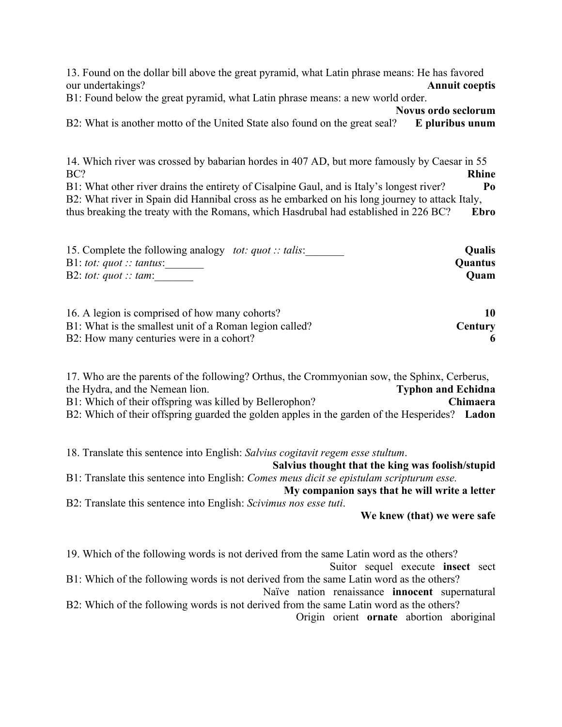13. Found on the dollar bill above the great pyramid, what Latin phrase means: He has favored our undertakings? **Annuit coeptis**

B1: Found below the great pyramid, what Latin phrase means: a new world order. **Novus ordo seclorum**

B2: What is another motto of the United State also found on the great seal? **E pluribus unum**

14. Which river was crossed by babarian hordes in 407 AD, but more famously by Caesar in 55 BC? **Rhine**

B1: What other river drains the entirety of Cisalpine Gaul, and is Italy's longest river? **Po**

B2: What river in Spain did Hannibal cross as he embarked on his long journey to attack Italy, thus breaking the treaty with the Romans, which Hasdrubal had established in 226 BC? **Ebro**

15. Complete the following analogy *tot: quot :: talis*:_______ **Qualis**

B1: *tot: quot :: tantus*:_______ **Quantus**

B2: *tot: quot :: tam*:_______ **Quam**

16. A legion is comprised of how many cohorts? **10**

B1: What is the smallest unit of a Roman legion called? **Century**

B2: How many centuries were in a cohort? **6**

17. Who are the parents of the following? Orthus, the Crommyonian sow, the Sphinx, Cerberus, the Hydra, and the Nemean lion. **Typhon and Echidna**

B1: Which of their offspring was killed by Bellerophon? **Chimaera**

B2: Which of their offspring guarded the golden apples in the garden of the Hesperides? **Ladon**

18. Translate this sentence into English: *Salvius cogitavit regem esse stultum*. **Salvius thought that the king was foolish/stupid**

B1: Translate this sentence into English: *Comes meus dicit se epistulam scripturum esse.* **My companion says that he will write a letter**

B2: Translate this sentence into English: *Scivimus nos esse tuti*. **We knew (that) we were safe**

19. Which of the following words is not derived from the same Latin word as the others?
Suitor sequel execute **insect** sect

B1: Which of the following words is not derived from the same Latin word as the others?
Naïve nation renaissance **innocent** supernatural

B2: Which of the following words is not derived from the same Latin word as the others?
Origin orient **ornate** abortion aboriginal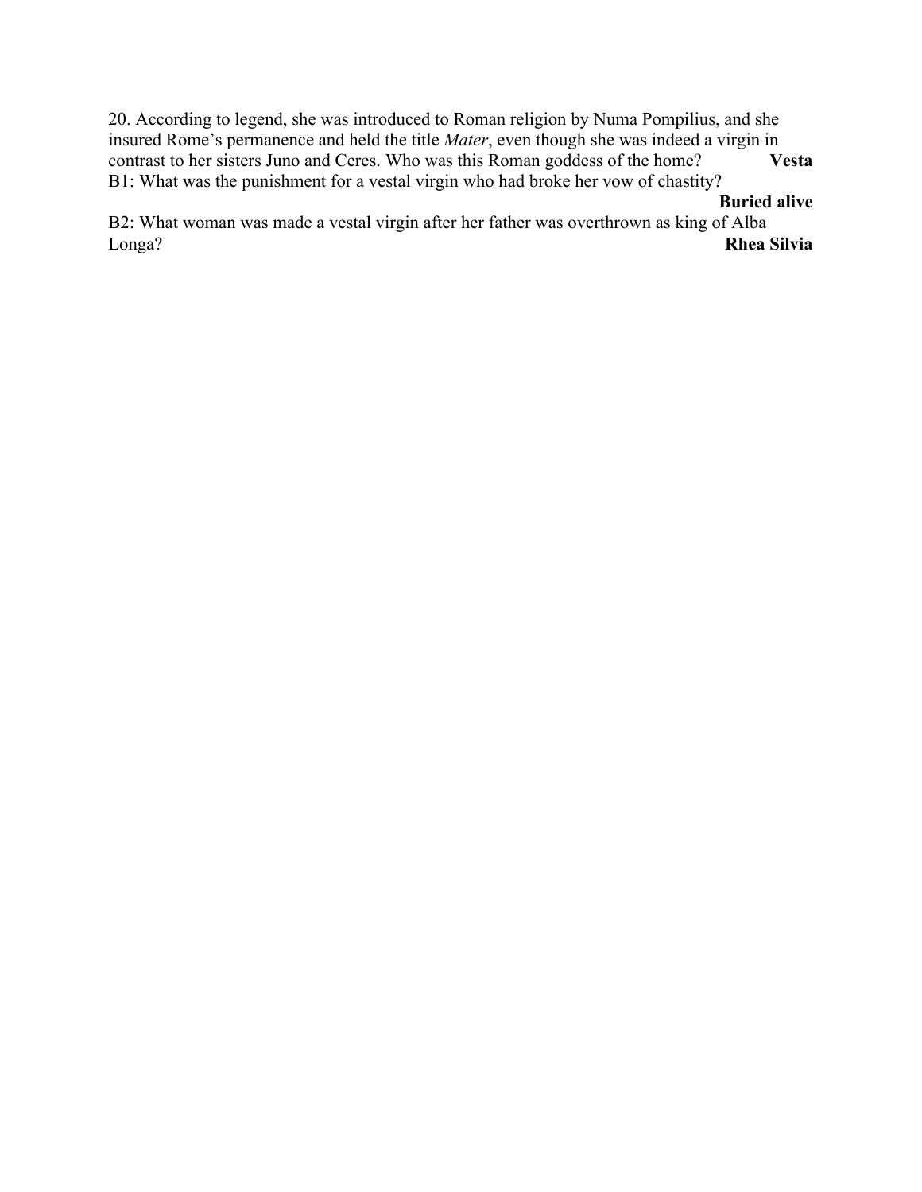20. According to legend, she was introduced to Roman religion by Numa Pompilius, and she insured Rome's permanence and held the title *Mater*, even though she was indeed a virgin in contrast to her sisters Juno and Ceres. Who was this Roman goddess of the home? **Vesta**

B1: What was the punishment for a vestal virgin who had broke her vow of chastity? **Buried alive**

B2: What woman was made a vestal virgin after her father was overthrown as king of Alba Longa? **Rhea Silvia**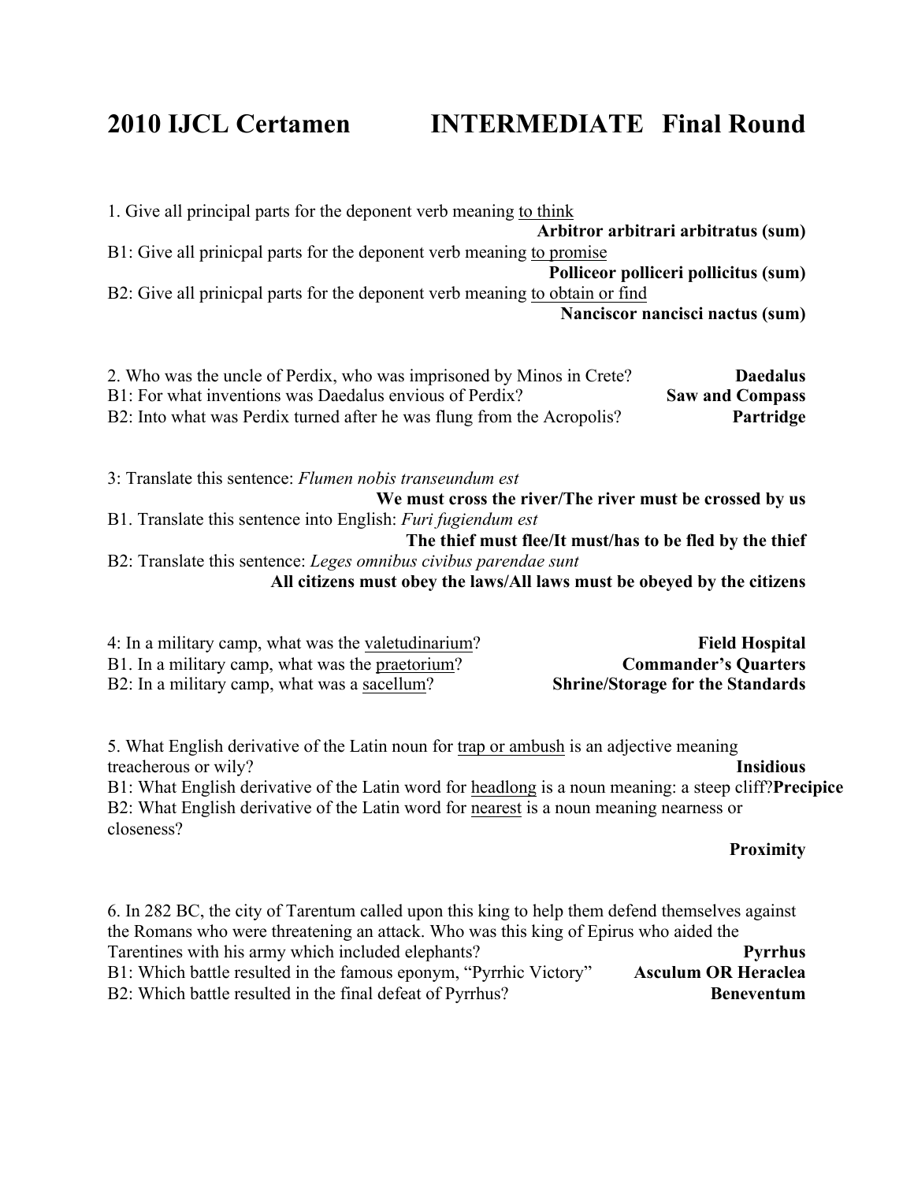# 2010 IJCL Certamen INTERMEDIATE Final Round

1. Give all principal parts for the deponent verb meaning <u>to think</u>
**Arbitror arbitrari arbitratus (sum)**

B1: Give all prinicpal parts for the deponent verb meaning <u>to promise</u>
**Polliceor polliceri pollicitus (sum)**

B2: Give all prinicpal parts for the deponent verb meaning <u>to obtain or find</u>
**Nanciscor nancisci nactus (sum)**

2. Who was the uncle of Perdix, who was imprisoned by Minos in Crete? **Daedalus**

B1: For what inventions was Daedalus envious of Perdix? **Saw and Compass**

B2: Into what was Perdix turned after he was flung from the Acropolis? **Partridge**

3: Translate this sentence: *Flumen nobis transeundum est*
**We must cross the river/The river must be crossed by us**

B1. Translate this sentence into English: *Furi fugiendum est*
**The thief must flee/It must/has to be fled by the thief**

B2: Translate this sentence: *Leges omnibus civibus parendae sunt*
**All citizens must obey the laws/All laws must be obeyed by the citizens**

4: In a military camp, what was the <u>valetudinarium</u>? **Field Hospital**

B1. In a military camp, what was the <u>praetorium</u>? **Commander's Quarters**

B2: In a military camp, what was a <u>sacellum</u>? **Shrine/Storage for the Standards**

5. What English derivative of the Latin noun for <u>trap or ambush</u> is an adjective meaning treacherous or wily? **Insidious**

B1: What English derivative of the Latin word for <u>headlong</u> is a noun meaning: a steep cliff? **Precipice**

B2: What English derivative of the Latin word for <u>nearest</u> is a noun meaning nearness or closeness?
**Proximity**

6. In 282 BC, the city of Tarentum called upon this king to help them defend themselves against the Romans who were threatening an attack. Who was this king of Epirus who aided the Tarentines with his army which included elephants? **Pyrrhus**

B1: Which battle resulted in the famous eponym, "Pyrrhic Victory" **Asculum OR Heraclea**

B2: Which battle resulted in the final defeat of Pyrrhus? **Beneventum**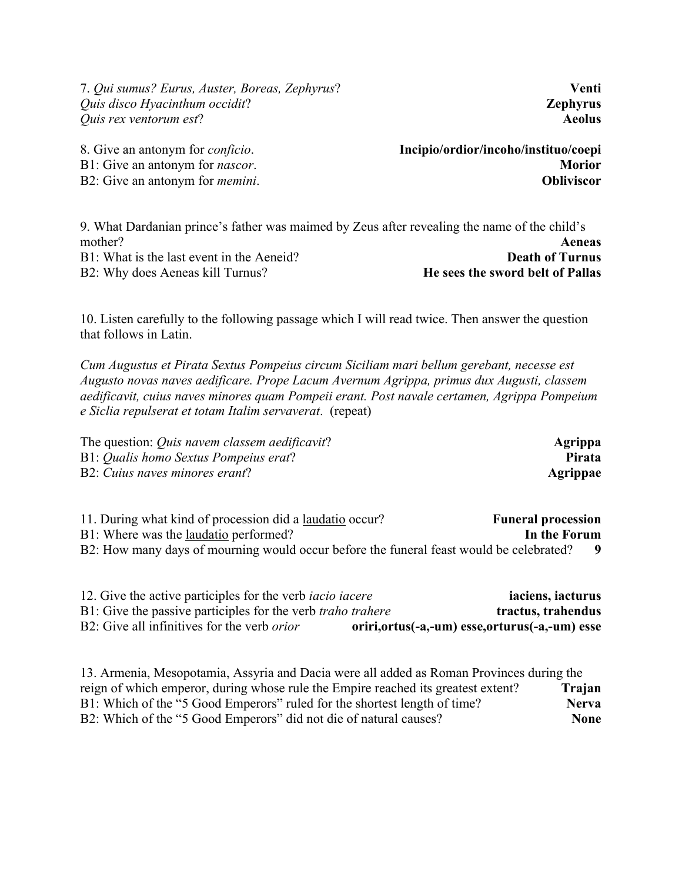7. *Qui sumus? Eurus, Auster, Boreas, Zephyrus*? **Venti**
*Quis disco Hyacinthum occidit*? **Zephyrus**
*Quis rex ventorum est*? **Aeolus**

8. Give an antonym for *conficio*. **Incipio/ordior/incoho/instituo/coepi**
B1: Give an antonym for *nascor*. **Morior**
B2: Give an antonym for *memini*. **Obliviscor**

9. What Dardanian prince's father was maimed by Zeus after revealing the name of the child's mother? **Aeneas**
B1: What is the last event in the Aeneid? **Death of Turnus**
B2: Why does Aeneas kill Turnus? **He sees the sword belt of Pallas**

10. Listen carefully to the following passage which I will read twice. Then answer the question that follows in Latin.

*Cum Augustus et Pirata Sextus Pompeius circum Siciliam mari bellum gerebant, necesse est Augusto novas naves aedificare. Prope Lacum Avernum Agrippa, primus dux Augusti, classem aedificavit, cuius naves minores quam Pompeii erant. Post navale certamen, Agrippa Pompeium e Siclia repulserat et totam Italim servaverat*. (repeat)

The question: *Quis navem classem aedificavit*? **Agrippa**
B1: *Qualis homo Sextus Pompeius erat*? **Pirata**
B2: *Cuius naves minores erant*? **Agrippae**

11. During what kind of procession did a laudatio occur? **Funeral procession**
B1: Where was the laudatio performed? **In the Forum**
B2: How many days of mourning would occur before the funeral feast would be celebrated? **9**

12. Give the active participles for the verb *iacio iacere* **iaciens, iacturus**
B1: Give the passive participles for the verb *traho trahere* **tractus, trahendus**
B2: Give all infinitives for the verb *orior* **oriri,ortus(-a,-um) esse,orturus(-a,-um) esse**

13. Armenia, Mesopotamia, Assyria and Dacia were all added as Roman Provinces during the reign of which emperor, during whose rule the Empire reached its greatest extent? **Trajan**
B1: Which of the "5 Good Emperors" ruled for the shortest length of time? **Nerva**
B2: Which of the "5 Good Emperors" did not die of natural causes? **None**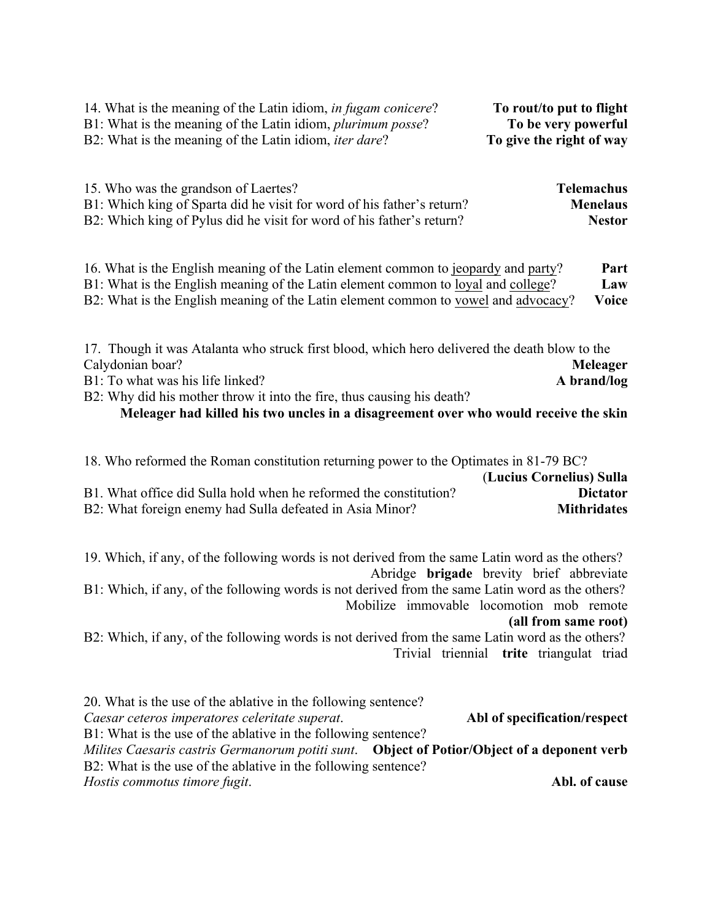14. What is the meaning of the Latin idiom, *in fugam conicere*? **To rout/to put to flight**
B1: What is the meaning of the Latin idiom, *plurimum posse*? **To be very powerful**
B2: What is the meaning of the Latin idiom, *iter dare*? **To give the right of way**

15. Who was the grandson of Laertes? **Telemachus**
B1: Which king of Sparta did he visit for word of his father's return? **Menelaus**
B2: Which king of Pylus did he visit for word of his father's return? **Nestor**

16. What is the English meaning of the Latin element common to <u>jeopardy</u> and <u>party</u>? **Part**
B1: What is the English meaning of the Latin element common to <u>loyal</u> and <u>college</u>? **Law**
B2: What is the English meaning of the Latin element common to <u>vowel</u> and <u>advocacy</u>? **Voice**

17. Though it was Atalanta who struck first blood, which hero delivered the death blow to the Calydonian boar? **Meleager**
B1: To what was his life linked? **A brand/log**
B2: Why did his mother throw it into the fire, thus causing his death?
**Meleager had killed his two uncles in a disagreement over who would receive the skin**

18. Who reformed the Roman constitution returning power to the Optimates in 81-79 BC? **(Lucius Cornelius) Sulla**
B1. What office did Sulla hold when he reformed the constitution? **Dictator**
B2: What foreign enemy had Sulla defeated in Asia Minor? **Mithridates**

19. Which, if any, of the following words is not derived from the same Latin word as the others?
Abridge **brigade** brevity brief abbreviate
B1: Which, if any, of the following words is not derived from the same Latin word as the others?
Mobilize immovable locomotion mob remote
**(all from same root)**
B2: Which, if any, of the following words is not derived from the same Latin word as the others?
Trivial triennial **trite** triangulat triad

20. What is the use of the ablative in the following sentence?
*Caesar ceteros imperatores celeritate superat*. **Abl of specification/respect**
B1: What is the use of the ablative in the following sentence?
*Milites Caesaris castris Germanorum potiti sunt*. **Object of Potior/Object of a deponent verb**
B2: What is the use of the ablative in the following sentence?
*Hostis commotus timore fugit*. **Abl. of cause**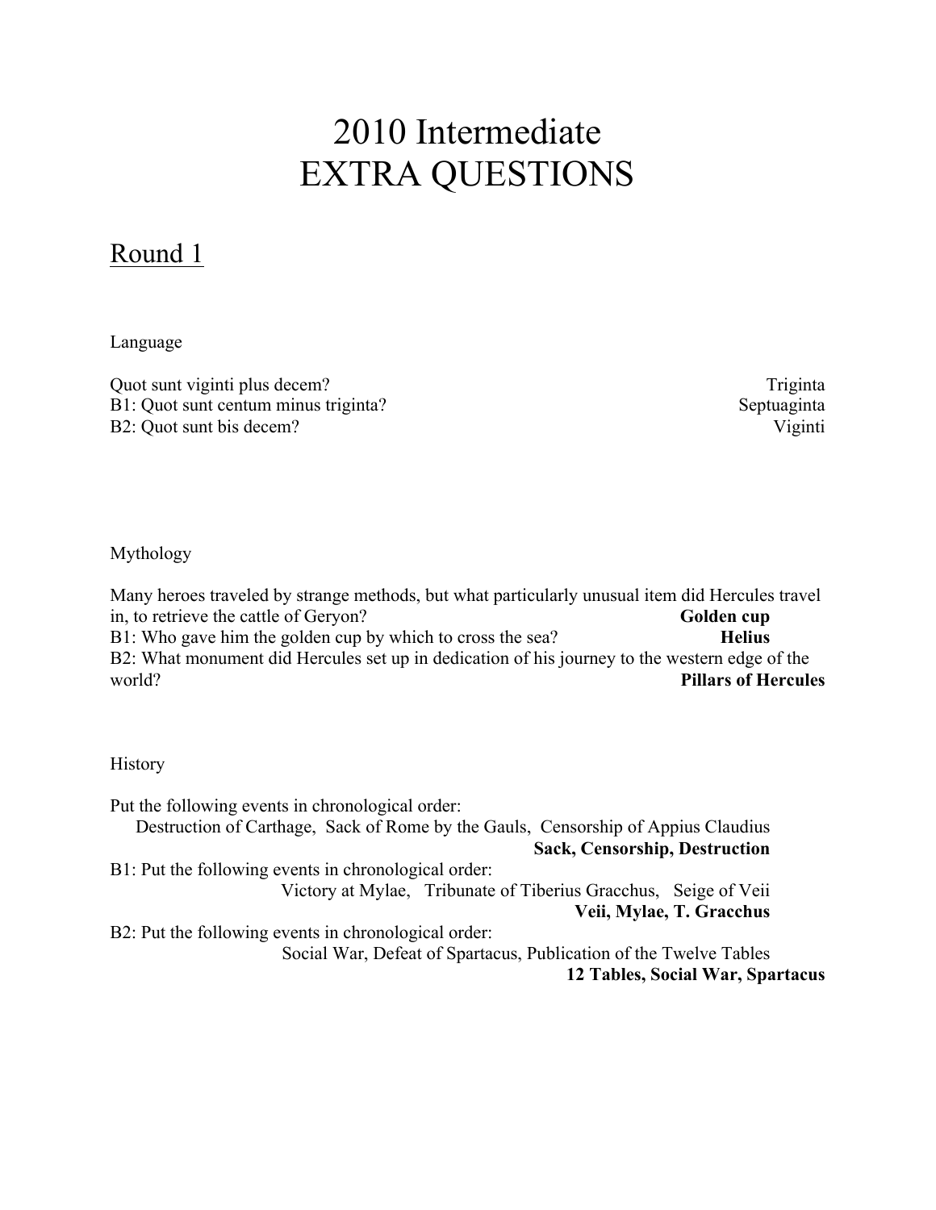# 2010 Intermediate
# EXTRA QUESTIONS

## Round 1

Language

Quot sunt viginti plus decem? Triginta
B1: Quot sunt centum minus triginta? Septuaginta
B2: Quot sunt bis decem? Viginti

Mythology

Many heroes traveled by strange methods, but what particularly unusual item did Hercules travel in, to retrieve the cattle of Geryon? **Golden cup**
B1: Who gave him the golden cup by which to cross the sea? **Helius**
B2: What monument did Hercules set up in dedication of his journey to the western edge of the world? **Pillars of Hercules**

History

Put the following events in chronological order:
Destruction of Carthage, Sack of Rome by the Gauls, Censorship of Appius Claudius
**Sack, Censorship, Destruction**
B1: Put the following events in chronological order:
Victory at Mylae, Tribunate of Tiberius Gracchus, Seige of Veii
**Veii, Mylae, T. Gracchus**
B2: Put the following events in chronological order:
Social War, Defeat of Spartacus, Publication of the Twelve Tables
**12 Tables, Social War, Spartacus**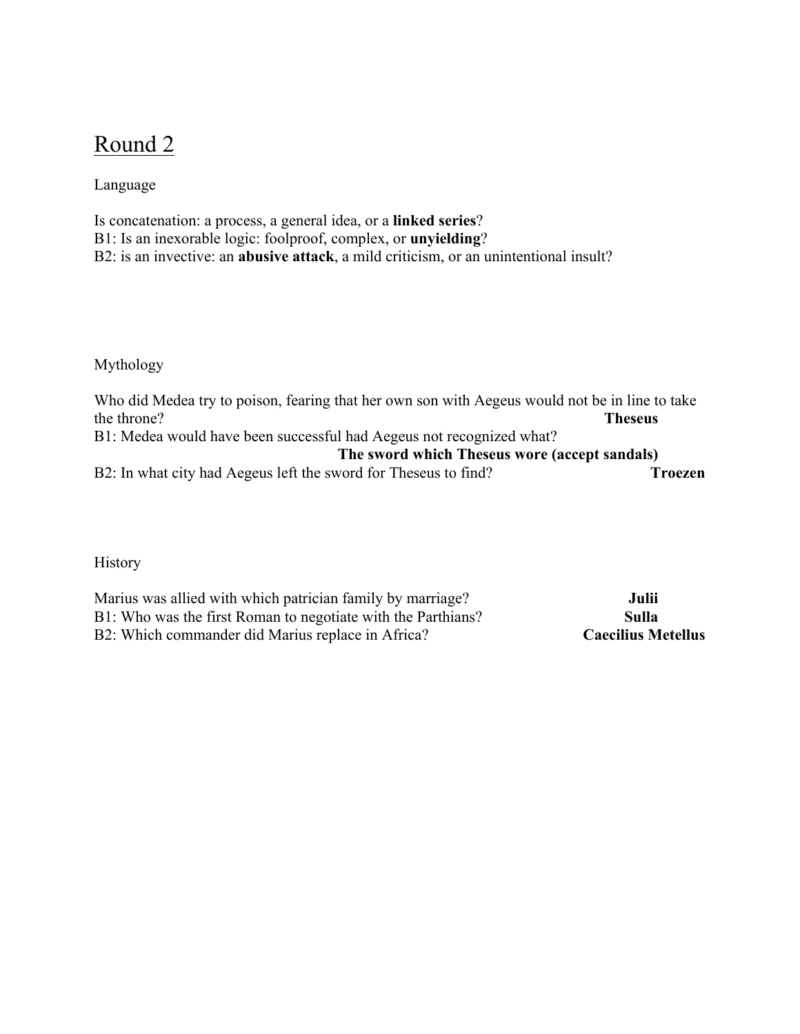## Round 2

Language

Is concatenation: a process, a general idea, or a **linked series**?
B1: Is an inexorable logic: foolproof, complex, or **unyielding**?
B2: is an invective: an **abusive attack**, a mild criticism, or an unintentional insult?

Mythology

Who did Medea try to poison, fearing that her own son with Aegeus would not be in line to take the throne? **Theseus**
B1: Medea would have been successful had Aegeus not recognized what? **The sword which Theseus wore (accept sandals)**
B2: In what city had Aegeus left the sword for Theseus to find? **Troezen**

History

Marius was allied with which patrician family by marriage? **Julii**
B1: Who was the first Roman to negotiate with the Parthians? **Sulla**
B2: Which commander did Marius replace in Africa? **Caecilius Metellus**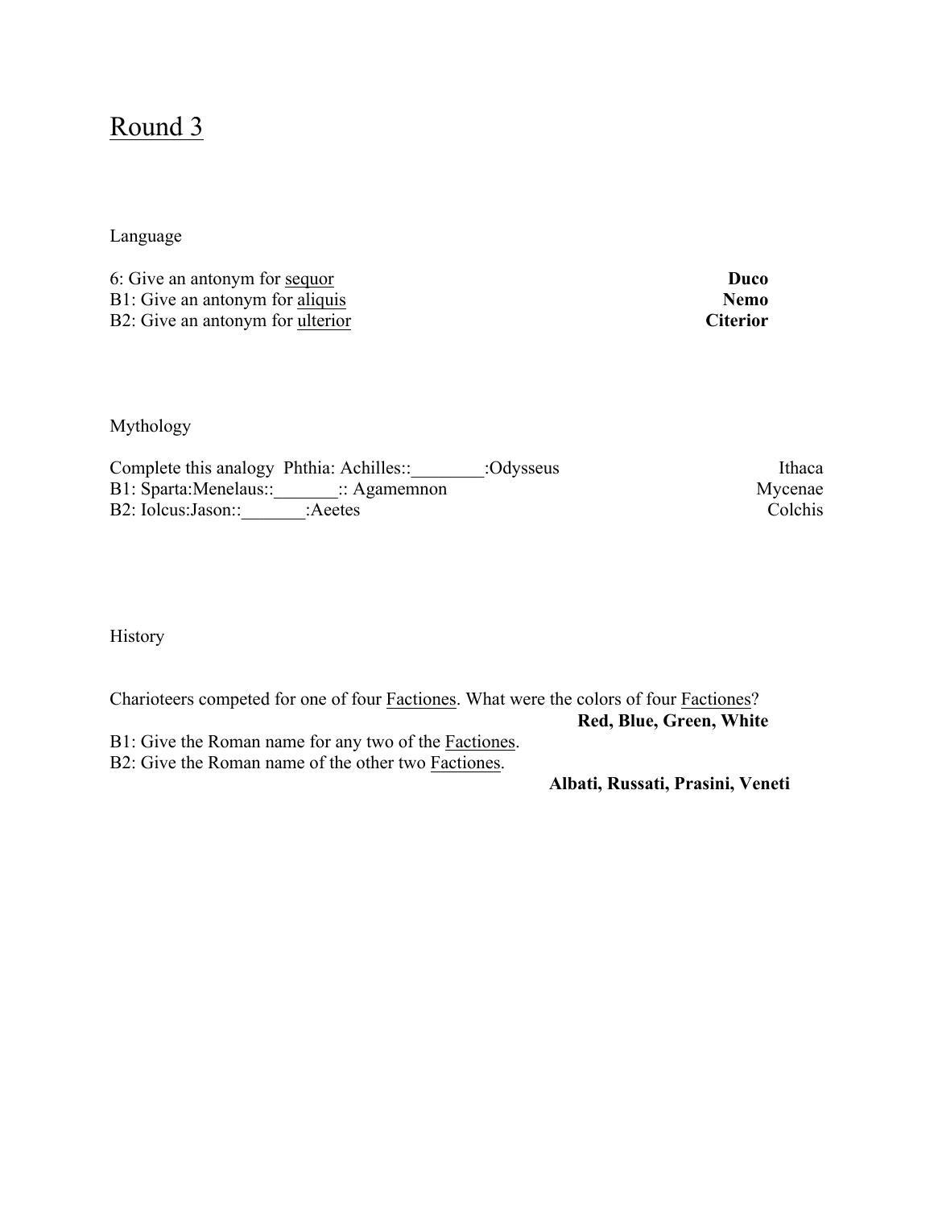# Round 3

Language

6: Give an antonym for <u>sequor</u> **Duco**
B1: Give an antonym for <u>aliquis</u> **Nemo**
B2: Give an antonym for <u>ulterior</u> **Citerior**

Mythology

Complete this analogy Phthia: Achilles::________:Odysseus Ithaca
B1: Sparta:Menelaus::_______:: Agamemnon Mycenae
B2: Iolcus:Jason::_______:Aeetes Colchis

History

Charioteers competed for one of four <u>Factiones</u>. What were the colors of four <u>Factiones</u>?
**Red, Blue, Green, White**
B1: Give the Roman name for any two of the <u>Factiones</u>.
B2: Give the Roman name of the other two <u>Factiones</u>.
**Albati, Russati, Prasini, Veneti**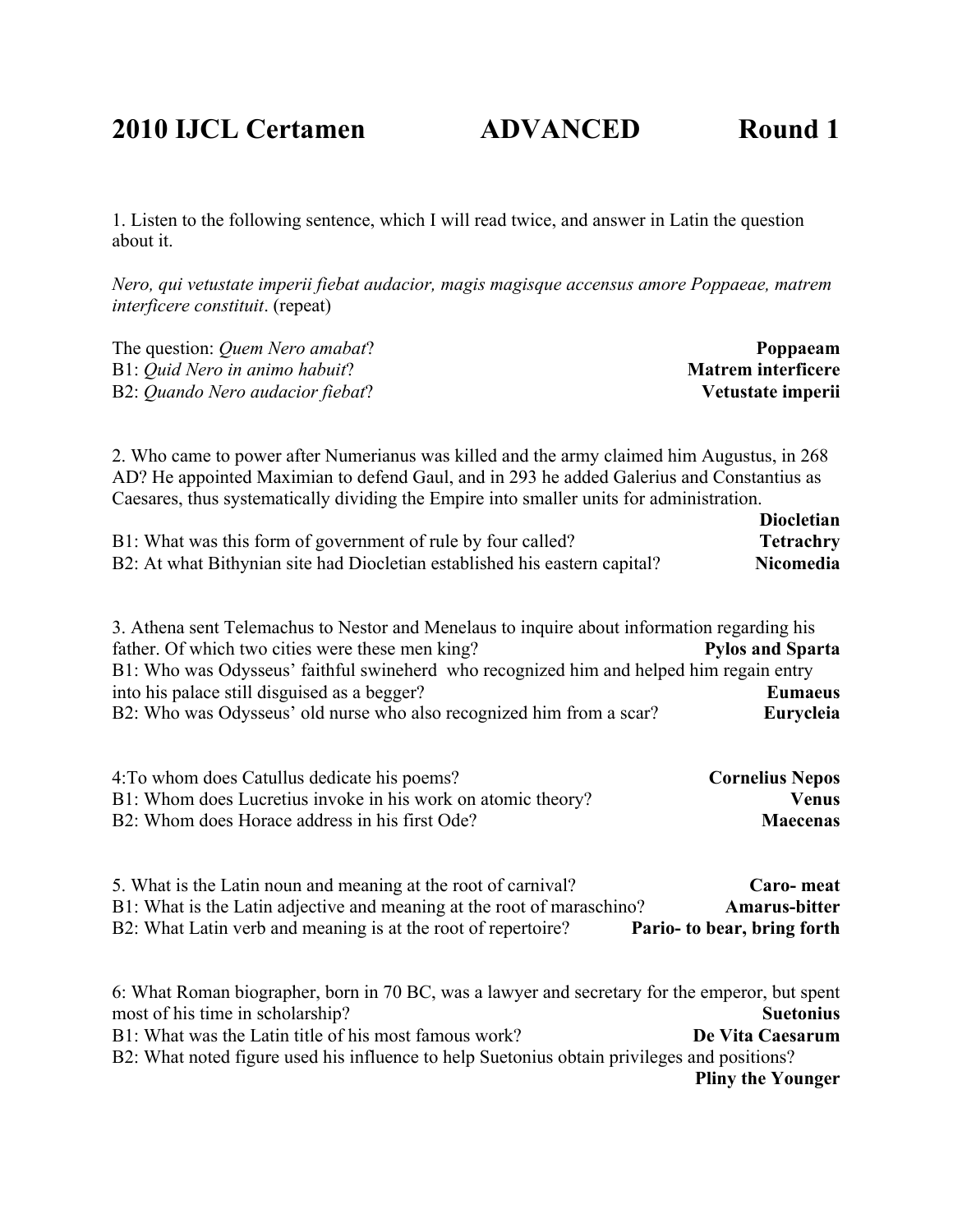# 2010 IJCL Certamen ADVANCED Round 1

1. Listen to the following sentence, which I will read twice, and answer in Latin the question about it.

*Nero, qui vetustate imperii fiebat audacior, magis magisque accensus amore Poppaeae, matrem interficere constituit*. (repeat)

The question: *Quem Nero amabat*? **Poppaeam**
B1: *Quid Nero in animo habuit*? **Matrem interficere**
B2: *Quando Nero audacior fiebat*? **Vetustate imperii**

2. Who came to power after Numerianus was killed and the army claimed him Augustus, in 268 AD? He appointed Maximian to defend Gaul, and in 293 he added Galerius and Constantius as Caesares, thus systematically dividing the Empire into smaller units for administration. **Diocletian**
B1: What was this form of government of rule by four called? **Tetrachry**
B2: At what Bithynian site had Diocletian established his eastern capital? **Nicomedia**

3. Athena sent Telemachus to Nestor and Menelaus to inquire about information regarding his father. Of which two cities were these men king? **Pylos and Sparta**
B1: Who was Odysseus' faithful swineherd who recognized him and helped him regain entry into his palace still disguised as a begger? **Eumaeus**
B2: Who was Odysseus' old nurse who also recognized him from a scar? **Eurycleia**

4:To whom does Catullus dedicate his poems? **Cornelius Nepos**
B1: Whom does Lucretius invoke in his work on atomic theory? **Venus**
B2: Whom does Horace address in his first Ode? **Maecenas**

5. What is the Latin noun and meaning at the root of carnival? **Caro- meat**
B1: What is the Latin adjective and meaning at the root of maraschino? **Amarus-bitter**
B2: What Latin verb and meaning is at the root of repertoire? **Pario- to bear, bring forth**

6: What Roman biographer, born in 70 BC, was a lawyer and secretary for the emperor, but spent most of his time in scholarship? **Suetonius**
B1: What was the Latin title of his most famous work? **De Vita Caesarum**
B2: What noted figure used his influence to help Suetonius obtain privileges and positions? **Pliny the Younger**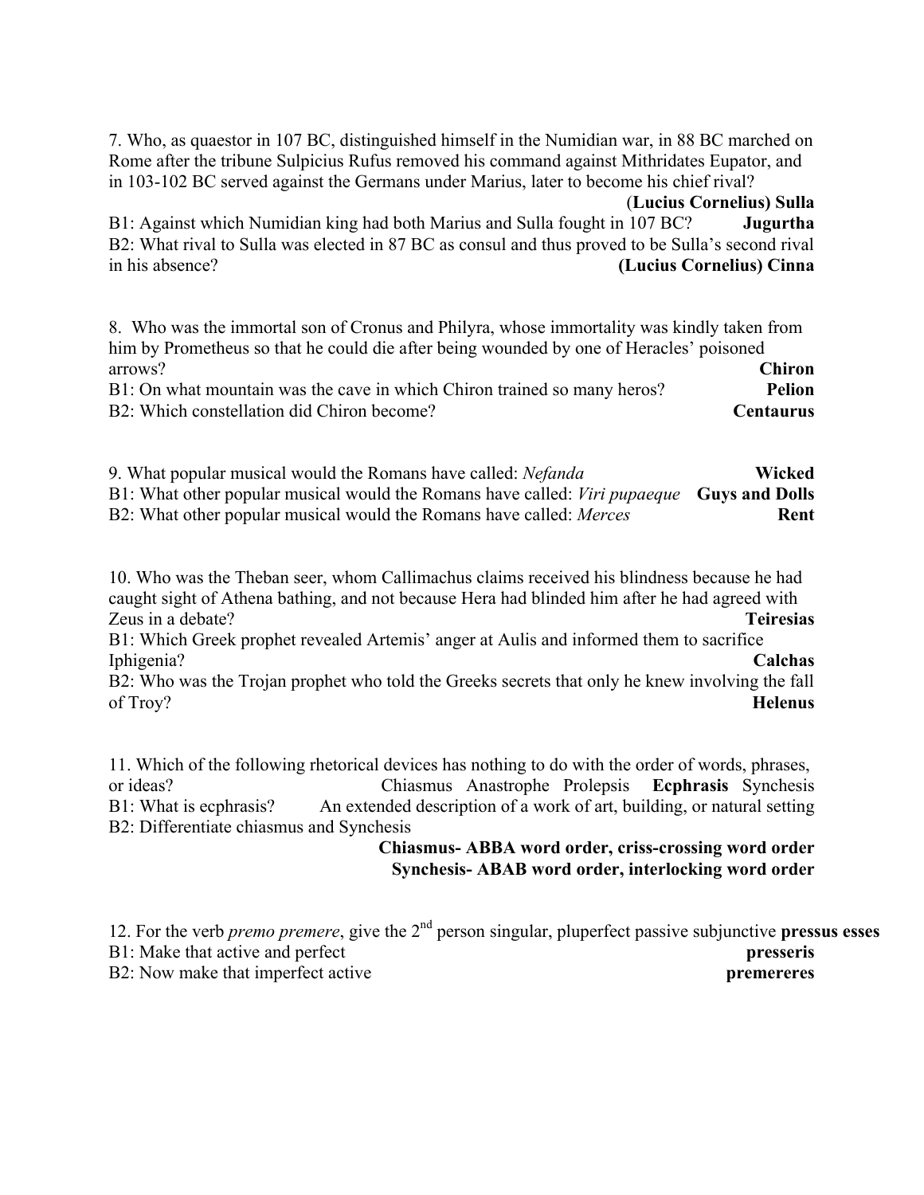7. Who, as quaestor in 107 BC, distinguished himself in the Numidian war, in 88 BC marched on Rome after the tribune Sulpicius Rufus removed his command against Mithridates Eupator, and in 103-102 BC served against the Germans under Marius, later to become his chief rival?
**(Lucius Cornelius) Sulla**

B1: Against which Numidian king had both Marius and Sulla fought in 107 BC? **Jugurtha**

B2: What rival to Sulla was elected in 87 BC as consul and thus proved to be Sulla's second rival in his absence? **(Lucius Cornelius) Cinna**

8. Who was the immortal son of Cronus and Philyra, whose immortality was kindly taken from him by Prometheus so that he could die after being wounded by one of Heracles' poisoned arrows? **Chiron**

B1: On what mountain was the cave in which Chiron trained so many heros? **Pelion**

B2: Which constellation did Chiron become? **Centaurus**

9. What popular musical would the Romans have called: *Nefanda* **Wicked**

B1: What other popular musical would the Romans have called: *Viri pupaeque* **Guys and Dolls**

B2: What other popular musical would the Romans have called: *Merces* **Rent**

10. Who was the Theban seer, whom Callimachus claims received his blindness because he had caught sight of Athena bathing, and not because Hera had blinded him after he had agreed with Zeus in a debate? **Teiresias**

B1: Which Greek prophet revealed Artemis' anger at Aulis and informed them to sacrifice Iphigenia? **Calchas**

B2: Who was the Trojan prophet who told the Greeks secrets that only he knew involving the fall of Troy? **Helenus**

11. Which of the following rhetorical devices has nothing to do with the order of words, phrases, or ideas? Chiasmus Anastrophe Prolepsis **Ecphrasis** Synchesis

B1: What is ecphrasis? An extended description of a work of art, building, or natural setting

B2: Differentiate chiasmus and Synchesis
**Chiasmus- ABBA word order, criss-crossing word order**
**Synchesis- ABAB word order, interlocking word order**

12. For the verb *premo premere*, give the 2nd person singular, pluperfect passive subjunctive **pressus esses**

B1: Make that active and perfect **presseris**

B2: Now make that imperfect active **premereres**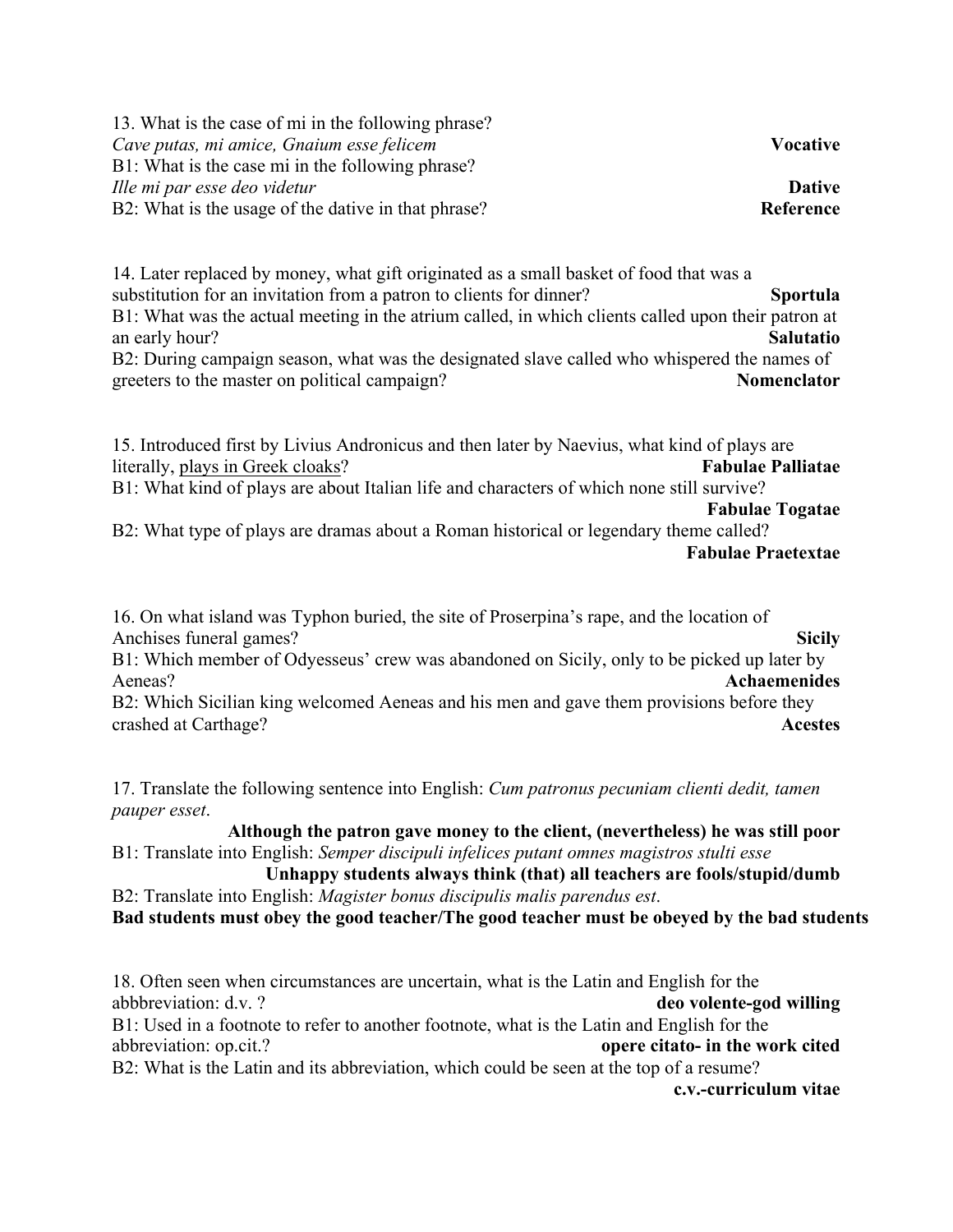13. What is the case of mi in the following phrase?
*Cave putas, mi amice, Gnaium esse felicem* **Vocative**
B1: What is the case mi in the following phrase?
*Ille mi par esse deo videtur* **Dative**
B2: What is the usage of the dative in that phrase? **Reference**

14. Later replaced by money, what gift originated as a small basket of food that was a substitution for an invitation from a patron to clients for dinner? **Sportula**
B1: What was the actual meeting in the atrium called, in which clients called upon their patron at an early hour? **Salutatio**
B2: During campaign season, what was the designated slave called who whispered the names of greeters to the master on political campaign? **Nomenclator**

15. Introduced first by Livius Andronicus and then later by Naevius, what kind of plays are literally, <u>plays in Greek cloaks</u>? **Fabulae Palliatae**
B1: What kind of plays are about Italian life and characters of which none still survive? **Fabulae Togatae**
B2: What type of plays are dramas about a Roman historical or legendary theme called? **Fabulae Praetextae**

16. On what island was Typhon buried, the site of Proserpina's rape, and the location of Anchises funeral games? **Sicily**
B1: Which member of Odyesseus' crew was abandoned on Sicily, only to be picked up later by Aeneas? **Achaemenides**
B2: Which Sicilian king welcomed Aeneas and his men and gave them provisions before they crashed at Carthage? **Acestes**

17. Translate the following sentence into English: *Cum patronus pecuniam clienti dedit, tamen pauper esset*.
**Although the patron gave money to the client, (nevertheless) he was still poor**
B1: Translate into English: *Semper discipuli infelices putant omnes magistros stulti esse*
**Unhappy students always think (that) all teachers are fools/stupid/dumb**
B2: Translate into English: *Magister bonus discipulis malis parendus est*.
**Bad students must obey the good teacher/The good teacher must be obeyed by the bad students**

18. Often seen when circumstances are uncertain, what is the Latin and English for the abbbreviation: d.v. ? **deo volente-god willing**
B1: Used in a footnote to refer to another footnote, what is the Latin and English for the abbreviation: op.cit.? **opere citato- in the work cited**
B2: What is the Latin and its abbreviation, which could be seen at the top of a resume? **c.v.-curriculum vitae**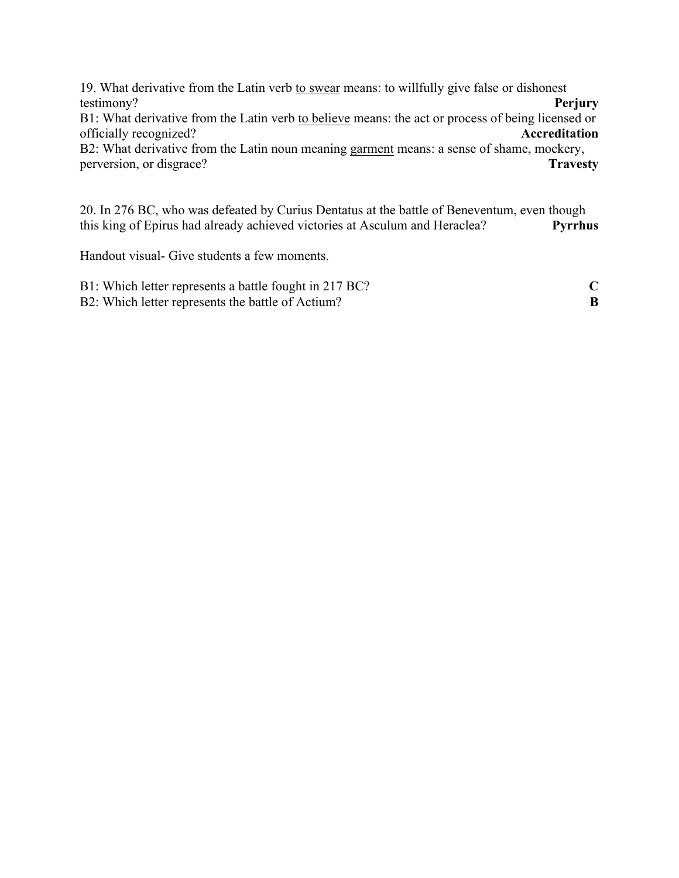19. What derivative from the Latin verb <u>to swear</u> means: to willfully give false or dishonest testimony? **Perjury**

B1: What derivative from the Latin verb <u>to believe</u> means: the act or process of being licensed or officially recognized? **Accreditation**

B2: What derivative from the Latin noun meaning <u>garment</u> means: a sense of shame, mockery, perversion, or disgrace? **Travesty**

20. In 276 BC, who was defeated by Curius Dentatus at the battle of Beneventum, even though this king of Epirus had already achieved victories at Asculum and Heraclea? **Pyrrhus**

Handout visual- Give students a few moments.

B1: Which letter represents a battle fought in 217 BC? **C**

B2: Which letter represents the battle of Actium? **B**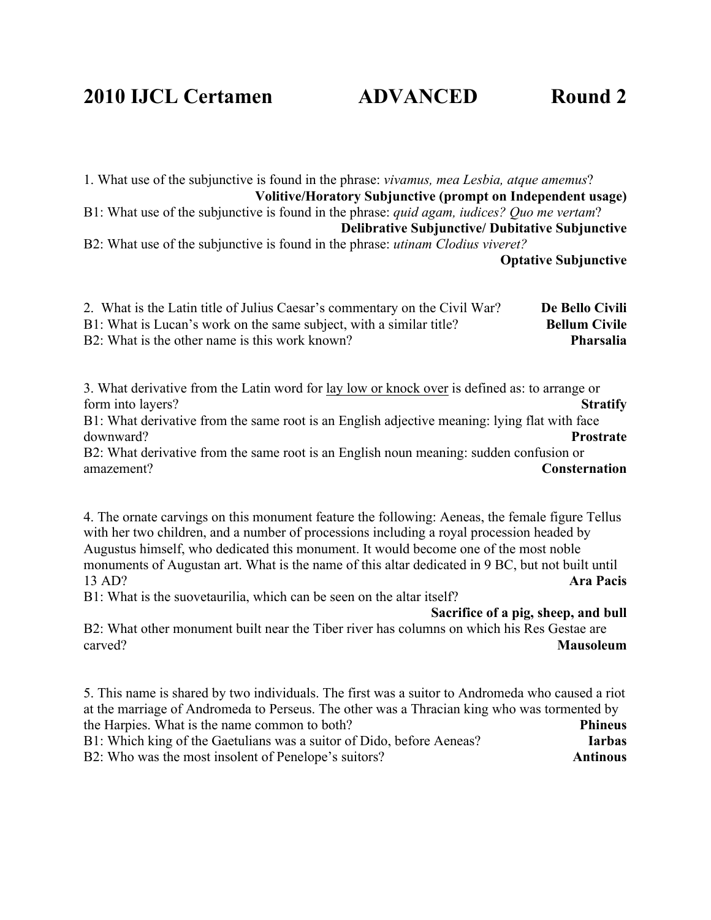# 2010 IJCL Certamen ADVANCED Round 2

1. What use of the subjunctive is found in the phrase: *vivamus, mea Lesbia, atque amemus*?
**Volitive/Horatory Subjunctive (prompt on Independent usage)**

B1: What use of the subjunctive is found in the phrase: *quid agam, iudices? Quo me vertam*?
**Delibrative Subjunctive/ Dubitative Subjunctive**

B2: What use of the subjunctive is found in the phrase: *utinam Clodius viveret?*
**Optative Subjunctive**

2. What is the Latin title of Julius Caesar's commentary on the Civil War? **De Bello Civili**

B1: What is Lucan's work on the same subject, with a similar title? **Bellum Civile**

B2: What is the other name is this work known? **Pharsalia**

3. What derivative from the Latin word for lay low or knock over is defined as: to arrange or form into layers? **Stratify**

B1: What derivative from the same root is an English adjective meaning: lying flat with face downward? **Prostrate**

B2: What derivative from the same root is an English noun meaning: sudden confusion or amazement? **Consternation**

4. The ornate carvings on this monument feature the following: Aeneas, the female figure Tellus with her two children, and a number of processions including a royal procession headed by Augustus himself, who dedicated this monument. It would become one of the most noble monuments of Augustan art. What is the name of this altar dedicated in 9 BC, but not built until 13 AD? **Ara Pacis**

B1: What is the suovetaurilia, which can be seen on the altar itself?
**Sacrifice of a pig, sheep, and bull**

B2: What other monument built near the Tiber river has columns on which his Res Gestae are carved? **Mausoleum**

5. This name is shared by two individuals. The first was a suitor to Andromeda who caused a riot at the marriage of Andromeda to Perseus. The other was a Thracian king who was tormented by the Harpies. What is the name common to both? **Phineus**

B1: Which king of the Gaetulians was a suitor of Dido, before Aeneas? **Iarbas**

B2: Who was the most insolent of Penelope's suitors? **Antinous**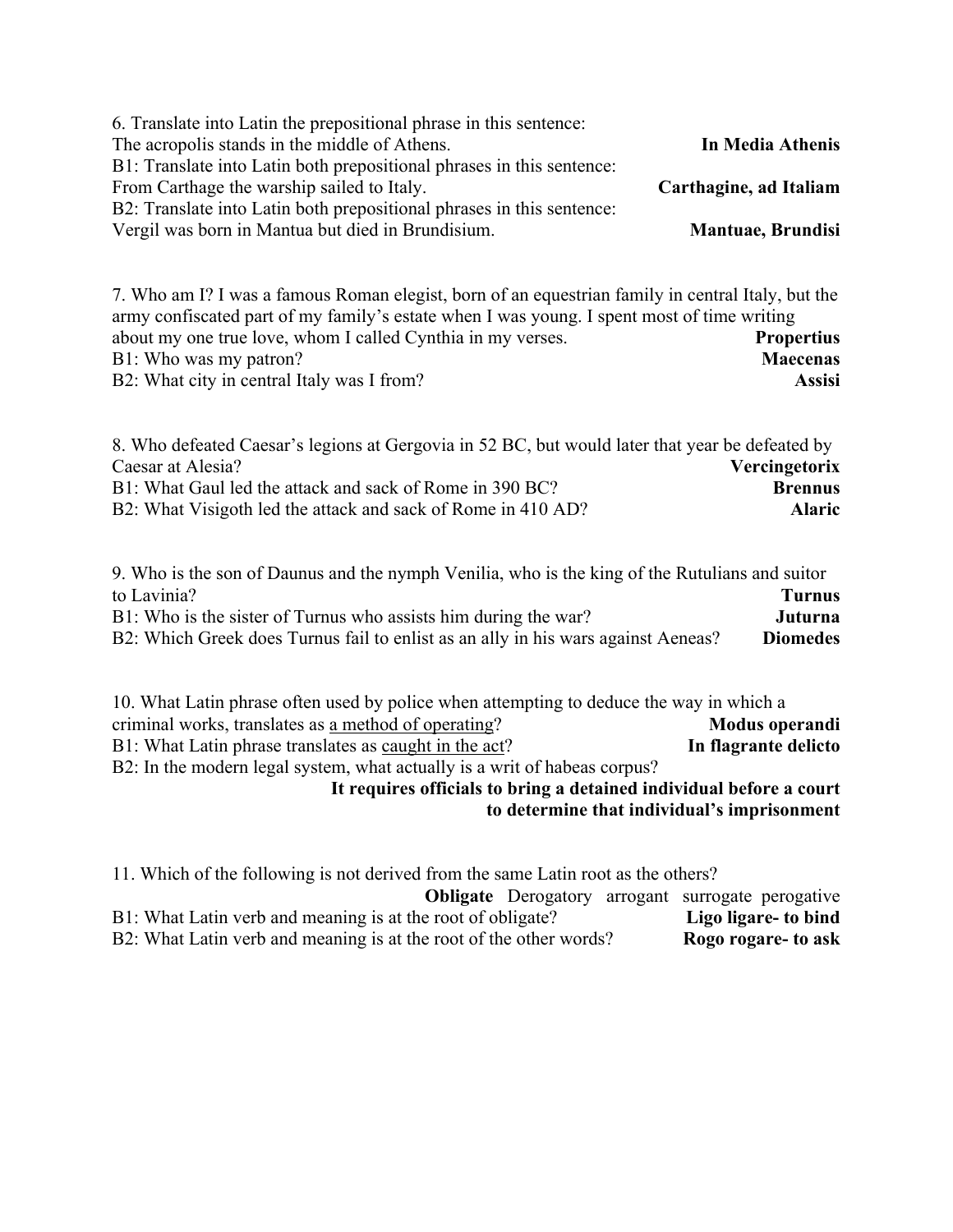6. Translate into Latin the prepositional phrase in this sentence:
The acropolis stands in the middle of Athens. **In Media Athenis**
B1: Translate into Latin both prepositional phrases in this sentence:
From Carthage the warship sailed to Italy. **Carthagine, ad Italiam**
B2: Translate into Latin both prepositional phrases in this sentence:
Vergil was born in Mantua but died in Brundisium. **Mantuae, Brundisi**

7. Who am I? I was a famous Roman elegist, born of an equestrian family in central Italy, but the army confiscated part of my family's estate when I was young. I spent most of time writing about my one true love, whom I called Cynthia in my verses. **Propertius**
B1: Who was my patron? **Maecenas**
B2: What city in central Italy was I from? **Assisi**

8. Who defeated Caesar's legions at Gergovia in 52 BC, but would later that year be defeated by Caesar at Alesia? **Vercingetorix**
B1: What Gaul led the attack and sack of Rome in 390 BC? **Brennus**
B2: What Visigoth led the attack and sack of Rome in 410 AD? **Alaric**

9. Who is the son of Daunus and the nymph Venilia, who is the king of the Rutulians and suitor to Lavinia? **Turnus**
B1: Who is the sister of Turnus who assists him during the war? **Juturna**
B2: Which Greek does Turnus fail to enlist as an ally in his wars against Aeneas? **Diomedes**

10. What Latin phrase often used by police when attempting to deduce the way in which a criminal works, translates as <u>a method of operating</u>? **Modus operandi**
B1: What Latin phrase translates as <u>caught in the act</u>? **In flagrante delicto**
B2: In the modern legal system, what actually is a writ of habeas corpus?
**It requires officials to bring a detained individual before a court to determine that individual's imprisonment**

11. Which of the following is not derived from the same Latin root as the others?
**Obligate** Derogatory arrogant surrogate perogative
B1: What Latin verb and meaning is at the root of obligate? **Ligo ligare- to bind**
B2: What Latin verb and meaning is at the root of the other words? **Rogo rogare- to ask**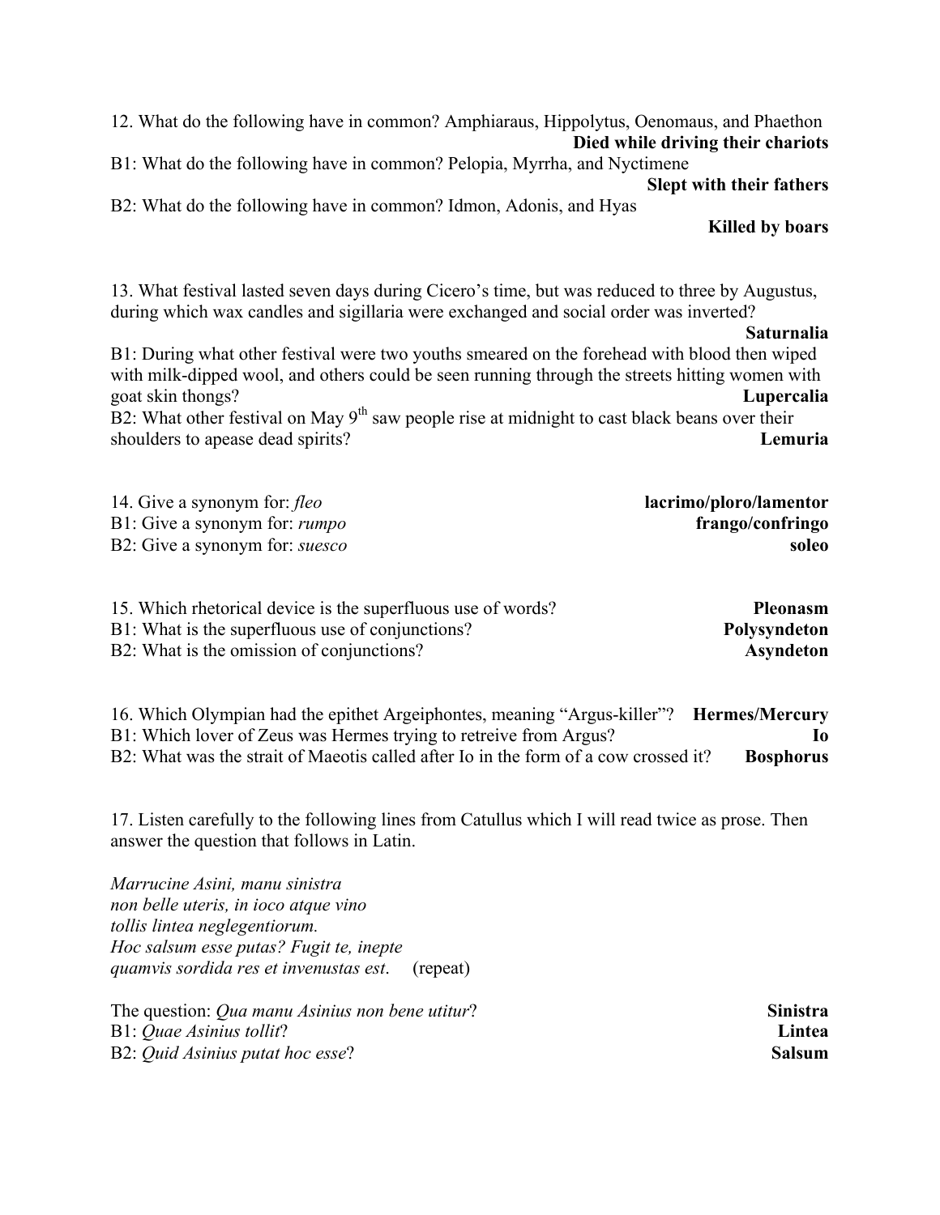12. What do the following have in common? Amphiaraus, Hippolytus, Oenomaus, and Phaethon **Died while driving their chariots**

B1: What do the following have in common? Pelopia, Myrrha, and Nyctimene **Slept with their fathers**

B2: What do the following have in common? Idmon, Adonis, and Hyas **Killed by boars**

13. What festival lasted seven days during Cicero's time, but was reduced to three by Augustus, during which wax candles and sigillaria were exchanged and social order was inverted? **Saturnalia**

B1: During what other festival were two youths smeared on the forehead with blood then wiped with milk-dipped wool, and others could be seen running through the streets hitting women with goat skin thongs? **Lupercalia**

B2: What other festival on May 9th saw people rise at midnight to cast black beans over their shoulders to apease dead spirits? **Lemuria**

14. Give a synonym for: *fleo* **lacrimo/ploro/lamentor**

B1: Give a synonym for: *rumpo* **frango/confringo**

B2: Give a synonym for: *suesco* **soleo**

15. Which rhetorical device is the superfluous use of words? **Pleonasm**

B1: What is the superfluous use of conjunctions? **Polysyndeton**

B2: What is the omission of conjunctions? **Asyndeton**

16. Which Olympian had the epithet Argeiphontes, meaning "Argus-killer"? **Hermes/Mercury**

B1: Which lover of Zeus was Hermes trying to retreive from Argus? **Io**

B2: What was the strait of Maeotis called after Io in the form of a cow crossed it? **Bosphorus**

17. Listen carefully to the following lines from Catullus which I will read twice as prose. Then answer the question that follows in Latin.

*Marrucine Asini, manu sinistra*
*non belle uteris, in ioco atque vino*
*tollis lintea neglegentiorum.*
*Hoc salsum esse putas? Fugit te, inepte*
*quamvis sordida res et invenustas est*. (repeat)

The question: *Qua manu Asinius non bene utitur*? **Sinistra**

B1: *Quae Asinius tollit*? **Lintea**

B2: *Quid Asinius putat hoc esse*? **Salsum**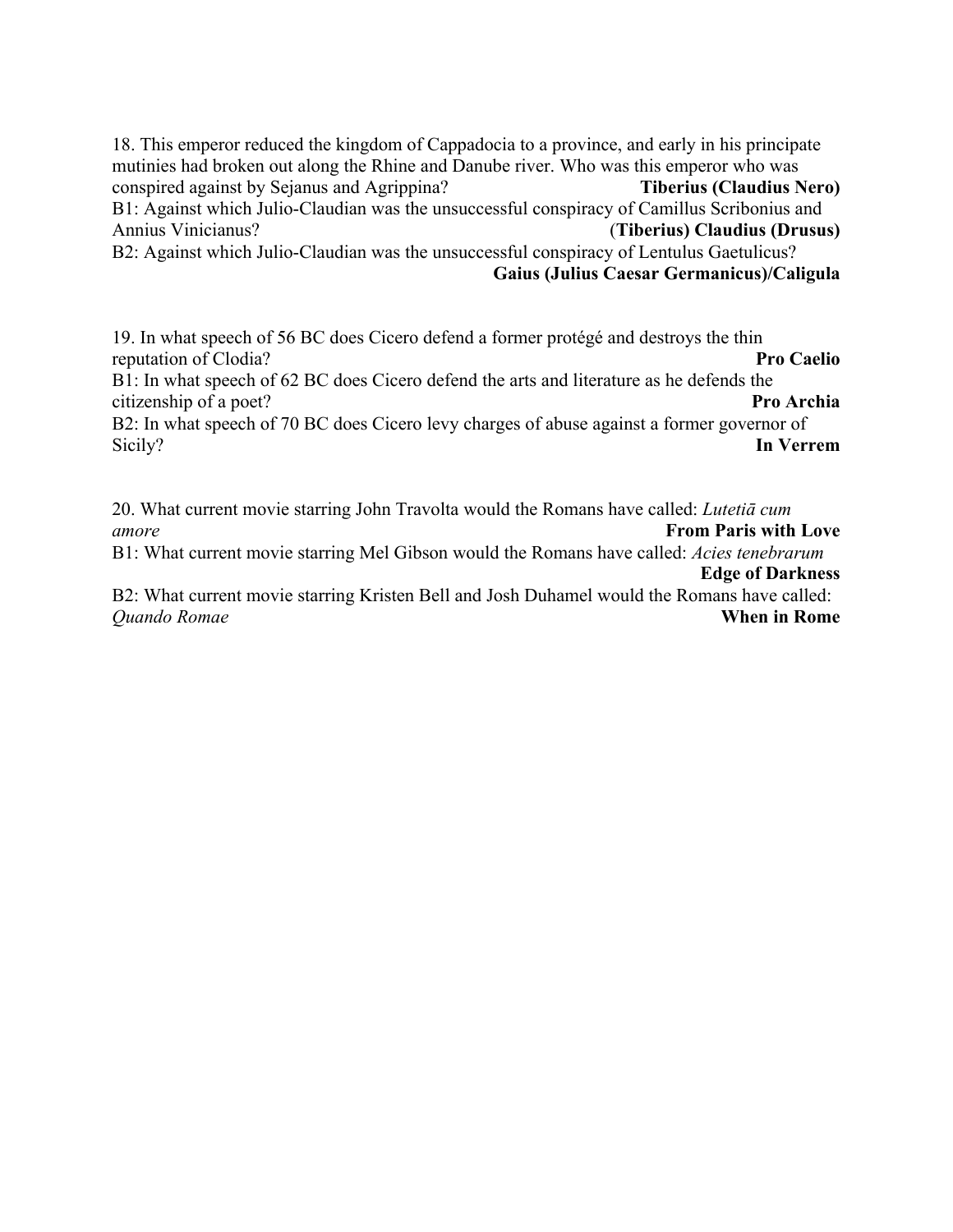18. This emperor reduced the kingdom of Cappadocia to a province, and early in his principate mutinies had broken out along the Rhine and Danube river. Who was this emperor who was conspired against by Sejanus and Agrippina? **Tiberius (Claudius Nero)**

B1: Against which Julio-Claudian was the unsuccessful conspiracy of Camillus Scribonius and Annius Vinicianus? (**Tiberius) Claudius (Drusus)**

B2: Against which Julio-Claudian was the unsuccessful conspiracy of Lentulus Gaetulicus? **Gaius (Julius Caesar Germanicus)/Caligula**

19. In what speech of 56 BC does Cicero defend a former protégé and destroys the thin reputation of Clodia? **Pro Caelio**

B1: In what speech of 62 BC does Cicero defend the arts and literature as he defends the citizenship of a poet? **Pro Archia**

B2: In what speech of 70 BC does Cicero levy charges of abuse against a former governor of Sicily? **In Verrem**

20. What current movie starring John Travolta would the Romans have called: *Lutetiā cum amore* **From Paris with Love**

B1: What current movie starring Mel Gibson would the Romans have called: *Acies tenebrarum* **Edge of Darkness**

B2: What current movie starring Kristen Bell and Josh Duhamel would the Romans have called: *Quando Romae* **When in Rome**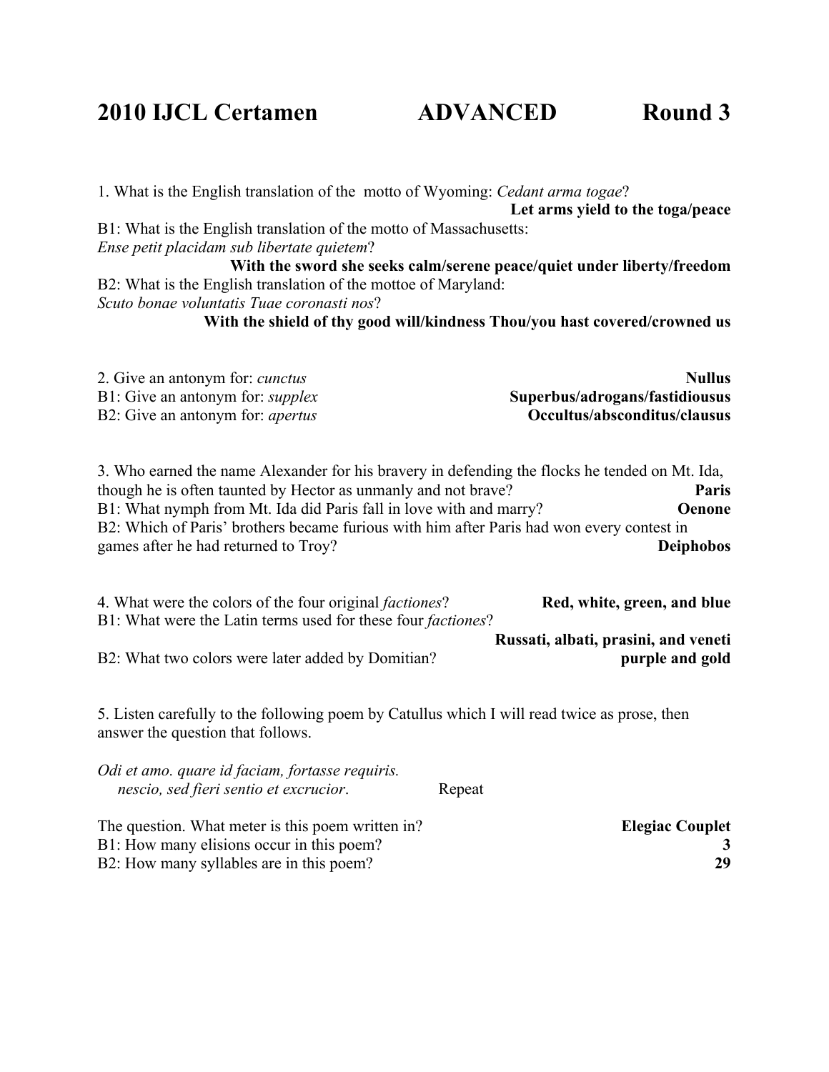# 2010 IJCL Certamen ADVANCED Round 3

1. What is the English translation of the motto of Wyoming: *Cedant arma togae*?

**Let arms yield to the toga/peace**

B1: What is the English translation of the motto of Massachusetts: *Ense petit placidam sub libertate quietem*?

**With the sword she seeks calm/serene peace/quiet under liberty/freedom**

B2: What is the English translation of the mottoe of Maryland: *Scuto bonae voluntatis Tuae coronasti nos*?

**With the shield of thy good will/kindness Thou/you hast covered/crowned us**

2. Give an antonym for: *cunctus* **Nullus**

B1: Give an antonym for: *supplex* **Superbus/adrogans/fastidiousus**

B2: Give an antonym for: *apertus* **Occultus/absconditus/clausus**

3. Who earned the name Alexander for his bravery in defending the flocks he tended on Mt. Ida, though he is often taunted by Hector as unmanly and not brave? **Paris**

B1: What nymph from Mt. Ida did Paris fall in love with and marry? **Oenone**

B2: Which of Paris' brothers became furious with him after Paris had won every contest in games after he had returned to Troy? **Deiphobos**

4. What were the colors of the four original *factiones*? **Red, white, green, and blue**

B1: What were the Latin terms used for these four *factiones*?

**Russati, albati, prasini, and veneti**

B2: What two colors were later added by Domitian? **purple and gold**

5. Listen carefully to the following poem by Catullus which I will read twice as prose, then answer the question that follows.

*Odi et amo. quare id faciam, fortasse requiris.*
*nescio, sed fieri sentio et excrucior*. Repeat

The question. What meter is this poem written in? **Elegiac Couplet**

B1: How many elisions occur in this poem? **3**

B2: How many syllables are in this poem? **29**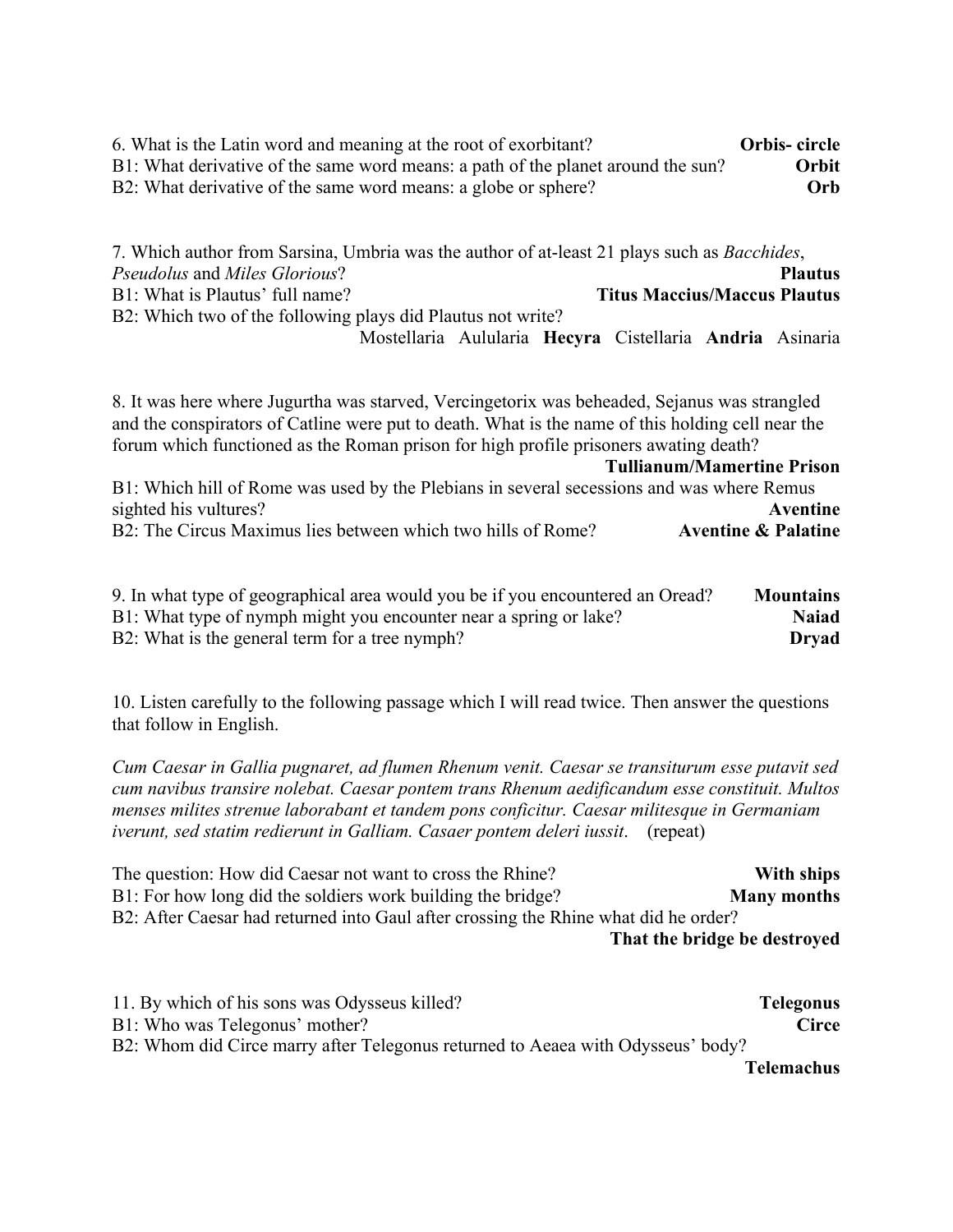6. What is the Latin word and meaning at the root of exorbitant? **Orbis- circle**
B1: What derivative of the same word means: a path of the planet around the sun? **Orbit**
B2: What derivative of the same word means: a globe or sphere? **Orb**

7. Which author from Sarsina, Umbria was the author of at-least 21 plays such as *Bacchides*, *Pseudolus* and *Miles Glorious*? **Plautus**
B1: What is Plautus' full name? **Titus Maccius/Maccus Plautus**
B2: Which two of the following plays did Plautus not write?
Mostellaria Aulularia **Hecyra** Cistellaria **Andria** Asinaria

8. It was here where Jugurtha was starved, Vercingetorix was beheaded, Sejanus was strangled and the conspirators of Catline were put to death. What is the name of this holding cell near the forum which functioned as the Roman prison for high profile prisoners awating death? **Tullianum/Mamertine Prison**
B1: Which hill of Rome was used by the Plebians in several secessions and was where Remus sighted his vultures? **Aventine**
B2: The Circus Maximus lies between which two hills of Rome? **Aventine & Palatine**

9. In what type of geographical area would you be if you encountered an Oread? **Mountains**
B1: What type of nymph might you encounter near a spring or lake? **Naiad**
B2: What is the general term for a tree nymph? **Dryad**

10. Listen carefully to the following passage which I will read twice. Then answer the questions that follow in English.

*Cum Caesar in Gallia pugnaret, ad flumen Rhenum venit. Caesar se transiturum esse putavit sed cum navibus transire nolebat. Caesar pontem trans Rhenum aedificandum esse constituit. Multos menses milites strenue laborabant et tandem pons conficitur. Caesar militesque in Germaniam iverunt, sed statim redierunt in Galliam. Casaer pontem deleri iussit*. (repeat)

The question: How did Caesar not want to cross the Rhine? **With ships**
B1: For how long did the soldiers work building the bridge? **Many months**
B2: After Caesar had returned into Gaul after crossing the Rhine what did he order? **That the bridge be destroyed**

11. By which of his sons was Odysseus killed? **Telegonus**
B1: Who was Telegonus' mother? **Circe**
B2: Whom did Circe marry after Telegonus returned to Aeaea with Odysseus' body? **Telemachus**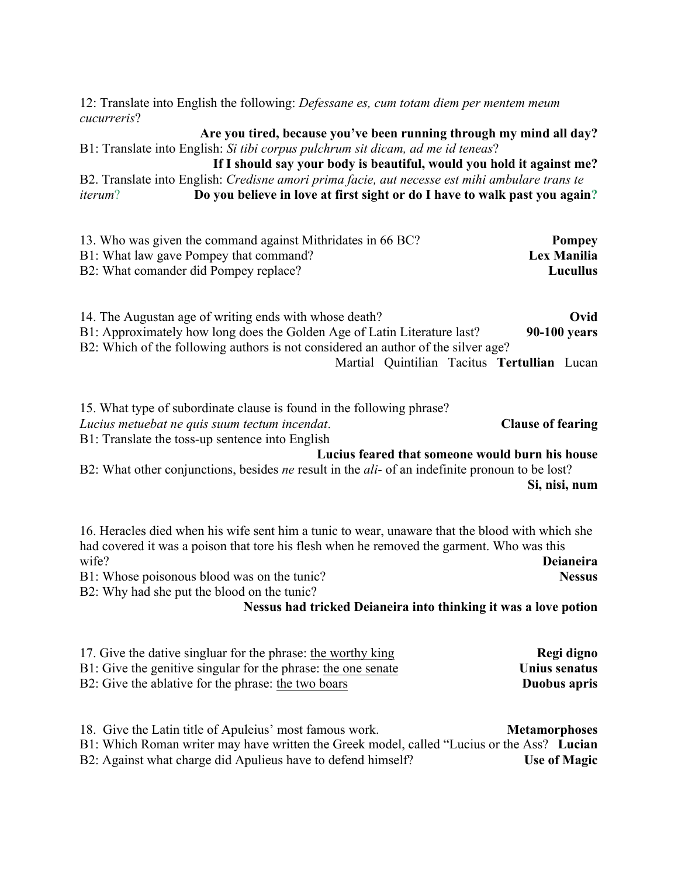12: Translate into English the following: *Defessane es, cum totam diem per mentem meum cucurreris*?

**Are you tired, because you've been running through my mind all day?**

B1: Translate into English: *Si tibi corpus pulchrum sit dicam, ad me id teneas*?

**If I should say your body is beautiful, would you hold it against me?**

B2. Translate into English: *Credisne amori prima facie, aut necesse est mihi ambulare trans te iterum*? **Do you believe in love at first sight or do I have to walk past you again?**

13. Who was given the command against Mithridates in 66 BC? **Pompey**

B1: What law gave Pompey that command? **Lex Manilia**

B2: What comander did Pompey replace? **Lucullus**

14. The Augustan age of writing ends with whose death? **Ovid**

B1: Approximately how long does the Golden Age of Latin Literature last? **90-100 years**

B2: Which of the following authors is not considered an author of the silver age?

Martial Quintilian Tacitus **Tertullian** Lucan

15. What type of subordinate clause is found in the following phrase?

*Lucius metuebat ne quis suum tectum incendat*. **Clause of fearing**

B1: Translate the toss-up sentence into English

**Lucius feared that someone would burn his house**

B2: What other conjunctions, besides *ne* result in the *ali*- of an indefinite pronoun to be lost?

**Si, nisi, num**

16. Heracles died when his wife sent him a tunic to wear, unaware that the blood with which she had covered it was a poison that tore his flesh when he removed the garment. Who was this wife? **Deianeira**

B1: Whose poisonous blood was on the tunic? **Nessus**

B2: Why had she put the blood on the tunic?

**Nessus had tricked Deianeira into thinking it was a love potion**

17. Give the dative singluar for the phrase: the worthy king **Regi digno**

B1: Give the genitive singular for the phrase: the one senate **Unius senatus**

B2: Give the ablative for the phrase: the two boars **Duobus apris**

18. Give the Latin title of Apuleius' most famous work. **Metamorphoses**

B1: Which Roman writer may have written the Greek model, called "Lucius or the Ass? **Lucian**

B2: Against what charge did Apulieus have to defend himself? **Use of Magic**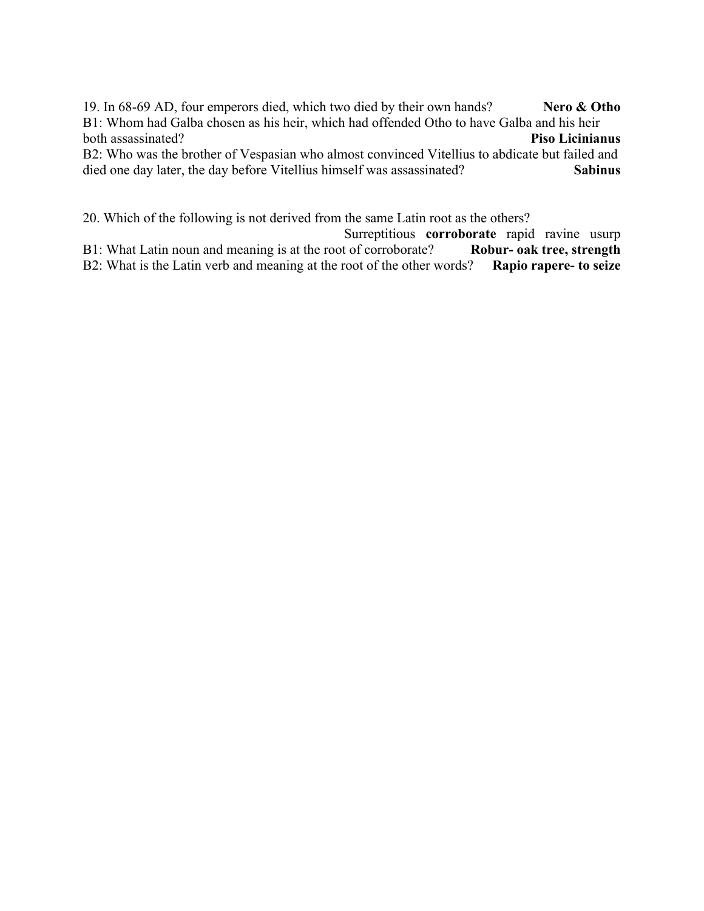19. In 68-69 AD, four emperors died, which two died by their own hands? **Nero & Otho**

B1: Whom had Galba chosen as his heir, which had offended Otho to have Galba and his heir both assassinated? **Piso Licinianus**

B2: Who was the brother of Vespasian who almost convinced Vitellius to abdicate but failed and died one day later, the day before Vitellius himself was assassinated? **Sabinus**

20. Which of the following is not derived from the same Latin root as the others?

Surreptitious **corroborate** rapid ravine usurp

B1: What Latin noun and meaning is at the root of corroborate? **Robur- oak tree, strength**

B2: What is the Latin verb and meaning at the root of the other words? **Rapio rapere- to seize**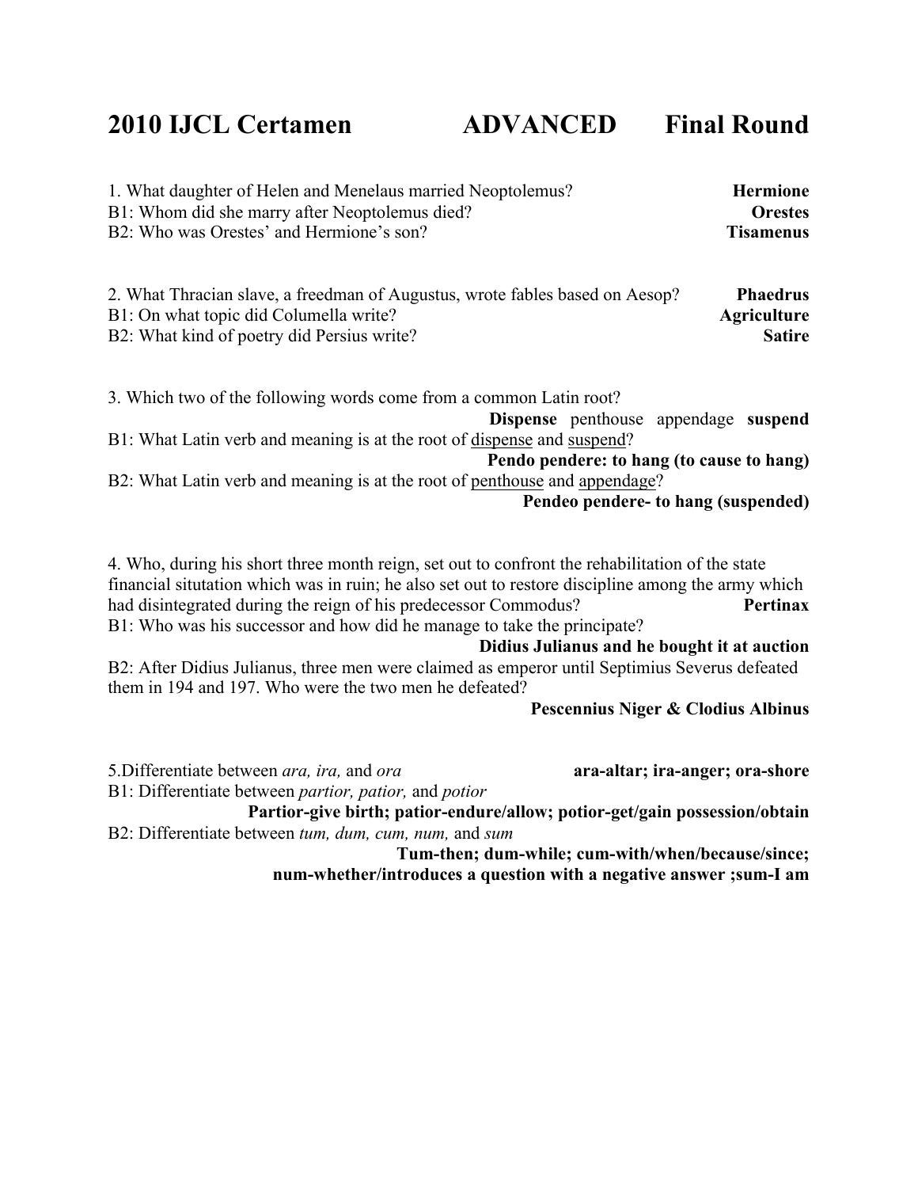# 2010 IJCL Certamen ADVANCED Final Round

1. What daughter of Helen and Menelaus married Neoptolemus? **Hermione**
B1: Whom did she marry after Neoptolemus died? **Orestes**
B2: Who was Orestes' and Hermione's son? **Tisamenus**

2. What Thracian slave, a freedman of Augustus, wrote fables based on Aesop? **Phaedrus**
B1: On what topic did Columella write? **Agriculture**
B2: What kind of poetry did Persius write? **Satire**

3. Which two of the following words come from a common Latin root?
**Dispense** penthouse appendage **suspend**
B1: What Latin verb and meaning is at the root of <u>dispense</u> and <u>suspend</u>?
**Pendo pendere: to hang (to cause to hang)**
B2: What Latin verb and meaning is at the root of <u>penthouse</u> and <u>appendage</u>?
**Pendeo pendere- to hang (suspended)**

4. Who, during his short three month reign, set out to confront the rehabilitation of the state financial situtation which was in ruin; he also set out to restore discipline among the army which had disintegrated during the reign of his predecessor Commodus? **Pertinax**
B1: Who was his successor and how did he manage to take the principate?
**Didius Julianus and he bought it at auction**
B2: After Didius Julianus, three men were claimed as emperor until Septimius Severus defeated them in 194 and 197. Who were the two men he defeated?
**Pescennius Niger & Clodius Albinus**

5. Differentiate between *ara, ira,* and *ora* **ara-altar; ira-anger; ora-shore**
B1: Differentiate between *partior, patior,* and *potior*
**Partior-give birth; patior-endure/allow; potior-get/gain possession/obtain**
B2: Differentiate between *tum, dum, cum, num,* and *sum*
**Tum-then; dum-while; cum-with/when/because/since; num-whether/introduces a question with a negative answer ;sum-I am**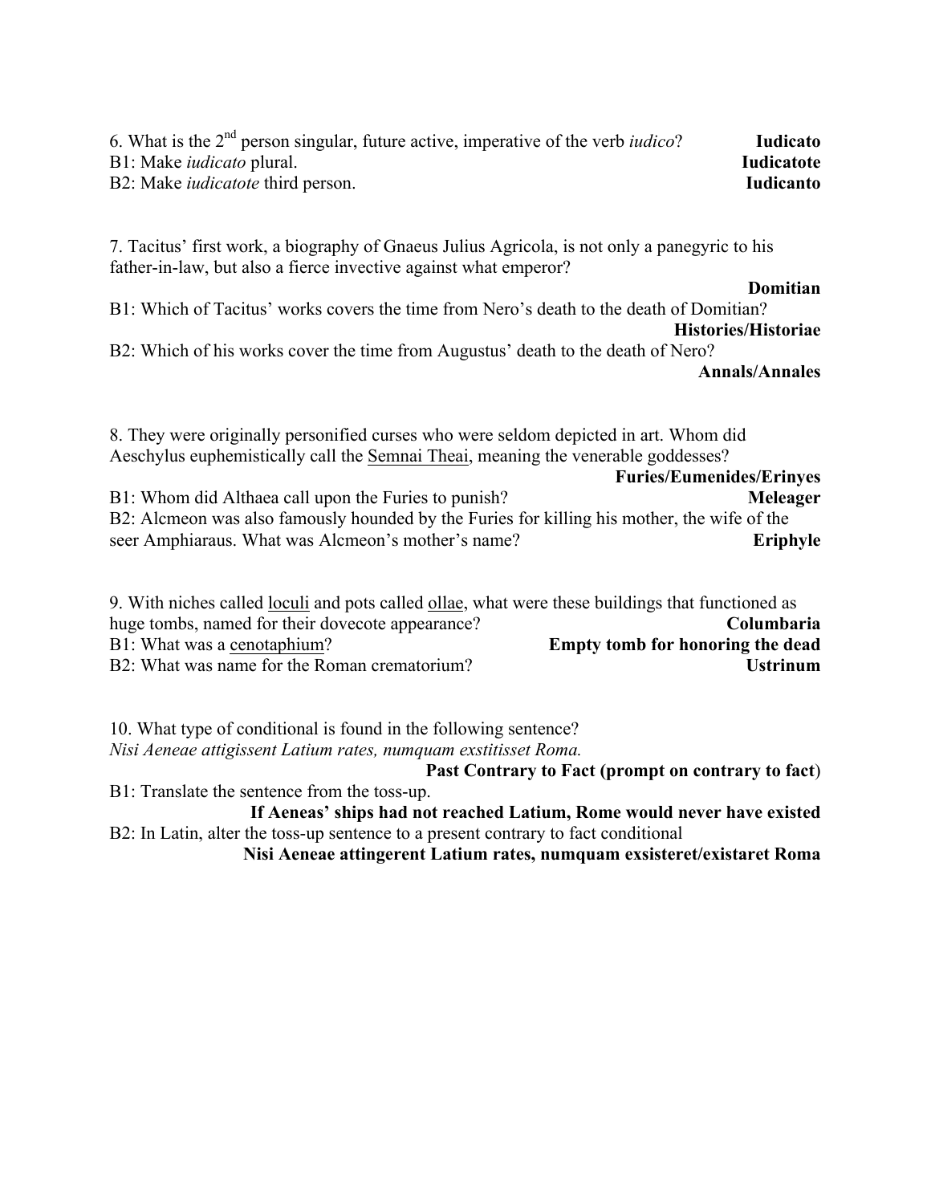6. What is the 2nd person singular, future active, imperative of the verb *iudico*? **Iudicato**

B1: Make *iudicato* plural. **Iudicatote**

B2: Make *iudicatote* third person. **Iudicanto**

7. Tacitus' first work, a biography of Gnaeus Julius Agricola, is not only a panegyric to his father-in-law, but also a fierce invective against what emperor?

**Domitian**

B1: Which of Tacitus' works covers the time from Nero's death to the death of Domitian?

**Histories/Historiae**

B2: Which of his works cover the time from Augustus' death to the death of Nero?

**Annals/Annales**

8. They were originally personified curses who were seldom depicted in art. Whom did Aeschylus euphemistically call the <u>Semnai Theai</u>, meaning the venerable goddesses?

**Furies/Eumenides/Erinyes**

B1: Whom did Althaea call upon the Furies to punish? **Meleager**

B2: Alcmeon was also famously hounded by the Furies for killing his mother, the wife of the seer Amphiaraus. What was Alcmeon's mother's name? **Eriphyle**

9. With niches called <u>loculi</u> and pots called <u>ollae</u>, what were these buildings that functioned as huge tombs, named for their dovecote appearance? **Columbaria**

B1: What was a <u>cenotaphium</u>? **Empty tomb for honoring the dead**

B2: What was name for the Roman crematorium? **Ustrinum**

10. What type of conditional is found in the following sentence?
*Nisi Aeneae attigissent Latium rates, numquam exstitisset Roma.*

**Past Contrary to Fact (prompt on contrary to fact)**

B1: Translate the sentence from the toss-up.

**If Aeneas' ships had not reached Latium, Rome would never have existed**

B2: In Latin, alter the toss-up sentence to a present contrary to fact conditional

**Nisi Aeneae attingerent Latium rates, numquam exsisteret/existaret Roma**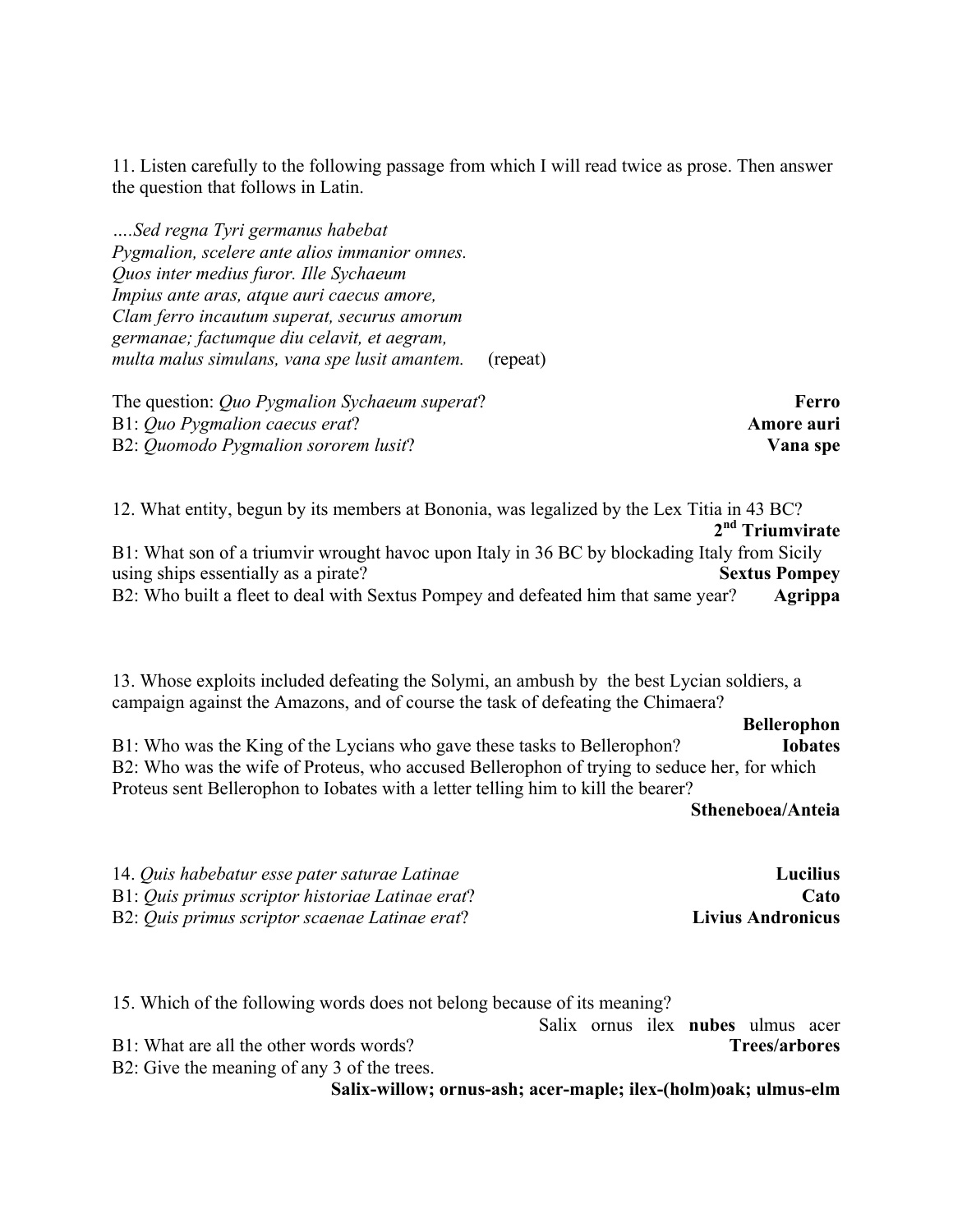11. Listen carefully to the following passage from which I will read twice as prose. Then answer the question that follows in Latin.

*….Sed regna Tyri germanus habebat*
*Pygmalion, scelere ante alios immanior omnes.*
*Quos inter medius furor. Ille Sychaeum*
*Impius ante aras, atque auri caecus amore,*
*Clam ferro incautum superat, securus amorum*
*germanae; factumque diu celavit, et aegram,*
*multa malus simulans, vana spe lusit amantem.* (repeat)

The question: *Quo Pygmalion Sychaeum superat*? **Ferro**
B1: *Quo Pygmalion caecus erat*? **Amore auri**
B2: *Quomodo Pygmalion sororem lusit*? **Vana spe**

12. What entity, begun by its members at Bononia, was legalized by the Lex Titia in 43 BC? **2nd Triumvirate**
B1: What son of a triumvir wrought havoc upon Italy in 36 BC by blockading Italy from Sicily using ships essentially as a pirate? **Sextus Pompey**
B2: Who built a fleet to deal with Sextus Pompey and defeated him that same year? **Agrippa**

13. Whose exploits included defeating the Solymi, an ambush by the best Lycian soldiers, a campaign against the Amazons, and of course the task of defeating the Chimaera? **Bellerophon**
B1: Who was the King of the Lycians who gave these tasks to Bellerophon? **Iobates**
B2: Who was the wife of Proteus, who accused Bellerophon of trying to seduce her, for which Proteus sent Bellerophon to Iobates with a letter telling him to kill the bearer? **Stheneboea/Anteia**

14. *Quis habebatur esse pater saturae Latinae* **Lucilius**
B1: *Quis primus scriptor historiae Latinae erat*? **Cato**
B2: *Quis primus scriptor scaenae Latinae erat*? **Livius Andronicus**

15. Which of the following words does not belong because of its meaning?
Salix ornus ilex **nubes** ulmus acer
B1: What are all the other words words? **Trees/arbores**
B2: Give the meaning of any 3 of the trees.
**Salix-willow; ornus-ash; acer-maple; ilex-(holm)oak; ulmus-elm**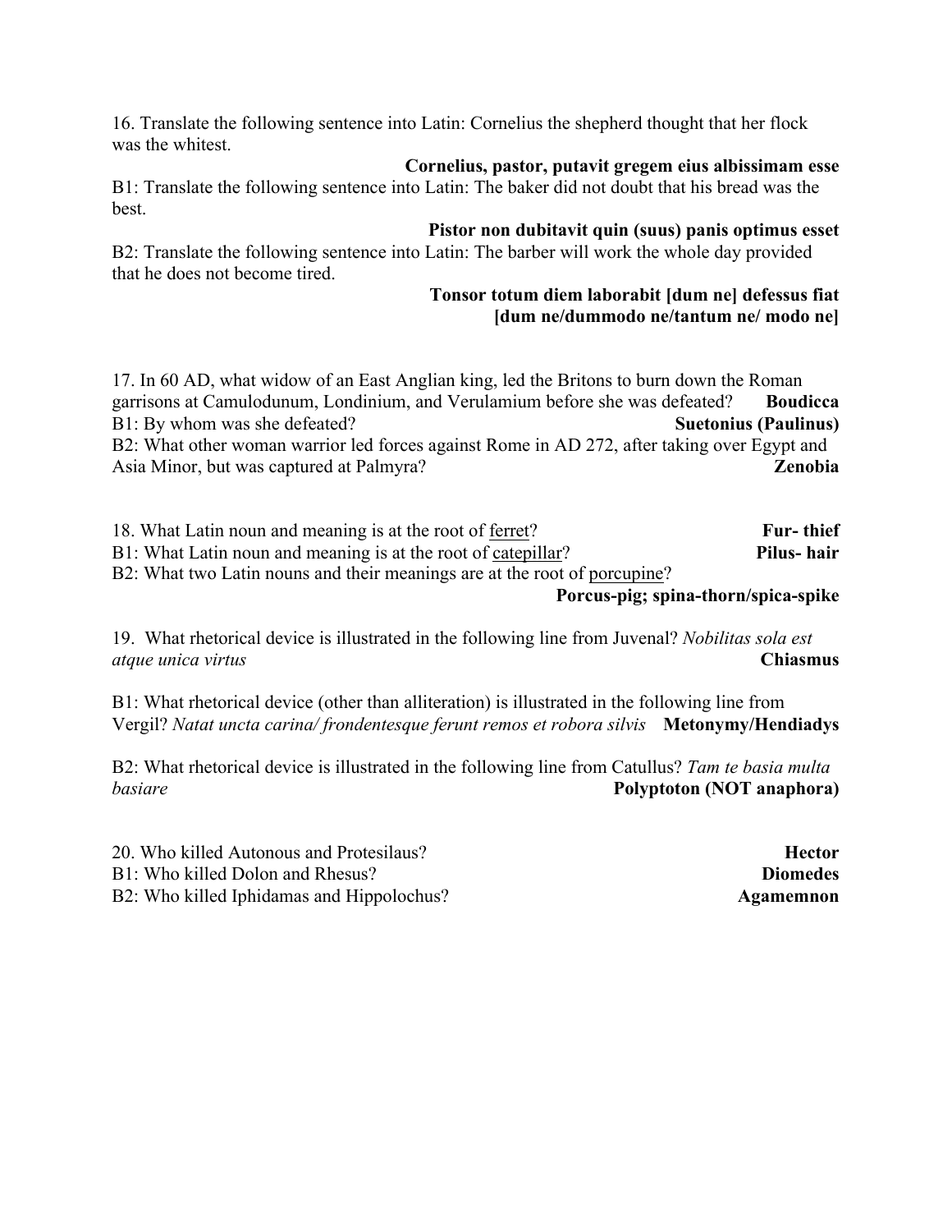16. Translate the following sentence into Latin: Cornelius the shepherd thought that her flock was the whitest.

**Cornelius, pastor, putavit gregem eius albissimam esse**

B1: Translate the following sentence into Latin: The baker did not doubt that his bread was the best.

**Pistor non dubitavit quin (suus) panis optimus esset**

B2: Translate the following sentence into Latin: The barber will work the whole day provided that he does not become tired.

**Tonsor totum diem laborabit [dum ne] defessus fiat [dum ne/dummodo ne/tantum ne/ modo ne]**

17. In 60 AD, what widow of an East Anglian king, led the Britons to burn down the Roman garrisons at Camulodunum, Londinium, and Verulamium before she was defeated? **Boudicca**

B1: By whom was she defeated? **Suetonius (Paulinus)**

B2: What other woman warrior led forces against Rome in AD 272, after taking over Egypt and Asia Minor, but was captured at Palmyra? **Zenobia**

18. What Latin noun and meaning is at the root of <u>ferret</u>? **Fur- thief**

B1: What Latin noun and meaning is at the root of <u>catepillar</u>? **Pilus- hair**

B2: What two Latin nouns and their meanings are at the root of <u>porcupine</u>?

**Porcus-pig; spina-thorn/spica-spike**

19. What rhetorical device is illustrated in the following line from Juvenal? *Nobilitas sola est atque unica virtus* **Chiasmus**

B1: What rhetorical device (other than alliteration) is illustrated in the following line from Vergil? *Natat uncta carina/ frondentesque ferunt remos et robora silvis* **Metonymy/Hendiadys**

B2: What rhetorical device is illustrated in the following line from Catullus? *Tam te basia multa basiare* **Polyptoton (NOT anaphora)**

20. Who killed Autonous and Protesilaus? **Hector**

B1: Who killed Dolon and Rhesus? **Diomedes**

B2: Who killed Iphidamas and Hippolochus? **Agamemnon**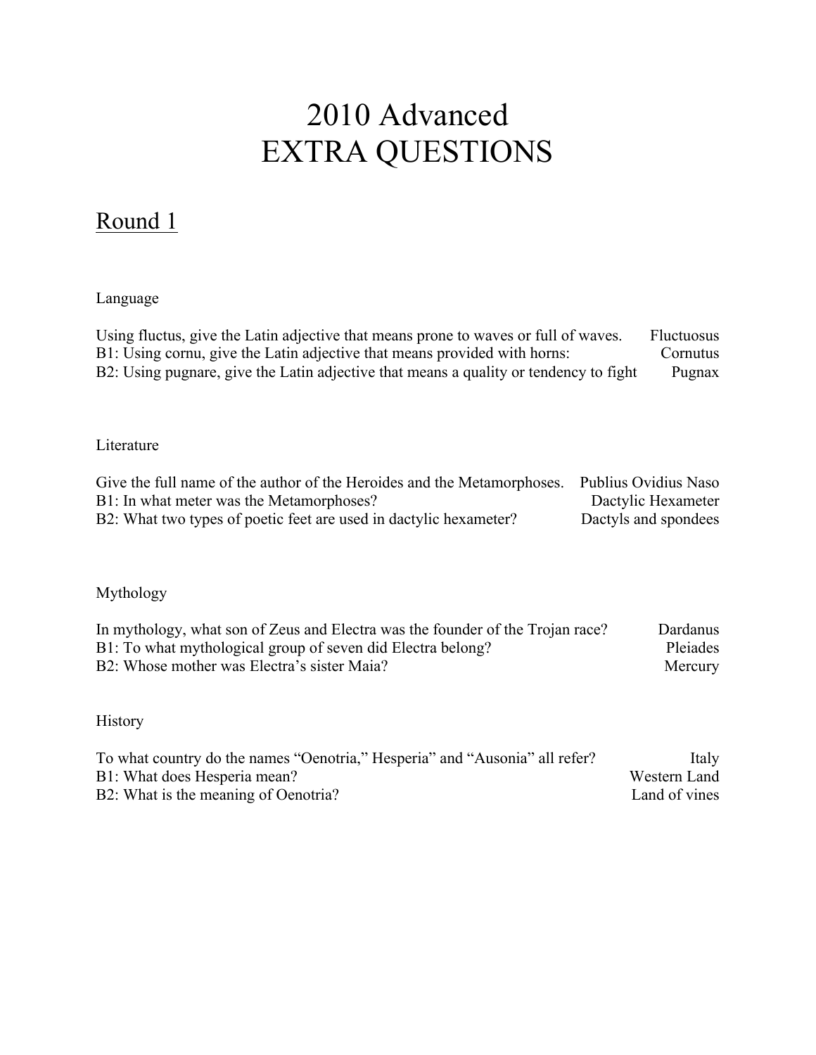# 2010 Advanced
# EXTRA QUESTIONS

## Round 1

### Language

| Question | Answer |
| --- | --- |
| Using fluctus, give the Latin adjective that means prone to waves or full of waves. | Fluctuosus |
| B1: Using cornu, give the Latin adjective that means provided with horns: | Cornutus |
| B2: Using pugnare, give the Latin adjective that means a quality or tendency to fight | Pugnax |

### Literature

| Question | Answer |
| --- | --- |
| Give the full name of the author of the Heroides and the Metamorphoses. | Publius Ovidius Naso |
| B1: In what meter was the Metamorphoses? | Dactylic Hexameter |
| B2: What two types of poetic feet are used in dactylic hexameter? | Dactyls and spondees |

### Mythology

| Question | Answer |
| --- | --- |
| In mythology, what son of Zeus and Electra was the founder of the Trojan race? | Dardanus |
| B1: To what mythological group of seven did Electra belong? | Pleiades |
| B2: Whose mother was Electra's sister Maia? | Mercury |

### History

| Question | Answer |
| --- | --- |
| To what country do the names "Oenotria," Hesperia" and "Ausonia" all refer? | Italy |
| B1: What does Hesperia mean? | Western Land |
| B2: What is the meaning of Oenotria? | Land of vines |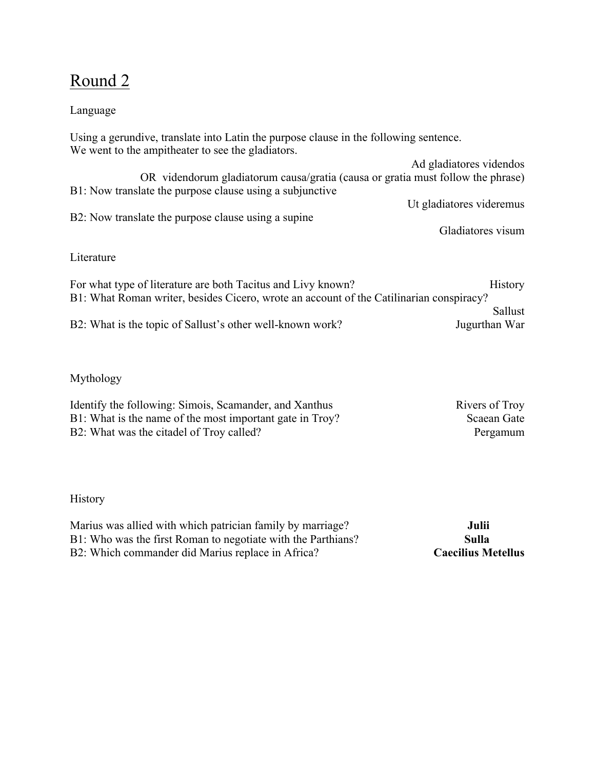# Round 2

Language

Using a gerundive, translate into Latin the purpose clause in the following sentence.
We went to the ampitheater to see the gladiators.

Ad gladiatores videndos
OR videndorum gladiatorum causa/gratia (causa or gratia must follow the phrase)

B1: Now translate the purpose clause using a subjunctive

Ut gladiatores videremus

B2: Now translate the purpose clause using a supine

Gladiatores visum

Literature

For what type of literature are both Tacitus and Livy known? History

B1: What Roman writer, besides Cicero, wrote an account of the Catilinarian conspiracy?

Sallust

B2: What is the topic of Sallust's other well-known work? Jugurthan War

Mythology

Identify the following: Simois, Scamander, and Xanthus Rivers of Troy

B1: What is the name of the most important gate in Troy? Scaean Gate

B2: What was the citadel of Troy called? Pergamum

History

Marius was allied with which patrician family by marriage? **Julii**

B1: Who was the first Roman to negotiate with the Parthians? **Sulla**

B2: Which commander did Marius replace in Africa? **Caecilius Metellus**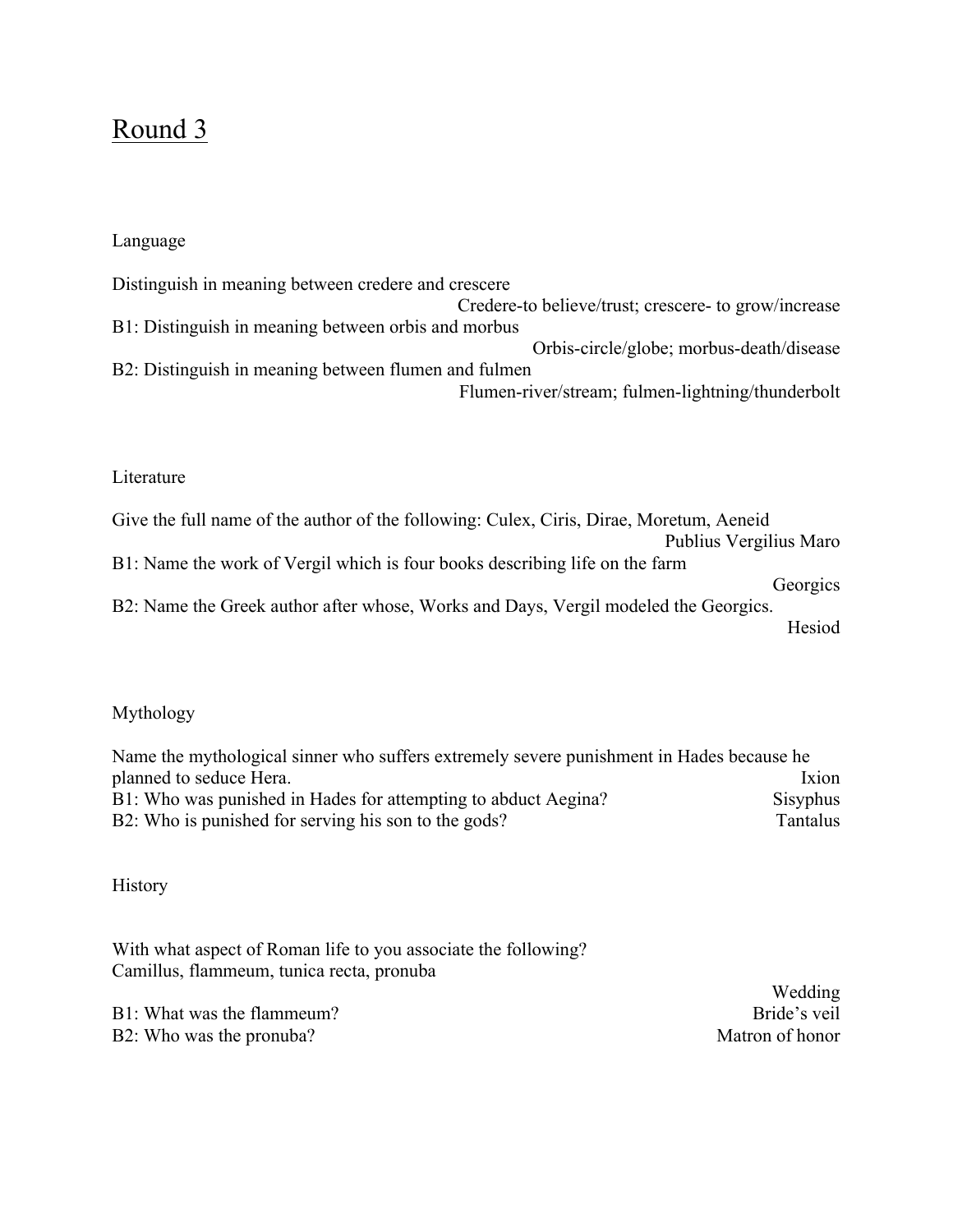# Round 3

Language

Distinguish in meaning between credere and crescere

Credere-to believe/trust; crescere- to grow/increase

B1: Distinguish in meaning between orbis and morbus

Orbis-circle/globe; morbus-death/disease

B2: Distinguish in meaning between flumen and fulmen

Flumen-river/stream; fulmen-lightning/thunderbolt

Literature

Give the full name of the author of the following: Culex, Ciris, Dirae, Moretum, Aeneid

Publius Vergilius Maro

B1: Name the work of Vergil which is four books describing life on the farm

Georgics

B2: Name the Greek author after whose, Works and Days, Vergil modeled the Georgics.

Hesiod

Mythology

Name the mythological sinner who suffers extremely severe punishment in Hades because he planned to seduce Hera.

Ixion

B1: Who was punished in Hades for attempting to abduct Aegina?

Sisyphus

B2: Who is punished for serving his son to the gods?

Tantalus

History

With what aspect of Roman life to you associate the following?
Camillus, flammeum, tunica recta, pronuba

Wedding

B1: What was the flammeum?

Bride's veil

B2: Who was the pronuba?

Matron of honor